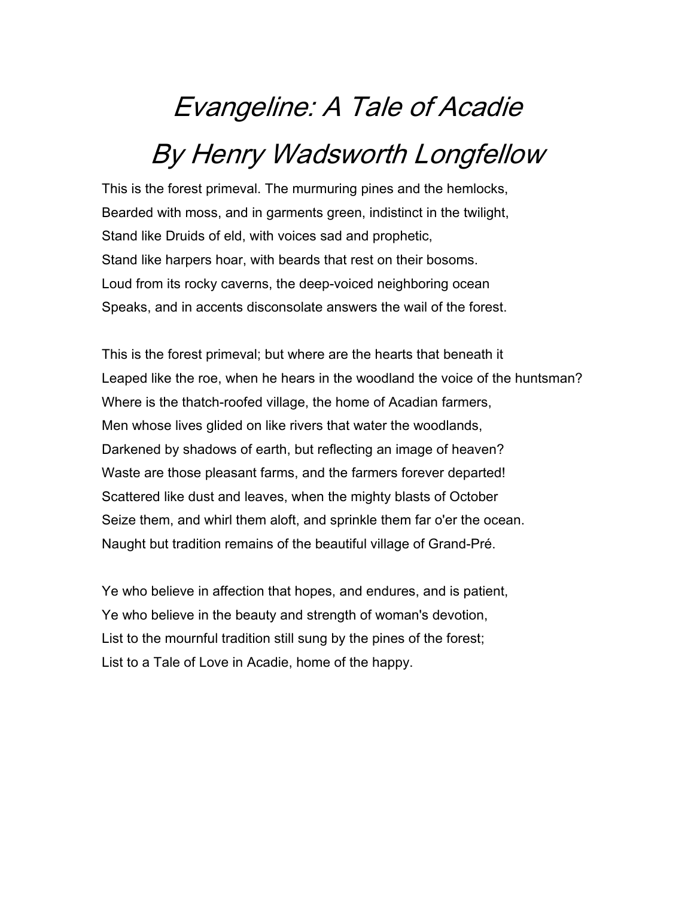# *Evangeline: A Tale of Acadie*

# *By Henry Wadsworth Longfellow*

This is the forest primeval. The murmuring pines and the hemlocks,  
Bearded with moss, and in garments green, indistinct in the twilight,  
Stand like Druids of eld, with voices sad and prophetic,  
Stand like harpers hoar, with beards that rest on their bosoms.  
Loud from its rocky caverns, the deep-voiced neighboring ocean  
Speaks, and in accents disconsolate answers the wail of the forest.

This is the forest primeval; but where are the hearts that beneath it  
Leaped like the roe, when he hears in the woodland the voice of the huntsman?  
Where is the thatch-roofed village, the home of Acadian farmers,  
Men whose lives glided on like rivers that water the woodlands,  
Darkened by shadows of earth, but reflecting an image of heaven?  
Waste are those pleasant farms, and the farmers forever departed!  
Scattered like dust and leaves, when the mighty blasts of October  
Seize them, and whirl them aloft, and sprinkle them far o'er the ocean.  
Naught but tradition remains of the beautiful village of Grand-Pré.

Ye who believe in affection that hopes, and endures, and is patient,  
Ye who believe in the beauty and strength of woman's devotion,  
List to the mournful tradition still sung by the pines of the forest;  
List to a Tale of Love in Acadie, home of the happy.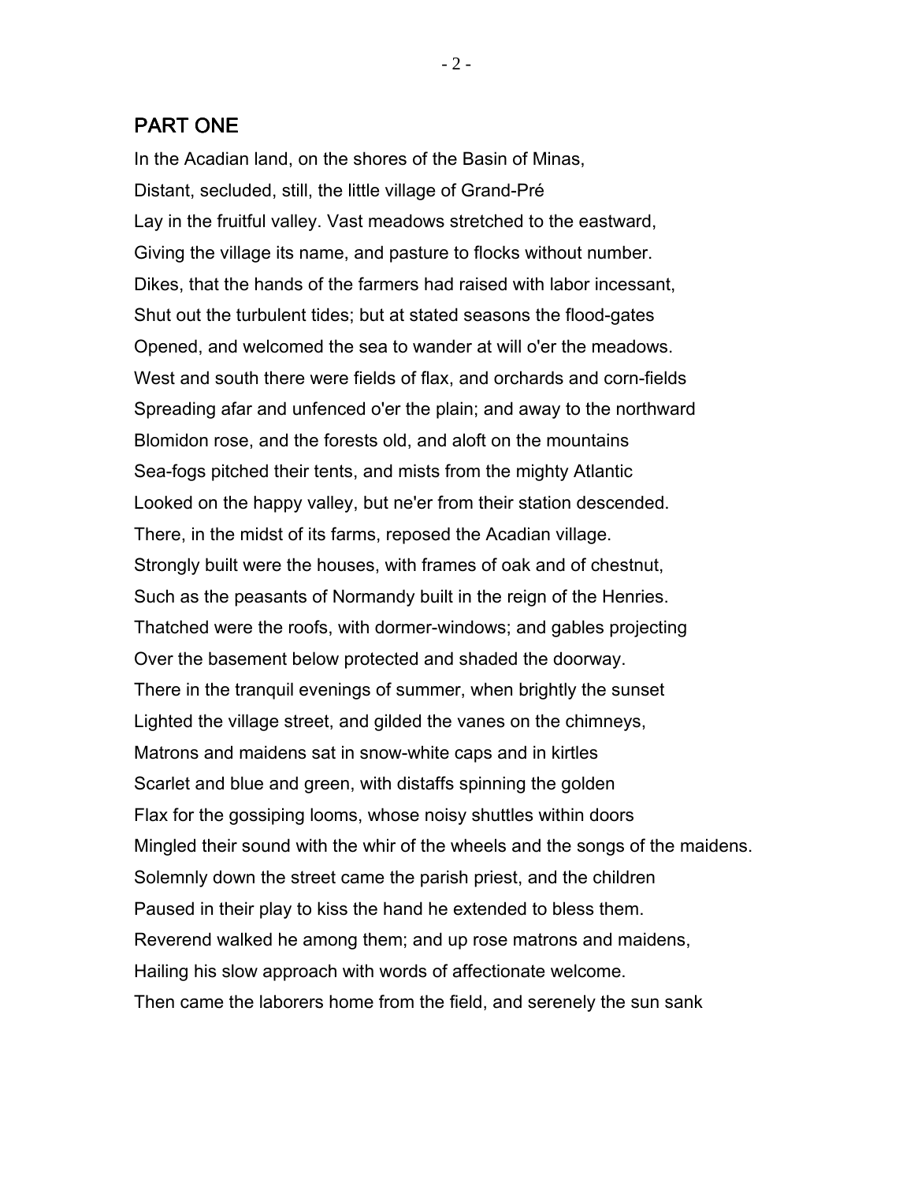## PART ONE

In the Acadian land, on the shores of the Basin of Minas,  
Distant, secluded, still, the little village of Grand-Pré  
Lay in the fruitful valley. Vast meadows stretched to the eastward,  
Giving the village its name, and pasture to flocks without number.  
Dikes, that the hands of the farmers had raised with labor incessant,  
Shut out the turbulent tides; but at stated seasons the flood-gates  
Opened, and welcomed the sea to wander at will o'er the meadows.  
West and south there were fields of flax, and orchards and corn-fields  
Spreading afar and unfenced o'er the plain; and away to the northward  
Blomidon rose, and the forests old, and aloft on the mountains  
Sea-fogs pitched their tents, and mists from the mighty Atlantic  
Looked on the happy valley, but ne'er from their station descended.  
There, in the midst of its farms, reposed the Acadian village.  
Strongly built were the houses, with frames of oak and of chestnut,  
Such as the peasants of Normandy built in the reign of the Henries.  
Thatched were the roofs, with dormer-windows; and gables projecting  
Over the basement below protected and shaded the doorway.  
There in the tranquil evenings of summer, when brightly the sunset  
Lighted the village street, and gilded the vanes on the chimneys,  
Matrons and maidens sat in snow-white caps and in kirtles  
Scarlet and blue and green, with distaffs spinning the golden  
Flax for the gossiping looms, whose noisy shuttles within doors  
Mingled their sound with the whir of the wheels and the songs of the maidens.  
Solemnly down the street came the parish priest, and the children  
Paused in their play to kiss the hand he extended to bless them.  
Reverend walked he among them; and up rose matrons and maidens,  
Hailing his slow approach with words of affectionate welcome.  
Then came the laborers home from the field, and serenely the sun sank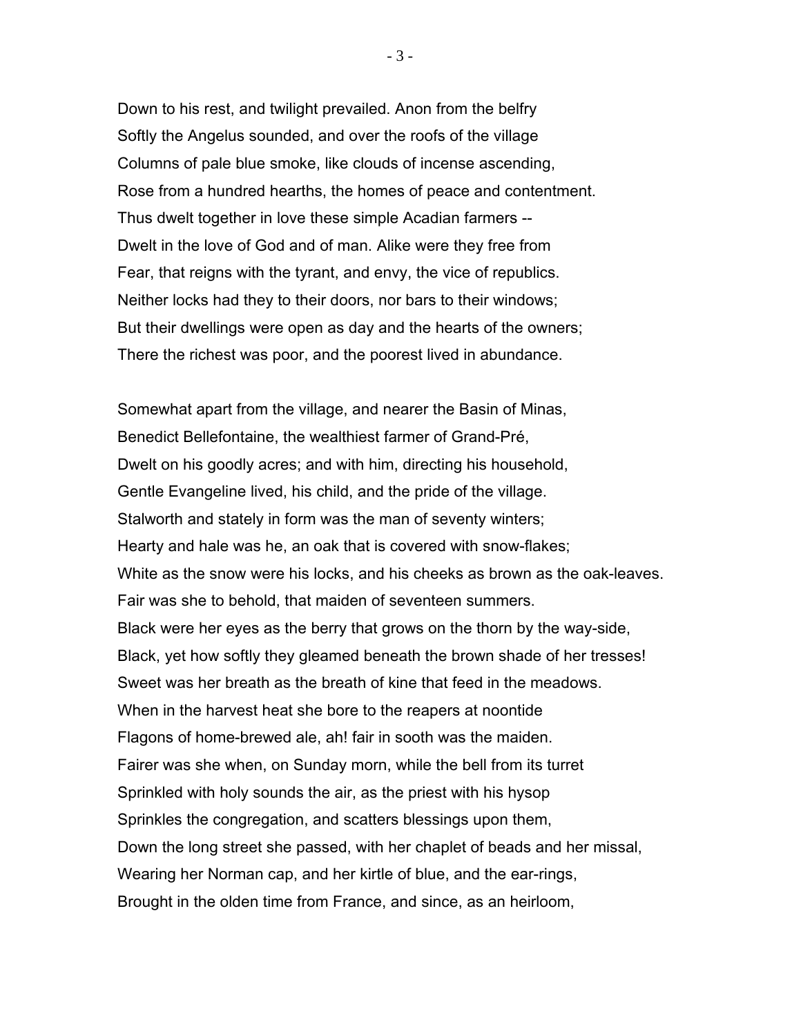Down to his rest, and twilight prevailed. Anon from the belfry
Softly the Angelus sounded, and over the roofs of the village
Columns of pale blue smoke, like clouds of incense ascending,
Rose from a hundred hearths, the homes of peace and contentment.
Thus dwelt together in love these simple Acadian farmers --
Dwelt in the love of God and of man. Alike were they free from
Fear, that reigns with the tyrant, and envy, the vice of republics.
Neither locks had they to their doors, nor bars to their windows;
But their dwellings were open as day and the hearts of the owners;
There the richest was poor, and the poorest lived in abundance.

Somewhat apart from the village, and nearer the Basin of Minas,
Benedict Bellefontaine, the wealthiest farmer of Grand-Pré,
Dwelt on his goodly acres; and with him, directing his household,
Gentle Evangeline lived, his child, and the pride of the village.
Stalworth and stately in form was the man of seventy winters;
Hearty and hale was he, an oak that is covered with snow-flakes;
White as the snow were his locks, and his cheeks as brown as the oak-leaves.
Fair was she to behold, that maiden of seventeen summers.
Black were her eyes as the berry that grows on the thorn by the way-side,
Black, yet how softly they gleamed beneath the brown shade of her tresses!
Sweet was her breath as the breath of kine that feed in the meadows.
When in the harvest heat she bore to the reapers at noontide
Flagons of home-brewed ale, ah! fair in sooth was the maiden.
Fairer was she when, on Sunday morn, while the bell from its turret
Sprinkled with holy sounds the air, as the priest with his hysop
Sprinkles the congregation, and scatters blessings upon them,
Down the long street she passed, with her chaplet of beads and her missal,
Wearing her Norman cap, and her kirtle of blue, and the ear-rings,
Brought in the olden time from France, and since, as an heirloom,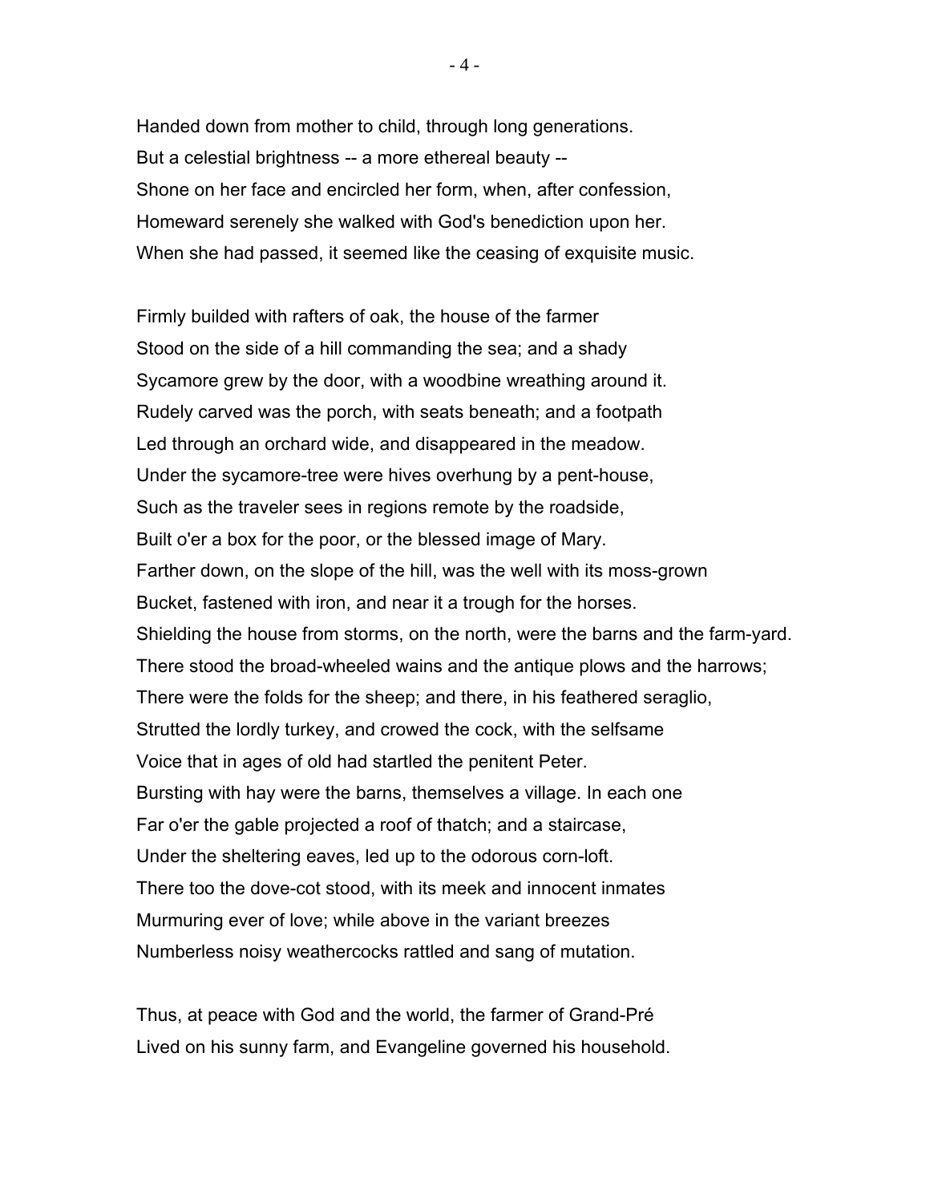Handed down from mother to child, through long generations.
But a celestial brightness -- a more ethereal beauty --
Shone on her face and encircled her form, when, after confession,
Homeward serenely she walked with God's benediction upon her.
When she had passed, it seemed like the ceasing of exquisite music.

Firmly builded with rafters of oak, the house of the farmer
Stood on the side of a hill commanding the sea; and a shady
Sycamore grew by the door, with a woodbine wreathing around it.
Rudely carved was the porch, with seats beneath; and a footpath
Led through an orchard wide, and disappeared in the meadow.
Under the sycamore-tree were hives overhung by a pent-house,
Such as the traveler sees in regions remote by the roadside,
Built o'er a box for the poor, or the blessed image of Mary.
Farther down, on the slope of the hill, was the well with its moss-grown
Bucket, fastened with iron, and near it a trough for the horses.
Shielding the house from storms, on the north, were the barns and the farm-yard.
There stood the broad-wheeled wains and the antique plows and the harrows;
There were the folds for the sheep; and there, in his feathered seraglio,
Strutted the lordly turkey, and crowed the cock, with the selfsame
Voice that in ages of old had startled the penitent Peter.
Bursting with hay were the barns, themselves a village. In each one
Far o'er the gable projected a roof of thatch; and a staircase,
Under the sheltering eaves, led up to the odorous corn-loft.
There too the dove-cot stood, with its meek and innocent inmates
Murmuring ever of love; while above in the variant breezes
Numberless noisy weathercocks rattled and sang of mutation.

Thus, at peace with God and the world, the farmer of Grand-Pré
Lived on his sunny farm, and Evangeline governed his household.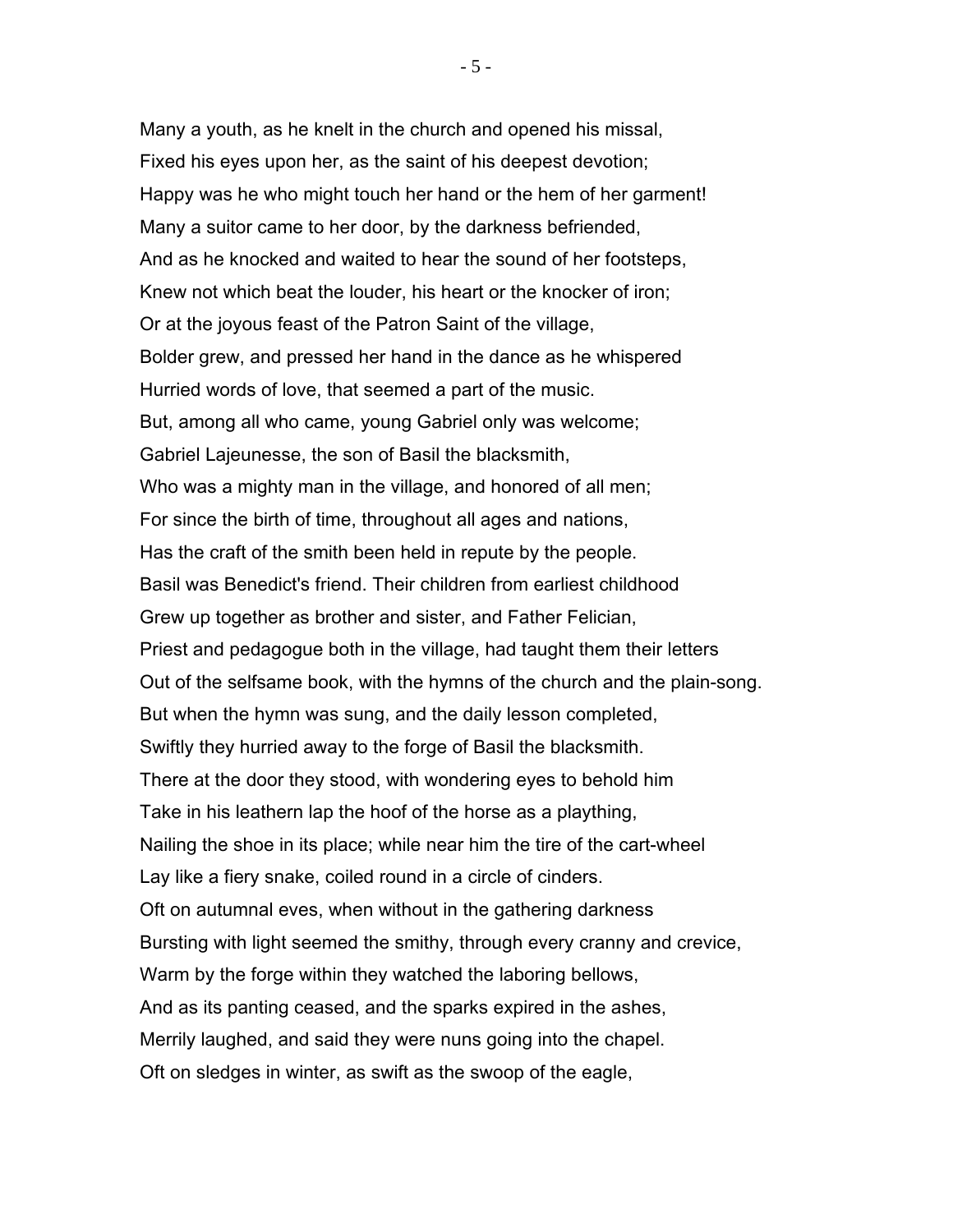Many a youth, as he knelt in the church and opened his missal,
Fixed his eyes upon her, as the saint of his deepest devotion;
Happy was he who might touch her hand or the hem of her garment!
Many a suitor came to her door, by the darkness befriended,
And as he knocked and waited to hear the sound of her footsteps,
Knew not which beat the louder, his heart or the knocker of iron;
Or at the joyous feast of the Patron Saint of the village,
Bolder grew, and pressed her hand in the dance as he whispered
Hurried words of love, that seemed a part of the music.
But, among all who came, young Gabriel only was welcome;
Gabriel Lajeunesse, the son of Basil the blacksmith,
Who was a mighty man in the village, and honored of all men;
For since the birth of time, throughout all ages and nations,
Has the craft of the smith been held in repute by the people.
Basil was Benedict's friend. Their children from earliest childhood
Grew up together as brother and sister, and Father Felician,
Priest and pedagogue both in the village, had taught them their letters
Out of the selfsame book, with the hymns of the church and the plain-song.
But when the hymn was sung, and the daily lesson completed,
Swiftly they hurried away to the forge of Basil the blacksmith.
There at the door they stood, with wondering eyes to behold him
Take in his leathern lap the hoof of the horse as a plaything,
Nailing the shoe in its place; while near him the tire of the cart-wheel
Lay like a fiery snake, coiled round in a circle of cinders.
Oft on autumnal eves, when without in the gathering darkness
Bursting with light seemed the smithy, through every cranny and crevice,
Warm by the forge within they watched the laboring bellows,
And as its panting ceased, and the sparks expired in the ashes,
Merrily laughed, and said they were nuns going into the chapel.
Oft on sledges in winter, as swift as the swoop of the eagle,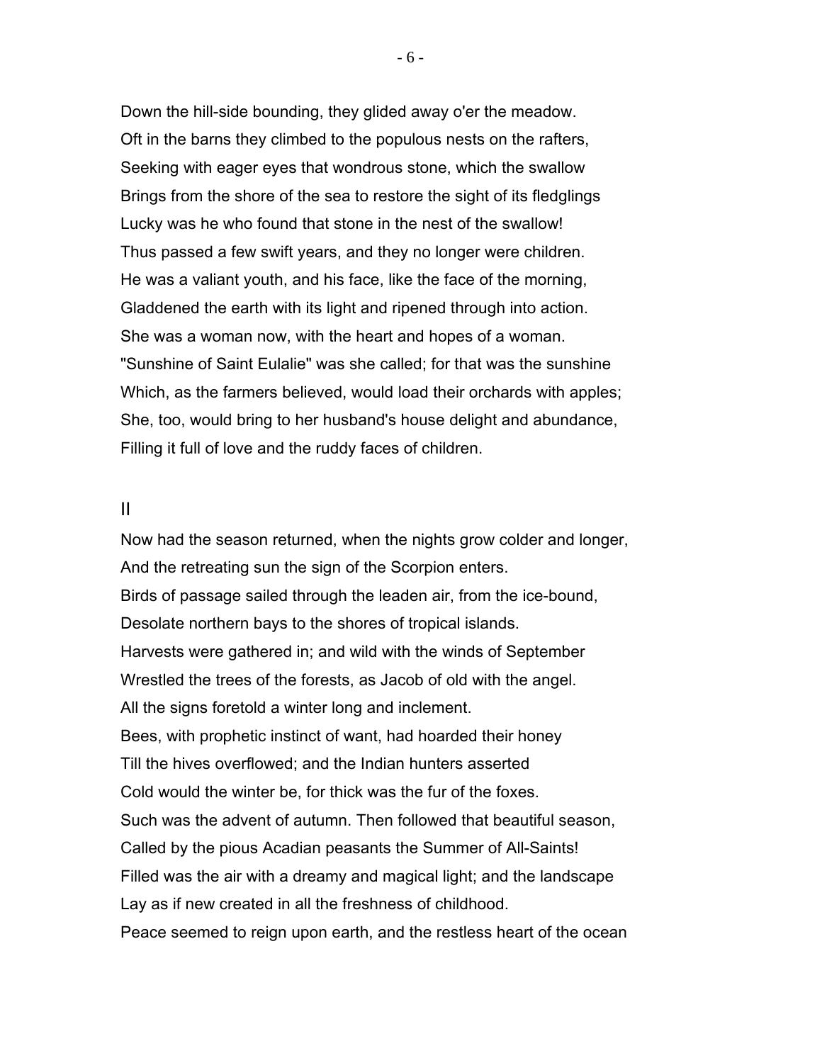Down the hill-side bounding, they glided away o'er the meadow.
Oft in the barns they climbed to the populous nests on the rafters,
Seeking with eager eyes that wondrous stone, which the swallow
Brings from the shore of the sea to restore the sight of its fledglings
Lucky was he who found that stone in the nest of the swallow!
Thus passed a few swift years, and they no longer were children.
He was a valiant youth, and his face, like the face of the morning,
Gladdened the earth with its light and ripened through into action.
She was a woman now, with the heart and hopes of a woman.
"Sunshine of Saint Eulalie" was she called; for that was the sunshine
Which, as the farmers believed, would load their orchards with apples;
She, too, would bring to her husband's house delight and abundance,
Filling it full of love and the ruddy faces of children.

## II

Now had the season returned, when the nights grow colder and longer,
And the retreating sun the sign of the Scorpion enters.
Birds of passage sailed through the leaden air, from the ice-bound,
Desolate northern bays to the shores of tropical islands.
Harvests were gathered in; and wild with the winds of September
Wrestled the trees of the forests, as Jacob of old with the angel.
All the signs foretold a winter long and inclement.
Bees, with prophetic instinct of want, had hoarded their honey
Till the hives overflowed; and the Indian hunters asserted
Cold would the winter be, for thick was the fur of the foxes.
Such was the advent of autumn. Then followed that beautiful season,
Called by the pious Acadian peasants the Summer of All-Saints!
Filled was the air with a dreamy and magical light; and the landscape
Lay as if new created in all the freshness of childhood.
Peace seemed to reign upon earth, and the restless heart of the ocean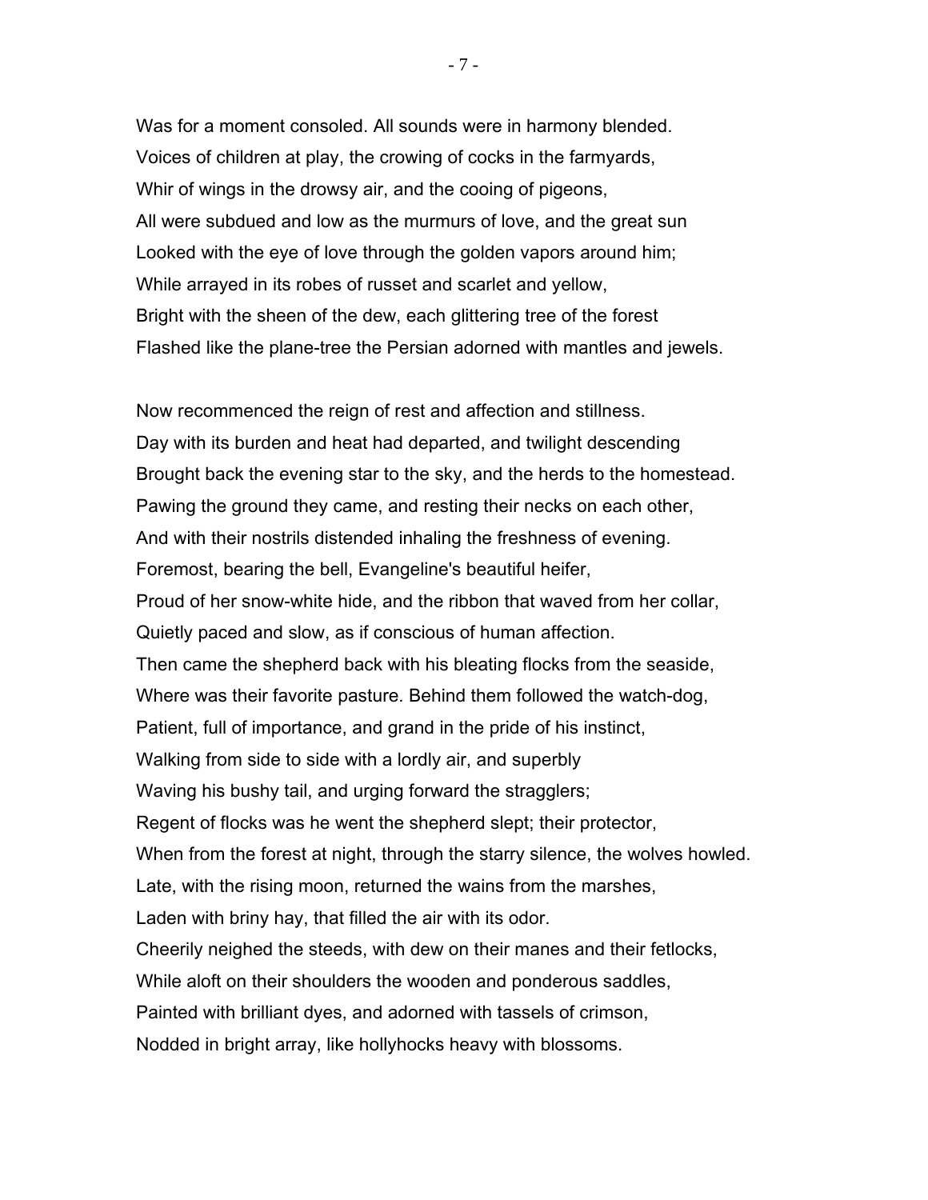Was for a moment consoled. All sounds were in harmony blended.
Voices of children at play, the crowing of cocks in the farmyards,
Whir of wings in the drowsy air, and the cooing of pigeons,
All were subdued and low as the murmurs of love, and the great sun
Looked with the eye of love through the golden vapors around him;
While arrayed in its robes of russet and scarlet and yellow,
Bright with the sheen of the dew, each glittering tree of the forest
Flashed like the plane-tree the Persian adorned with mantles and jewels.

Now recommenced the reign of rest and affection and stillness.
Day with its burden and heat had departed, and twilight descending
Brought back the evening star to the sky, and the herds to the homestead.
Pawing the ground they came, and resting their necks on each other,
And with their nostrils distended inhaling the freshness of evening.
Foremost, bearing the bell, Evangeline's beautiful heifer,
Proud of her snow-white hide, and the ribbon that waved from her collar,
Quietly paced and slow, as if conscious of human affection.
Then came the shepherd back with his bleating flocks from the seaside,
Where was their favorite pasture. Behind them followed the watch-dog,
Patient, full of importance, and grand in the pride of his instinct,
Walking from side to side with a lordly air, and superbly
Waving his bushy tail, and urging forward the stragglers;
Regent of flocks was he went the shepherd slept; their protector,
When from the forest at night, through the starry silence, the wolves howled.
Late, with the rising moon, returned the wains from the marshes,
Laden with briny hay, that filled the air with its odor.
Cheerily neighed the steeds, with dew on their manes and their fetlocks,
While aloft on their shoulders the wooden and ponderous saddles,
Painted with brilliant dyes, and adorned with tassels of crimson,
Nodded in bright array, like hollyhocks heavy with blossoms.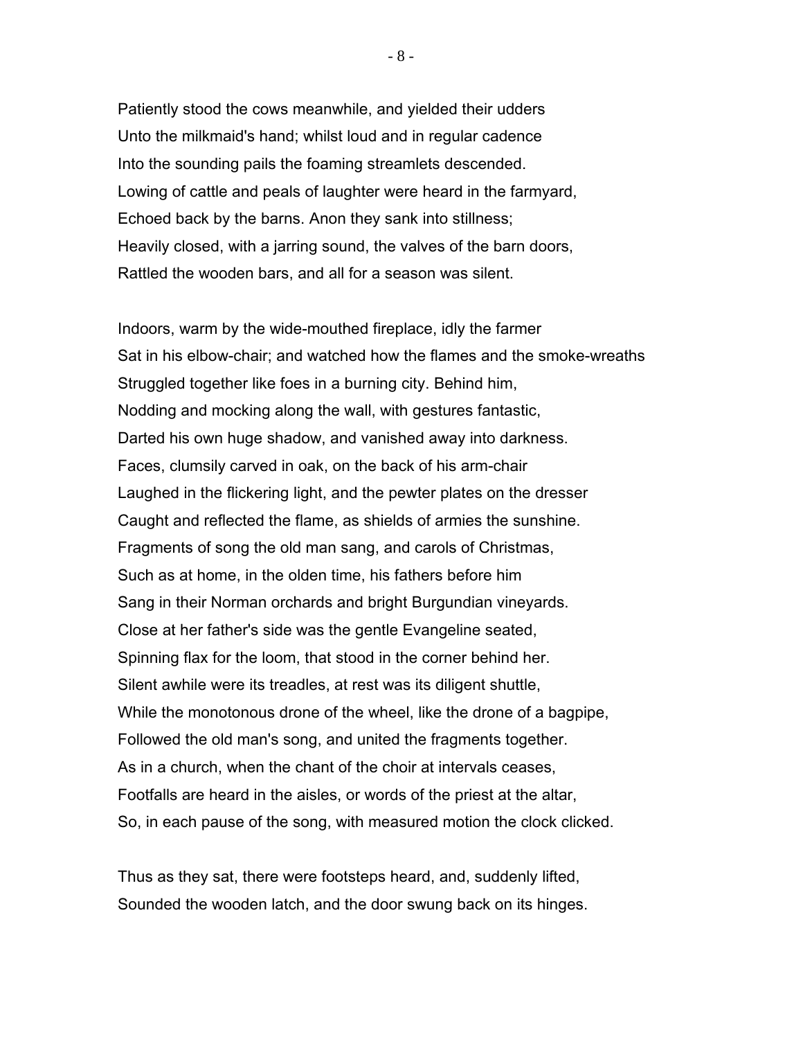Patiently stood the cows meanwhile, and yielded their udders
Unto the milkmaid's hand; whilst loud and in regular cadence
Into the sounding pails the foaming streamlets descended.
Lowing of cattle and peals of laughter were heard in the farmyard,
Echoed back by the barns. Anon they sank into stillness;
Heavily closed, with a jarring sound, the valves of the barn doors,
Rattled the wooden bars, and all for a season was silent.

Indoors, warm by the wide-mouthed fireplace, idly the farmer
Sat in his elbow-chair; and watched how the flames and the smoke-wreaths
Struggled together like foes in a burning city. Behind him,
Nodding and mocking along the wall, with gestures fantastic,
Darted his own huge shadow, and vanished away into darkness.
Faces, clumsily carved in oak, on the back of his arm-chair
Laughed in the flickering light, and the pewter plates on the dresser
Caught and reflected the flame, as shields of armies the sunshine.
Fragments of song the old man sang, and carols of Christmas,
Such as at home, in the olden time, his fathers before him
Sang in their Norman orchards and bright Burgundian vineyards.
Close at her father's side was the gentle Evangeline seated,
Spinning flax for the loom, that stood in the corner behind her.
Silent awhile were its treadles, at rest was its diligent shuttle,
While the monotonous drone of the wheel, like the drone of a bagpipe,
Followed the old man's song, and united the fragments together.
As in a church, when the chant of the choir at intervals ceases,
Footfalls are heard in the aisles, or words of the priest at the altar,
So, in each pause of the song, with measured motion the clock clicked.

Thus as they sat, there were footsteps heard, and, suddenly lifted,
Sounded the wooden latch, and the door swung back on its hinges.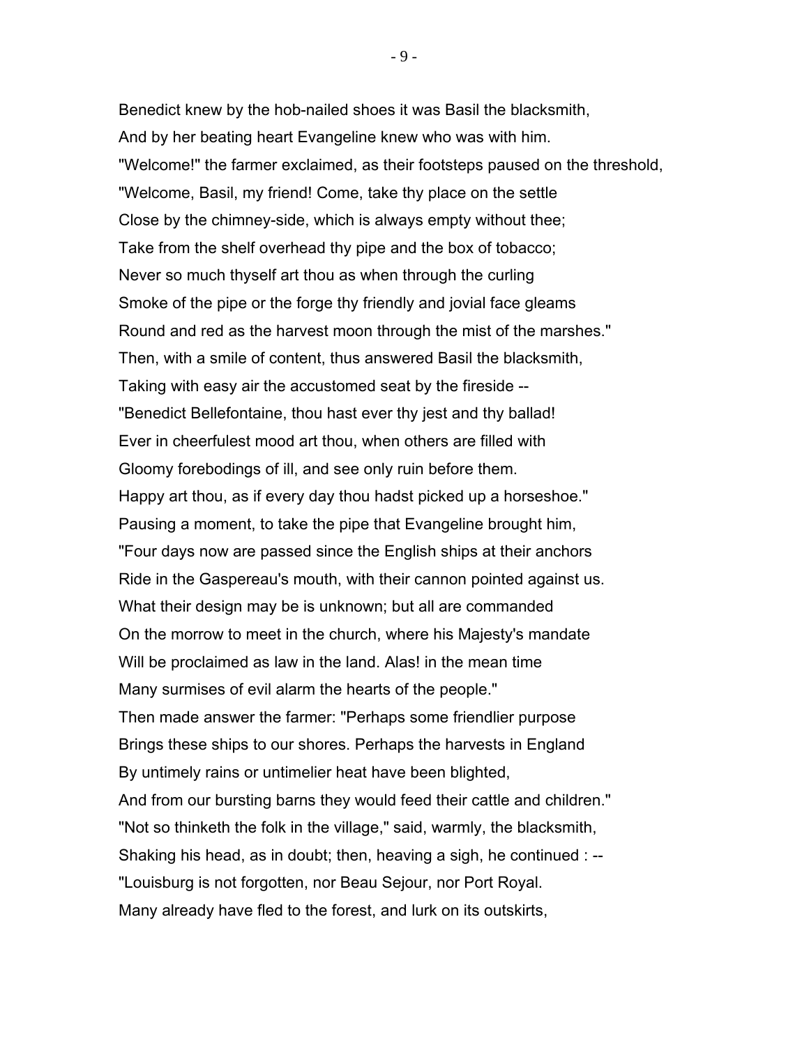Benedict knew by the hob-nailed shoes it was Basil the blacksmith,
And by her beating heart Evangeline knew who was with him.
"Welcome!" the farmer exclaimed, as their footsteps paused on the threshold,
"Welcome, Basil, my friend! Come, take thy place on the settle
Close by the chimney-side, which is always empty without thee;
Take from the shelf overhead thy pipe and the box of tobacco;
Never so much thyself art thou as when through the curling
Smoke of the pipe or the forge thy friendly and jovial face gleams
Round and red as the harvest moon through the mist of the marshes."
Then, with a smile of content, thus answered Basil the blacksmith,
Taking with easy air the accustomed seat by the fireside --
"Benedict Bellefontaine, thou hast ever thy jest and thy ballad!
Ever in cheerfulest mood art thou, when others are filled with
Gloomy forebodings of ill, and see only ruin before them.
Happy art thou, as if every day thou hadst picked up a horseshoe."
Pausing a moment, to take the pipe that Evangeline brought him,
"Four days now are passed since the English ships at their anchors
Ride in the Gaspereau's mouth, with their cannon pointed against us.
What their design may be is unknown; but all are commanded
On the morrow to meet in the church, where his Majesty's mandate
Will be proclaimed as law in the land. Alas! in the mean time
Many surmises of evil alarm the hearts of the people."
Then made answer the farmer: "Perhaps some friendlier purpose
Brings these ships to our shores. Perhaps the harvests in England
By untimely rains or untimelier heat have been blighted,
And from our bursting barns they would feed their cattle and children."
"Not so thinketh the folk in the village," said, warmly, the blacksmith,
Shaking his head, as in doubt; then, heaving a sigh, he continued : --
"Louisburg is not forgotten, nor Beau Sejour, nor Port Royal.
Many already have fled to the forest, and lurk on its outskirts,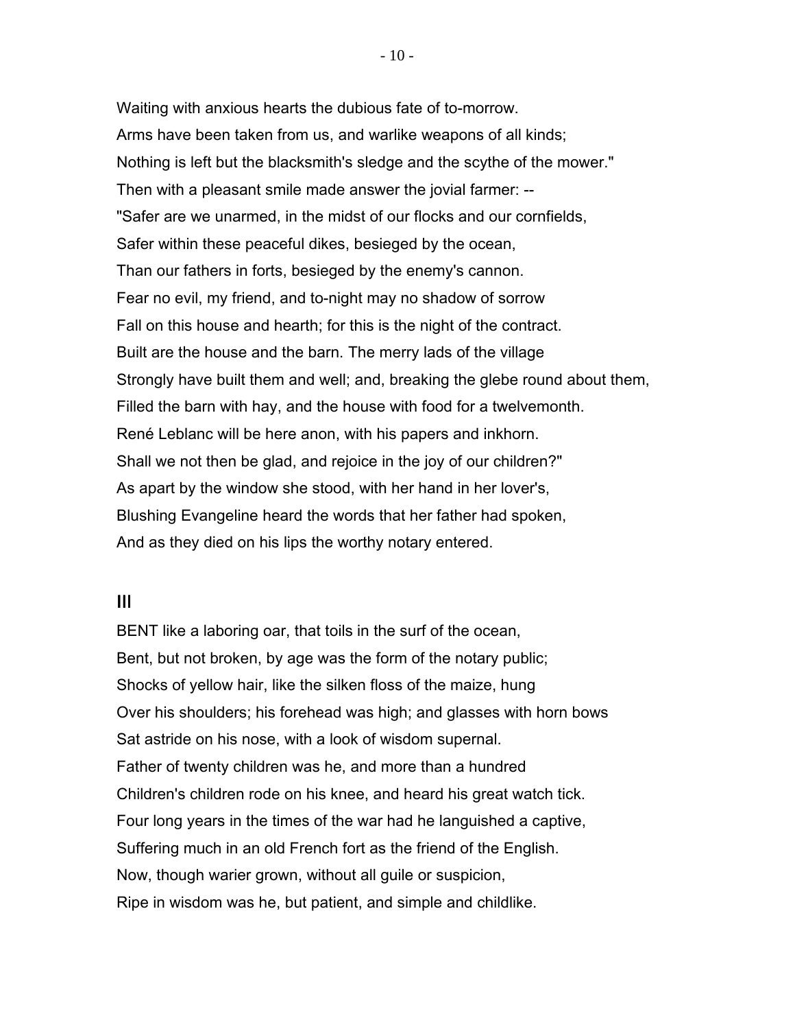Waiting with anxious hearts the dubious fate of to-morrow.
Arms have been taken from us, and warlike weapons of all kinds;
Nothing is left but the blacksmith's sledge and the scythe of the mower."
Then with a pleasant smile made answer the jovial farmer: --
"Safer are we unarmed, in the midst of our flocks and our cornfields,
Safer within these peaceful dikes, besieged by the ocean,
Than our fathers in forts, besieged by the enemy's cannon.
Fear no evil, my friend, and to-night may no shadow of sorrow
Fall on this house and hearth; for this is the night of the contract.
Built are the house and the barn. The merry lads of the village
Strongly have built them and well; and, breaking the glebe round about them,
Filled the barn with hay, and the house with food for a twelvemonth.
René Leblanc will be here anon, with his papers and inkhorn.
Shall we not then be glad, and rejoice in the joy of our children?"
As apart by the window she stood, with her hand in her lover's,
Blushing Evangeline heard the words that her father had spoken,
And as they died on his lips the worthy notary entered.

## III

BENT like a laboring oar, that toils in the surf of the ocean,
Bent, but not broken, by age was the form of the notary public;
Shocks of yellow hair, like the silken floss of the maize, hung
Over his shoulders; his forehead was high; and glasses with horn bows
Sat astride on his nose, with a look of wisdom supernal.
Father of twenty children was he, and more than a hundred
Children's children rode on his knee, and heard his great watch tick.
Four long years in the times of the war had he languished a captive,
Suffering much in an old French fort as the friend of the English.
Now, though warier grown, without all guile or suspicion,
Ripe in wisdom was he, but patient, and simple and childlike.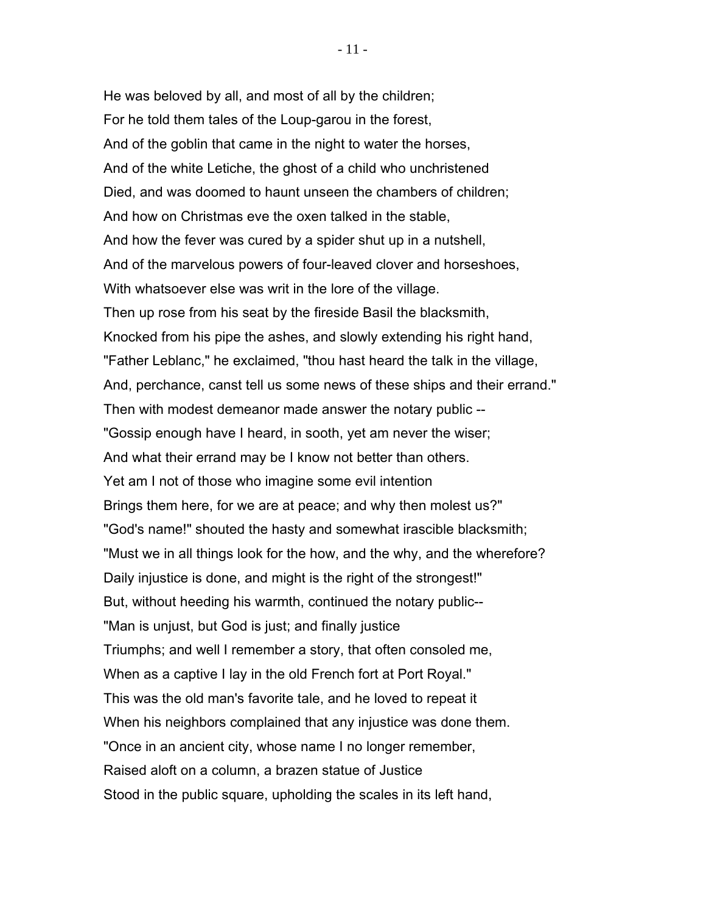He was beloved by all, and most of all by the children;
For he told them tales of the Loup-garou in the forest,
And of the goblin that came in the night to water the horses,
And of the white Letiche, the ghost of a child who unchristened
Died, and was doomed to haunt unseen the chambers of children;
And how on Christmas eve the oxen talked in the stable,
And how the fever was cured by a spider shut up in a nutshell,
And of the marvelous powers of four-leaved clover and horseshoes,
With whatsoever else was writ in the lore of the village.
Then up rose from his seat by the fireside Basil the blacksmith,
Knocked from his pipe the ashes, and slowly extending his right hand,
"Father Leblanc," he exclaimed, "thou hast heard the talk in the village,
And, perchance, canst tell us some news of these ships and their errand."
Then with modest demeanor made answer the notary public --
"Gossip enough have I heard, in sooth, yet am never the wiser;
And what their errand may be I know not better than others.
Yet am I not of those who imagine some evil intention
Brings them here, for we are at peace; and why then molest us?"
"God's name!" shouted the hasty and somewhat irascible blacksmith;
"Must we in all things look for the how, and the why, and the wherefore?
Daily injustice is done, and might is the right of the strongest!"
But, without heeding his warmth, continued the notary public--
"Man is unjust, but God is just; and finally justice
Triumphs; and well I remember a story, that often consoled me,
When as a captive I lay in the old French fort at Port Royal."
This was the old man's favorite tale, and he loved to repeat it
When his neighbors complained that any injustice was done them.
"Once in an ancient city, whose name I no longer remember,
Raised aloft on a column, a brazen statue of Justice
Stood in the public square, upholding the scales in its left hand,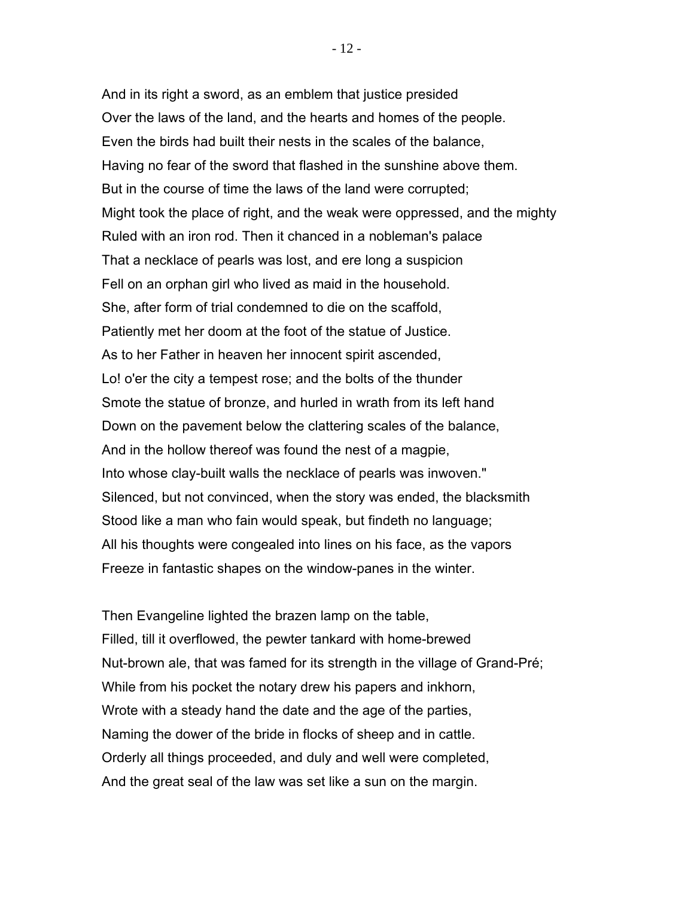And in its right a sword, as an emblem that justice presided
Over the laws of the land, and the hearts and homes of the people.
Even the birds had built their nests in the scales of the balance,
Having no fear of the sword that flashed in the sunshine above them.
But in the course of time the laws of the land were corrupted;
Might took the place of right, and the weak were oppressed, and the mighty
Ruled with an iron rod. Then it chanced in a nobleman's palace
That a necklace of pearls was lost, and ere long a suspicion
Fell on an orphan girl who lived as maid in the household.
She, after form of trial condemned to die on the scaffold,
Patiently met her doom at the foot of the statue of Justice.
As to her Father in heaven her innocent spirit ascended,
Lo! o'er the city a tempest rose; and the bolts of the thunder
Smote the statue of bronze, and hurled in wrath from its left hand
Down on the pavement below the clattering scales of the balance,
And in the hollow thereof was found the nest of a magpie,
Into whose clay-built walls the necklace of pearls was inwoven."
Silenced, but not convinced, when the story was ended, the blacksmith
Stood like a man who fain would speak, but findeth no language;
All his thoughts were congealed into lines on his face, as the vapors
Freeze in fantastic shapes on the window-panes in the winter.

Then Evangeline lighted the brazen lamp on the table,
Filled, till it overflowed, the pewter tankard with home-brewed
Nut-brown ale, that was famed for its strength in the village of Grand-Pré;
While from his pocket the notary drew his papers and inkhorn,
Wrote with a steady hand the date and the age of the parties,
Naming the dower of the bride in flocks of sheep and in cattle.
Orderly all things proceeded, and duly and well were completed,
And the great seal of the law was set like a sun on the margin.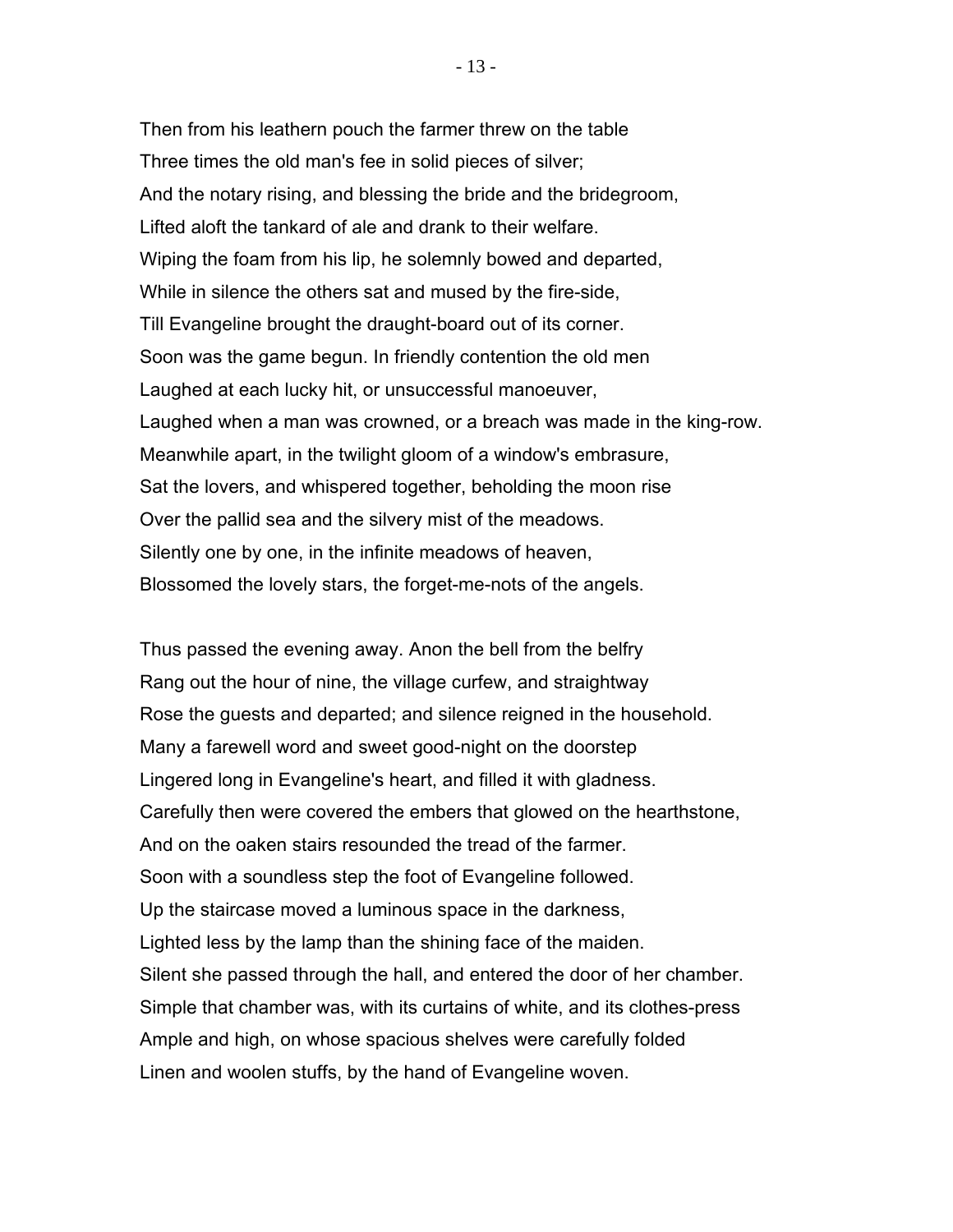Then from his leathern pouch the farmer threw on the table
Three times the old man's fee in solid pieces of silver;
And the notary rising, and blessing the bride and the bridegroom,
Lifted aloft the tankard of ale and drank to their welfare.
Wiping the foam from his lip, he solemnly bowed and departed,
While in silence the others sat and mused by the fire-side,
Till Evangeline brought the draught-board out of its corner.
Soon was the game begun. In friendly contention the old men
Laughed at each lucky hit, or unsuccessful manoeuver,
Laughed when a man was crowned, or a breach was made in the king-row.
Meanwhile apart, in the twilight gloom of a window's embrasure,
Sat the lovers, and whispered together, beholding the moon rise
Over the pallid sea and the silvery mist of the meadows.
Silently one by one, in the infinite meadows of heaven,
Blossomed the lovely stars, the forget-me-nots of the angels.

Thus passed the evening away. Anon the bell from the belfry
Rang out the hour of nine, the village curfew, and straightway
Rose the guests and departed; and silence reigned in the household.
Many a farewell word and sweet good-night on the doorstep
Lingered long in Evangeline's heart, and filled it with gladness.
Carefully then were covered the embers that glowed on the hearthstone,
And on the oaken stairs resounded the tread of the farmer.
Soon with a soundless step the foot of Evangeline followed.
Up the staircase moved a luminous space in the darkness,
Lighted less by the lamp than the shining face of the maiden.
Silent she passed through the hall, and entered the door of her chamber.
Simple that chamber was, with its curtains of white, and its clothes-press
Ample and high, on whose spacious shelves were carefully folded
Linen and woolen stuffs, by the hand of Evangeline woven.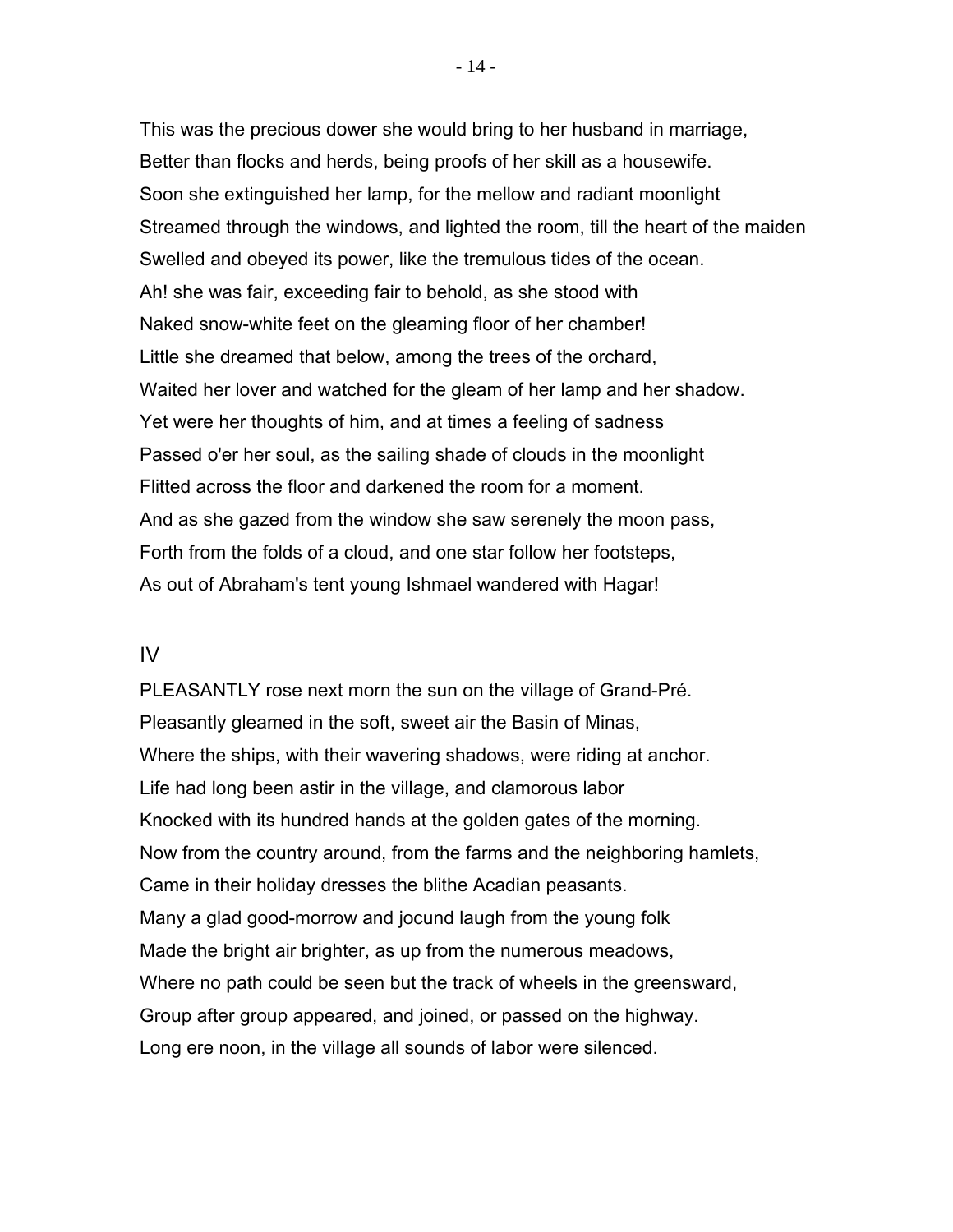This was the precious dower she would bring to her husband in marriage,
Better than flocks and herds, being proofs of her skill as a housewife.
Soon she extinguished her lamp, for the mellow and radiant moonlight
Streamed through the windows, and lighted the room, till the heart of the maiden
Swelled and obeyed its power, like the tremulous tides of the ocean.
Ah! she was fair, exceeding fair to behold, as she stood with
Naked snow-white feet on the gleaming floor of her chamber!
Little she dreamed that below, among the trees of the orchard,
Waited her lover and watched for the gleam of her lamp and her shadow.
Yet were her thoughts of him, and at times a feeling of sadness
Passed o'er her soul, as the sailing shade of clouds in the moonlight
Flitted across the floor and darkened the room for a moment.
And as she gazed from the window she saw serenely the moon pass,
Forth from the folds of a cloud, and one star follow her footsteps,
As out of Abraham's tent young Ishmael wandered with Hagar!

## IV

PLEASANTLY rose next morn the sun on the village of Grand-Pré.
Pleasantly gleamed in the soft, sweet air the Basin of Minas,
Where the ships, with their wavering shadows, were riding at anchor.
Life had long been astir in the village, and clamorous labor
Knocked with its hundred hands at the golden gates of the morning.
Now from the country around, from the farms and the neighboring hamlets,
Came in their holiday dresses the blithe Acadian peasants.
Many a glad good-morrow and jocund laugh from the young folk
Made the bright air brighter, as up from the numerous meadows,
Where no path could be seen but the track of wheels in the greensward,
Group after group appeared, and joined, or passed on the highway.
Long ere noon, in the village all sounds of labor were silenced.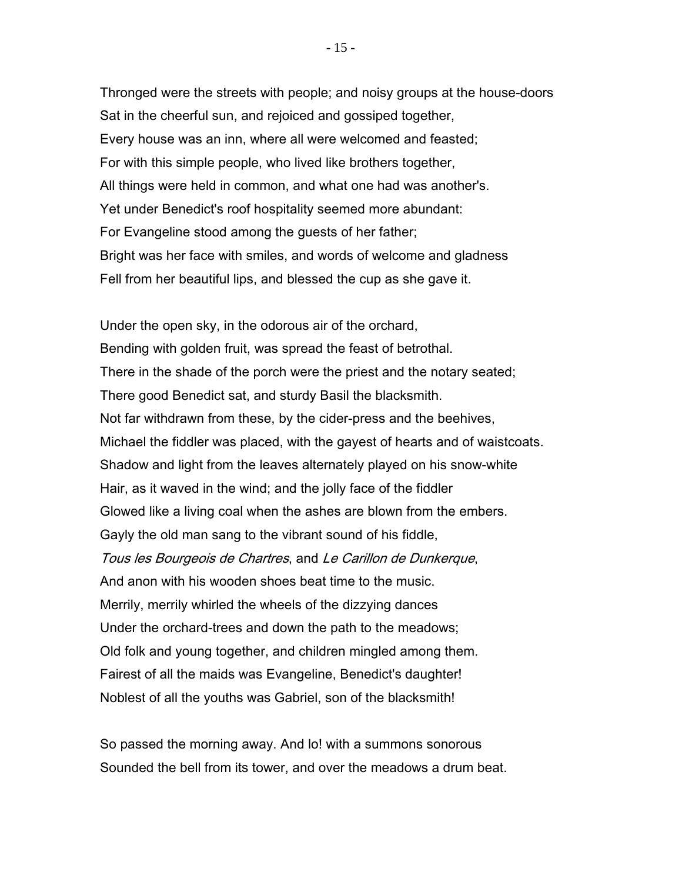Thronged were the streets with people; and noisy groups at the house-doors
Sat in the cheerful sun, and rejoiced and gossiped together,
Every house was an inn, where all were welcomed and feasted;
For with this simple people, who lived like brothers together,
All things were held in common, and what one had was another's.
Yet under Benedict's roof hospitality seemed more abundant:
For Evangeline stood among the guests of her father;
Bright was her face with smiles, and words of welcome and gladness
Fell from her beautiful lips, and blessed the cup as she gave it.

Under the open sky, in the odorous air of the orchard,
Bending with golden fruit, was spread the feast of betrothal.
There in the shade of the porch were the priest and the notary seated;
There good Benedict sat, and sturdy Basil the blacksmith.
Not far withdrawn from these, by the cider-press and the beehives,
Michael the fiddler was placed, with the gayest of hearts and of waistcoats.
Shadow and light from the leaves alternately played on his snow-white
Hair, as it waved in the wind; and the jolly face of the fiddler
Glowed like a living coal when the ashes are blown from the embers.
Gayly the old man sang to the vibrant sound of his fiddle,
*Tous les Bourgeois de Chartres*, and *Le Carillon de Dunkerque*,
And anon with his wooden shoes beat time to the music.
Merrily, merrily whirled the wheels of the dizzying dances
Under the orchard-trees and down the path to the meadows;
Old folk and young together, and children mingled among them.
Fairest of all the maids was Evangeline, Benedict's daughter!
Noblest of all the youths was Gabriel, son of the blacksmith!

So passed the morning away. And lo! with a summons sonorous
Sounded the bell from its tower, and over the meadows a drum beat.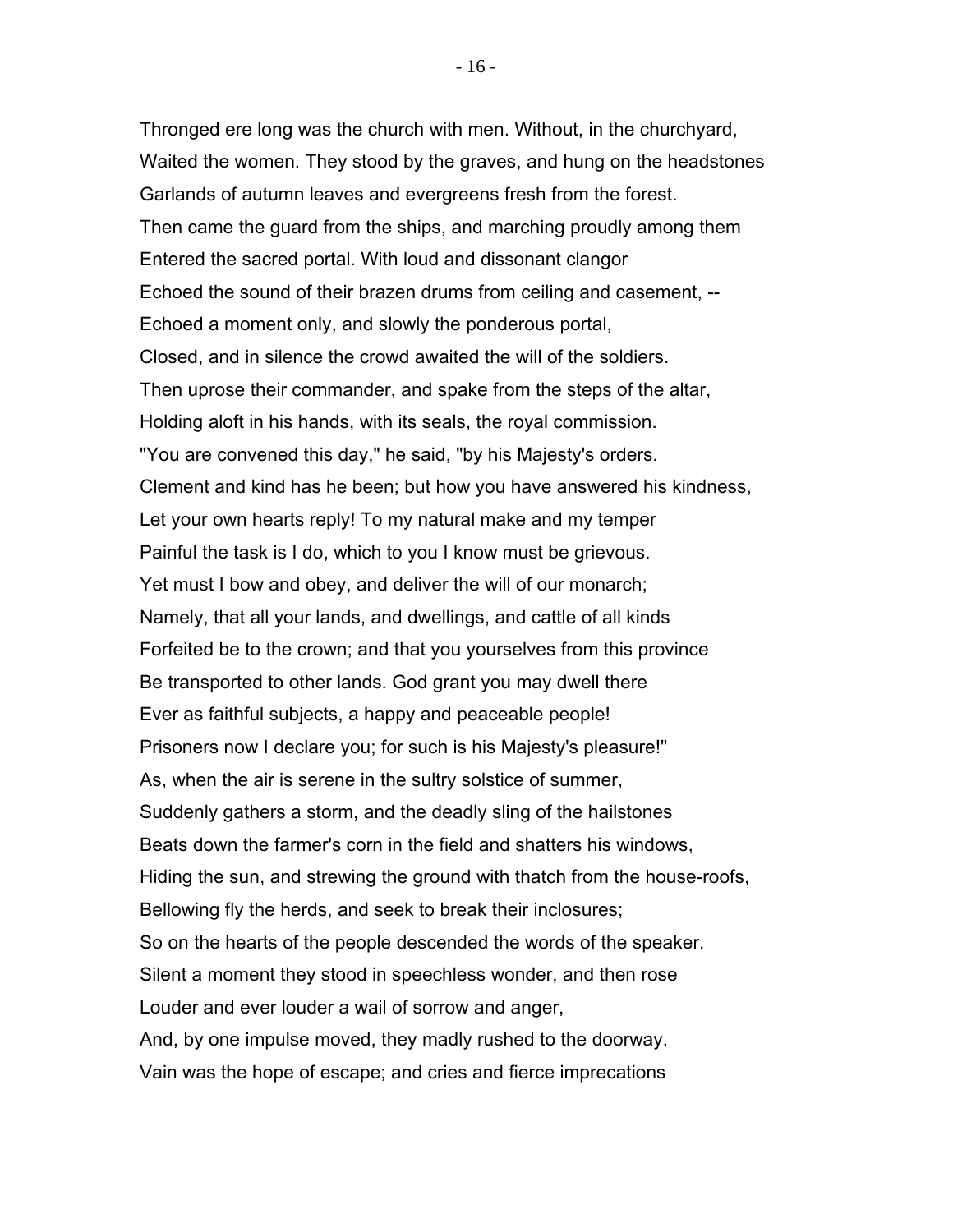Thronged ere long was the church with men. Without, in the churchyard,
Waited the women. They stood by the graves, and hung on the headstones
Garlands of autumn leaves and evergreens fresh from the forest.
Then came the guard from the ships, and marching proudly among them
Entered the sacred portal. With loud and dissonant clangor
Echoed the sound of their brazen drums from ceiling and casement, --
Echoed a moment only, and slowly the ponderous portal,
Closed, and in silence the crowd awaited the will of the soldiers.
Then uprose their commander, and spake from the steps of the altar,
Holding aloft in his hands, with its seals, the royal commission.
"You are convened this day," he said, "by his Majesty's orders.
Clement and kind has he been; but how you have answered his kindness,
Let your own hearts reply! To my natural make and my temper
Painful the task is I do, which to you I know must be grievous.
Yet must I bow and obey, and deliver the will of our monarch;
Namely, that all your lands, and dwellings, and cattle of all kinds
Forfeited be to the crown; and that you yourselves from this province
Be transported to other lands. God grant you may dwell there
Ever as faithful subjects, a happy and peaceable people!
Prisoners now I declare you; for such is his Majesty's pleasure!"
As, when the air is serene in the sultry solstice of summer,
Suddenly gathers a storm, and the deadly sling of the hailstones
Beats down the farmer's corn in the field and shatters his windows,
Hiding the sun, and strewing the ground with thatch from the house-roofs,
Bellowing fly the herds, and seek to break their inclosures;
So on the hearts of the people descended the words of the speaker.
Silent a moment they stood in speechless wonder, and then rose
Louder and ever louder a wail of sorrow and anger,
And, by one impulse moved, they madly rushed to the doorway.
Vain was the hope of escape; and cries and fierce imprecations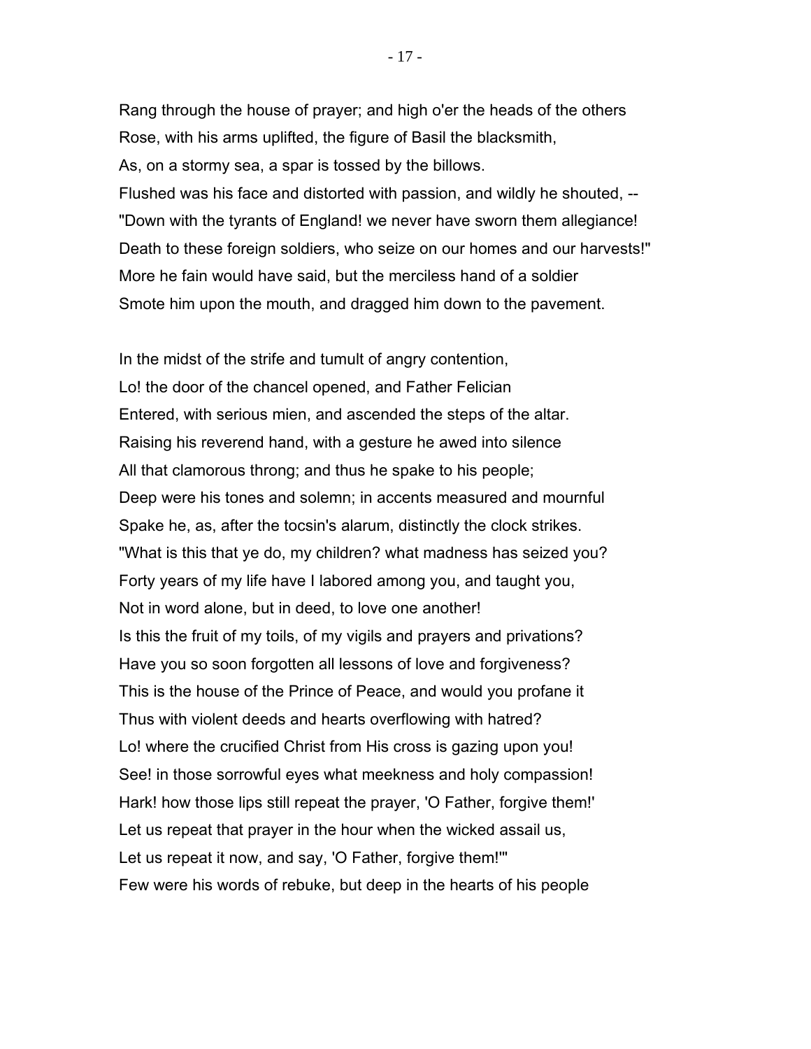Rang through the house of prayer; and high o'er the heads of the others
Rose, with his arms uplifted, the figure of Basil the blacksmith,
As, on a stormy sea, a spar is tossed by the billows.
Flushed was his face and distorted with passion, and wildly he shouted, --
"Down with the tyrants of England! we never have sworn them allegiance!
Death to these foreign soldiers, who seize on our homes and our harvests!"
More he fain would have said, but the merciless hand of a soldier
Smote him upon the mouth, and dragged him down to the pavement.

In the midst of the strife and tumult of angry contention,
Lo! the door of the chancel opened, and Father Felician
Entered, with serious mien, and ascended the steps of the altar.
Raising his reverend hand, with a gesture he awed into silence
All that clamorous throng; and thus he spake to his people;
Deep were his tones and solemn; in accents measured and mournful
Spake he, as, after the tocsin's alarum, distinctly the clock strikes.
"What is this that ye do, my children? what madness has seized you?
Forty years of my life have I labored among you, and taught you,
Not in word alone, but in deed, to love one another!
Is this the fruit of my toils, of my vigils and prayers and privations?
Have you so soon forgotten all lessons of love and forgiveness?
This is the house of the Prince of Peace, and would you profane it
Thus with violent deeds and hearts overflowing with hatred?
Lo! where the crucified Christ from His cross is gazing upon you!
See! in those sorrowful eyes what meekness and holy compassion!
Hark! how those lips still repeat the prayer, 'O Father, forgive them!'
Let us repeat that prayer in the hour when the wicked assail us,
Let us repeat it now, and say, 'O Father, forgive them!'"
Few were his words of rebuke, but deep in the hearts of his people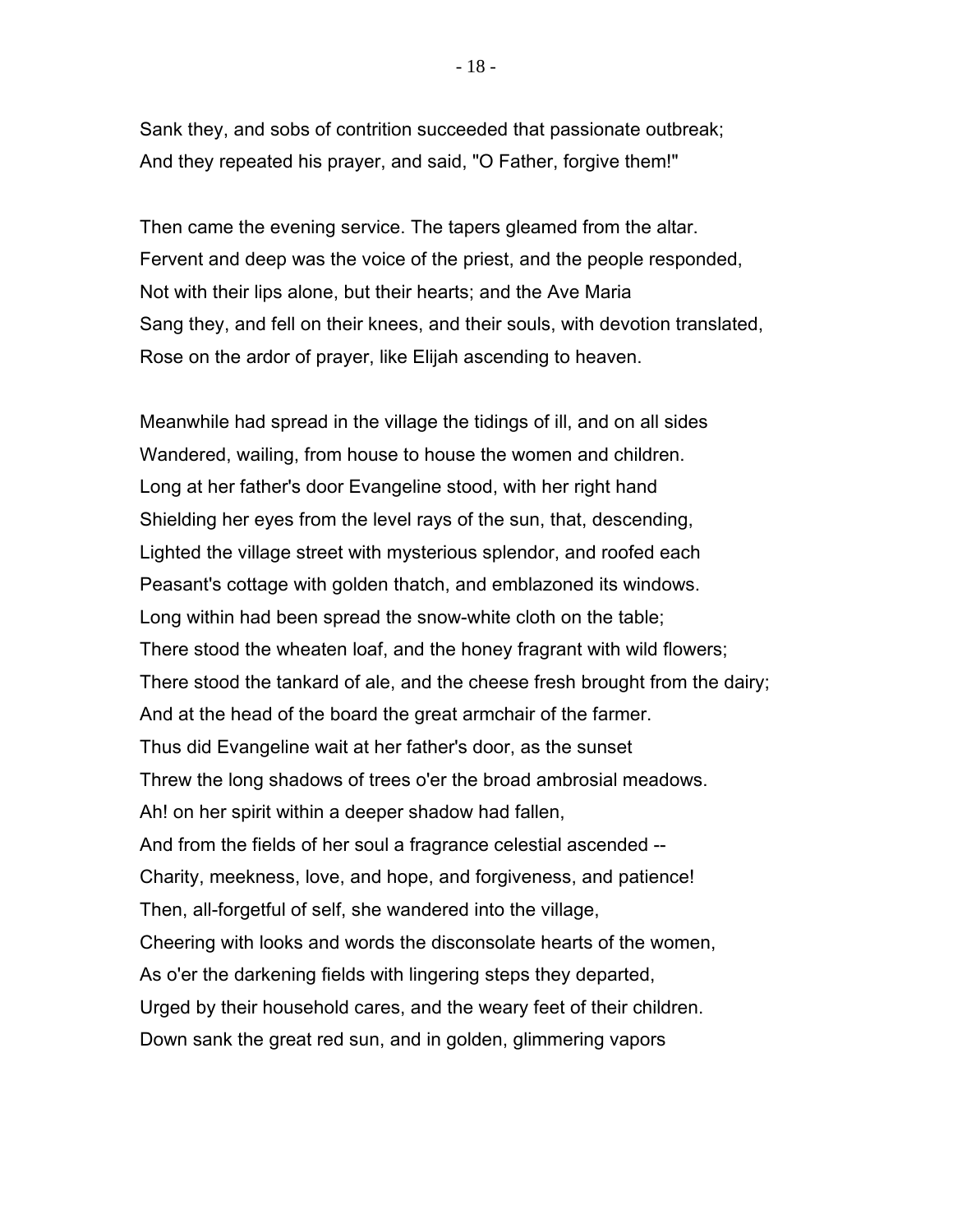Sank they, and sobs of contrition succeeded that passionate outbreak;  
And they repeated his prayer, and said, "O Father, forgive them!"

Then came the evening service. The tapers gleamed from the altar.  
Fervent and deep was the voice of the priest, and the people responded,  
Not with their lips alone, but their hearts; and the Ave Maria  
Sang they, and fell on their knees, and their souls, with devotion translated,  
Rose on the ardor of prayer, like Elijah ascending to heaven.

Meanwhile had spread in the village the tidings of ill, and on all sides  
Wandered, wailing, from house to house the women and children.  
Long at her father's door Evangeline stood, with her right hand  
Shielding her eyes from the level rays of the sun, that, descending,  
Lighted the village street with mysterious splendor, and roofed each  
Peasant's cottage with golden thatch, and emblazoned its windows.  
Long within had been spread the snow-white cloth on the table;  
There stood the wheaten loaf, and the honey fragrant with wild flowers;  
There stood the tankard of ale, and the cheese fresh brought from the dairy;  
And at the head of the board the great armchair of the farmer.  
Thus did Evangeline wait at her father's door, as the sunset  
Threw the long shadows of trees o'er the broad ambrosial meadows.  
Ah! on her spirit within a deeper shadow had fallen,  
And from the fields of her soul a fragrance celestial ascended --  
Charity, meekness, love, and hope, and forgiveness, and patience!  
Then, all-forgetful of self, she wandered into the village,  
Cheering with looks and words the disconsolate hearts of the women,  
As o'er the darkening fields with lingering steps they departed,  
Urged by their household cares, and the weary feet of their children.  
Down sank the great red sun, and in golden, glimmering vapors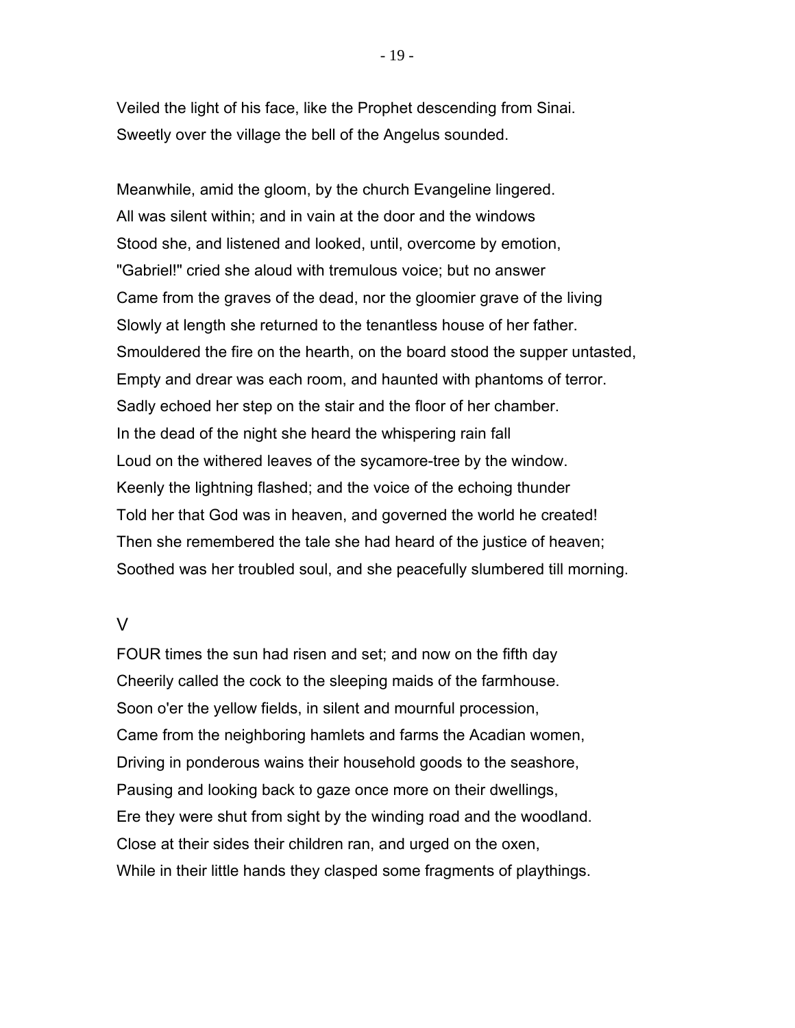Veiled the light of his face, like the Prophet descending from Sinai.
Sweetly over the village the bell of the Angelus sounded.

Meanwhile, amid the gloom, by the church Evangeline lingered.
All was silent within; and in vain at the door and the windows
Stood she, and listened and looked, until, overcome by emotion,
"Gabriel!" cried she aloud with tremulous voice; but no answer
Came from the graves of the dead, nor the gloomier grave of the living
Slowly at length she returned to the tenantless house of her father.
Smouldered the fire on the hearth, on the board stood the supper untasted,
Empty and drear was each room, and haunted with phantoms of terror.
Sadly echoed her step on the stair and the floor of her chamber.
In the dead of the night she heard the whispering rain fall
Loud on the withered leaves of the sycamore-tree by the window.
Keenly the lightning flashed; and the voice of the echoing thunder
Told her that God was in heaven, and governed the world he created!
Then she remembered the tale she had heard of the justice of heaven;
Soothed was her troubled soul, and she peacefully slumbered till morning.

## V

FOUR times the sun had risen and set; and now on the fifth day
Cheerily called the cock to the sleeping maids of the farmhouse.
Soon o'er the yellow fields, in silent and mournful procession,
Came from the neighboring hamlets and farms the Acadian women,
Driving in ponderous wains their household goods to the seashore,
Pausing and looking back to gaze once more on their dwellings,
Ere they were shut from sight by the winding road and the woodland.
Close at their sides their children ran, and urged on the oxen,
While in their little hands they clasped some fragments of playthings.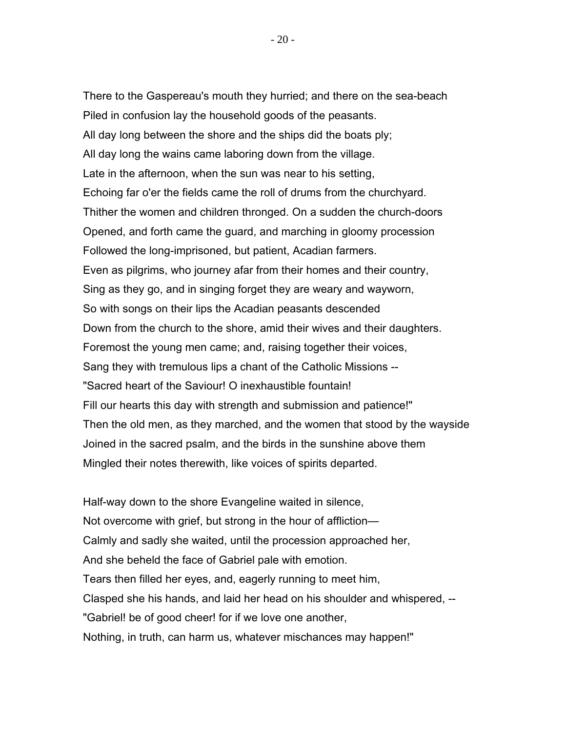There to the Gaspereau's mouth they hurried; and there on the sea-beach
Piled in confusion lay the household goods of the peasants.
All day long between the shore and the ships did the boats ply;
All day long the wains came laboring down from the village.
Late in the afternoon, when the sun was near to his setting,
Echoing far o'er the fields came the roll of drums from the churchyard.
Thither the women and children thronged. On a sudden the church-doors
Opened, and forth came the guard, and marching in gloomy procession
Followed the long-imprisoned, but patient, Acadian farmers.
Even as pilgrims, who journey afar from their homes and their country,
Sing as they go, and in singing forget they are weary and wayworn,
So with songs on their lips the Acadian peasants descended
Down from the church to the shore, amid their wives and their daughters.
Foremost the young men came; and, raising together their voices,
Sang they with tremulous lips a chant of the Catholic Missions --
"Sacred heart of the Saviour! O inexhaustible fountain!
Fill our hearts this day with strength and submission and patience!"
Then the old men, as they marched, and the women that stood by the wayside
Joined in the sacred psalm, and the birds in the sunshine above them
Mingled their notes therewith, like voices of spirits departed.

Half-way down to the shore Evangeline waited in silence,
Not overcome with grief, but strong in the hour of affliction—
Calmly and sadly she waited, until the procession approached her,
And she beheld the face of Gabriel pale with emotion.
Tears then filled her eyes, and, eagerly running to meet him,
Clasped she his hands, and laid her head on his shoulder and whispered, --
"Gabriel! be of good cheer! for if we love one another,
Nothing, in truth, can harm us, whatever mischances may happen!"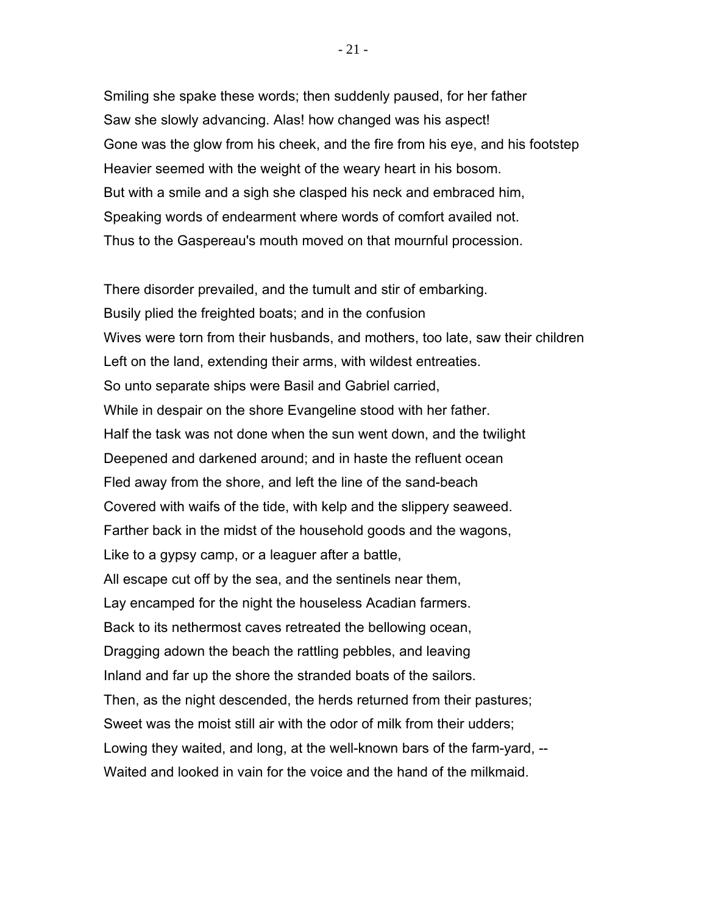Smiling she spake these words; then suddenly paused, for her father
Saw she slowly advancing. Alas! how changed was his aspect!
Gone was the glow from his cheek, and the fire from his eye, and his footstep
Heavier seemed with the weight of the weary heart in his bosom.
But with a smile and a sigh she clasped his neck and embraced him,
Speaking words of endearment where words of comfort availed not.
Thus to the Gaspereau's mouth moved on that mournful procession.

There disorder prevailed, and the tumult and stir of embarking.
Busily plied the freighted boats; and in the confusion
Wives were torn from their husbands, and mothers, too late, saw their children
Left on the land, extending their arms, with wildest entreaties.
So unto separate ships were Basil and Gabriel carried,
While in despair on the shore Evangeline stood with her father.
Half the task was not done when the sun went down, and the twilight
Deepened and darkened around; and in haste the refluent ocean
Fled away from the shore, and left the line of the sand-beach
Covered with waifs of the tide, with kelp and the slippery seaweed.
Farther back in the midst of the household goods and the wagons,
Like to a gypsy camp, or a leaguer after a battle,
All escape cut off by the sea, and the sentinels near them,
Lay encamped for the night the houseless Acadian farmers.
Back to its nethermost caves retreated the bellowing ocean,
Dragging adown the beach the rattling pebbles, and leaving
Inland and far up the shore the stranded boats of the sailors.
Then, as the night descended, the herds returned from their pastures;
Sweet was the moist still air with the odor of milk from their udders;
Lowing they waited, and long, at the well-known bars of the farm-yard, --
Waited and looked in vain for the voice and the hand of the milkmaid.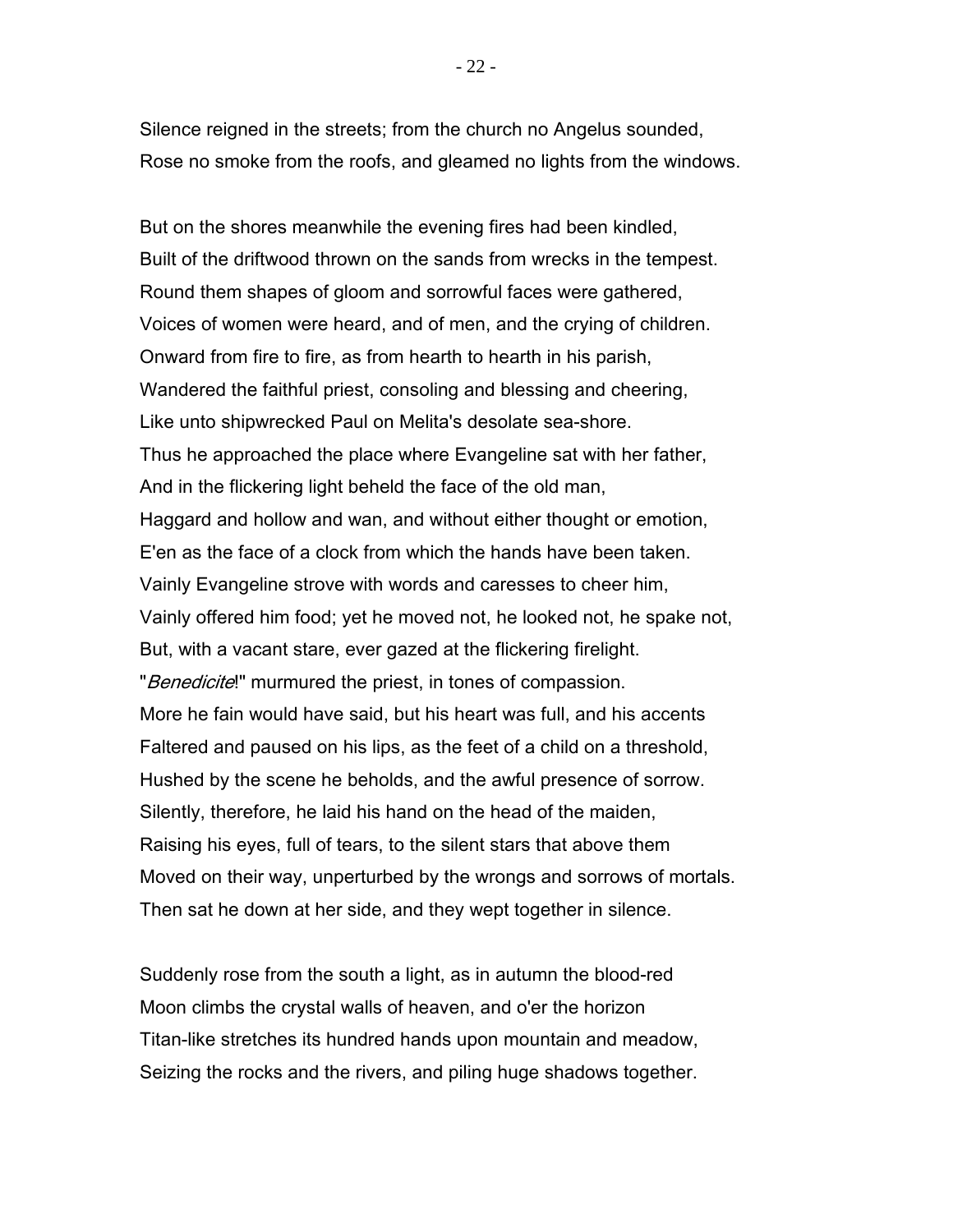Silence reigned in the streets; from the church no Angelus sounded,
Rose no smoke from the roofs, and gleamed no lights from the windows.

But on the shores meanwhile the evening fires had been kindled,
Built of the driftwood thrown on the sands from wrecks in the tempest.
Round them shapes of gloom and sorrowful faces were gathered,
Voices of women were heard, and of men, and the crying of children.
Onward from fire to fire, as from hearth to hearth in his parish,
Wandered the faithful priest, consoling and blessing and cheering,
Like unto shipwrecked Paul on Melita's desolate sea-shore.
Thus he approached the place where Evangeline sat with her father,
And in the flickering light beheld the face of the old man,
Haggard and hollow and wan, and without either thought or emotion,
E'en as the face of a clock from which the hands have been taken.
Vainly Evangeline strove with words and caresses to cheer him,
Vainly offered him food; yet he moved not, he looked not, he spake not,
But, with a vacant stare, ever gazed at the flickering firelight.
"*Benedicite*!" murmured the priest, in tones of compassion.
More he fain would have said, but his heart was full, and his accents
Faltered and paused on his lips, as the feet of a child on a threshold,
Hushed by the scene he beholds, and the awful presence of sorrow.
Silently, therefore, he laid his hand on the head of the maiden,
Raising his eyes, full of tears, to the silent stars that above them
Moved on their way, unperturbed by the wrongs and sorrows of mortals.
Then sat he down at her side, and they wept together in silence.

Suddenly rose from the south a light, as in autumn the blood-red
Moon climbs the crystal walls of heaven, and o'er the horizon
Titan-like stretches its hundred hands upon mountain and meadow,
Seizing the rocks and the rivers, and piling huge shadows together.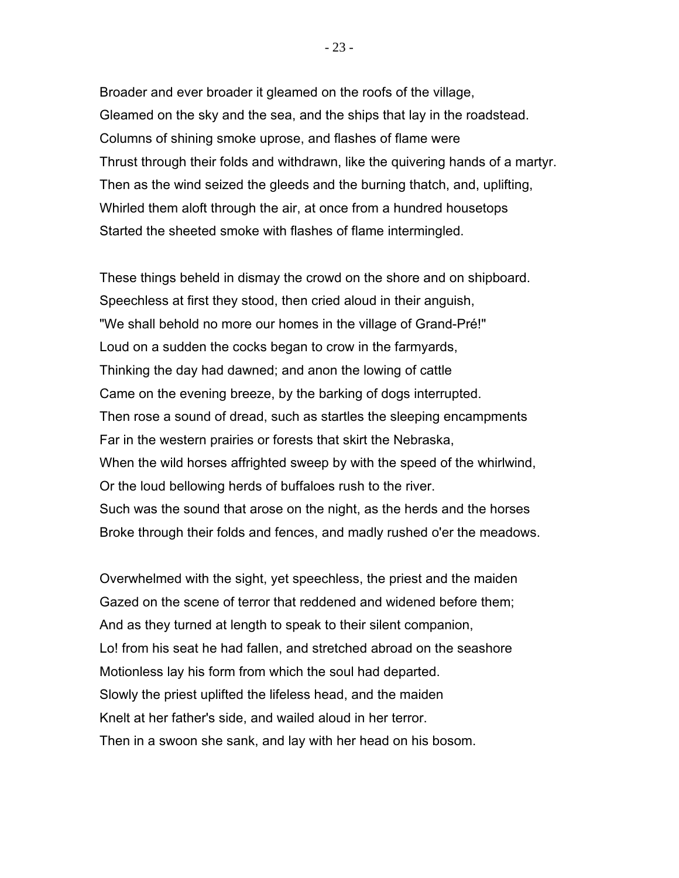Broader and ever broader it gleamed on the roofs of the village,  
Gleamed on the sky and the sea, and the ships that lay in the roadstead.  
Columns of shining smoke uprose, and flashes of flame were  
Thrust through their folds and withdrawn, like the quivering hands of a martyr.  
Then as the wind seized the gleeds and the burning thatch, and, uplifting,  
Whirled them aloft through the air, at once from a hundred housetops  
Started the sheeted smoke with flashes of flame intermingled.

These things beheld in dismay the crowd on the shore and on shipboard.  
Speechless at first they stood, then cried aloud in their anguish,  
"We shall behold no more our homes in the village of Grand-Pré!"  
Loud on a sudden the cocks began to crow in the farmyards,  
Thinking the day had dawned; and anon the lowing of cattle  
Came on the evening breeze, by the barking of dogs interrupted.  
Then rose a sound of dread, such as startles the sleeping encampments  
Far in the western prairies or forests that skirt the Nebraska,  
When the wild horses affrighted sweep by with the speed of the whirlwind,  
Or the loud bellowing herds of buffaloes rush to the river.  
Such was the sound that arose on the night, as the herds and the horses  
Broke through their folds and fences, and madly rushed o'er the meadows.

Overwhelmed with the sight, yet speechless, the priest and the maiden  
Gazed on the scene of terror that reddened and widened before them;  
And as they turned at length to speak to their silent companion,  
Lo! from his seat he had fallen, and stretched abroad on the seashore  
Motionless lay his form from which the soul had departed.  
Slowly the priest uplifted the lifeless head, and the maiden  
Knelt at her father's side, and wailed aloud in her terror.  
Then in a swoon she sank, and lay with her head on his bosom.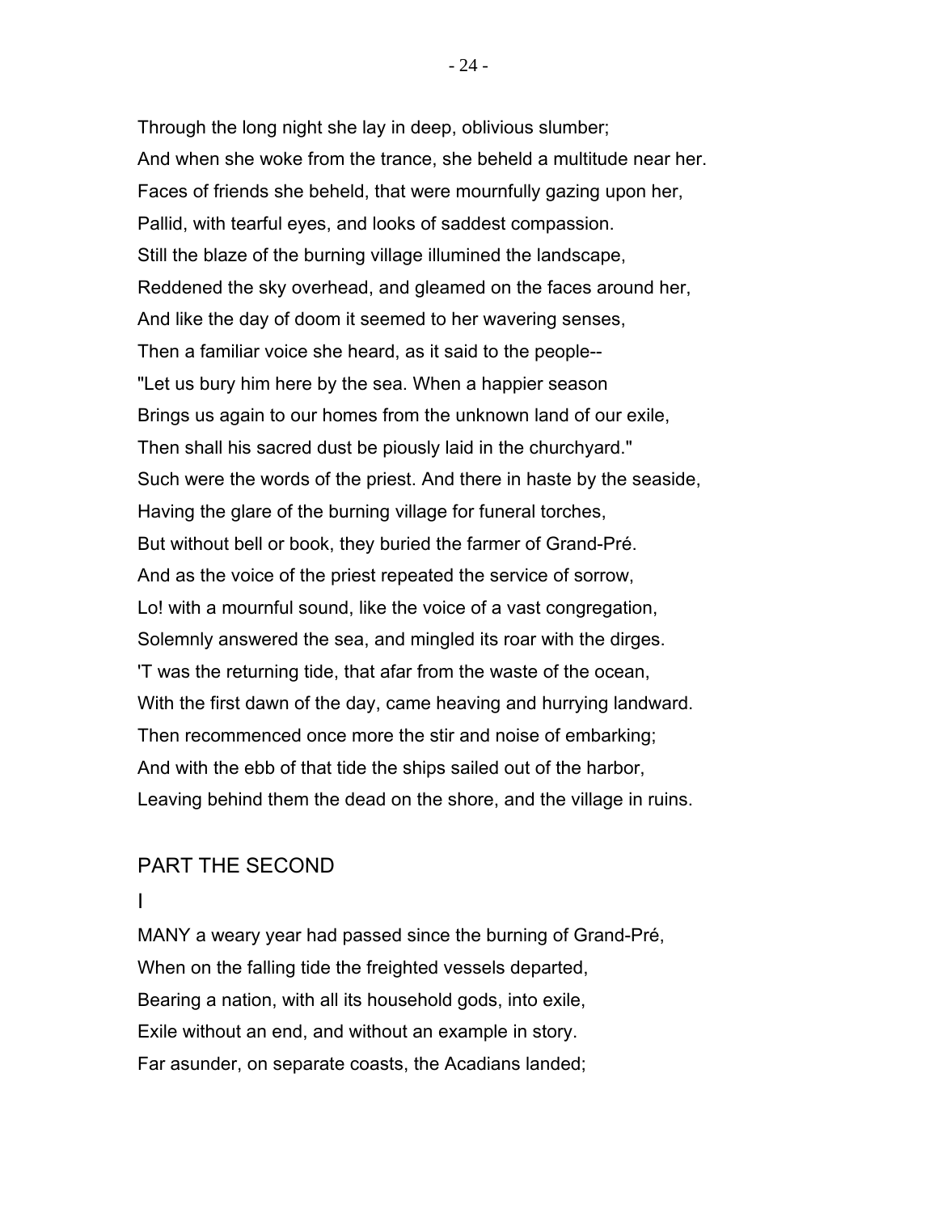Through the long night she lay in deep, oblivious slumber;  
And when she woke from the trance, she beheld a multitude near her.  
Faces of friends she beheld, that were mournfully gazing upon her,  
Pallid, with tearful eyes, and looks of saddest compassion.  
Still the blaze of the burning village illumined the landscape,  
Reddened the sky overhead, and gleamed on the faces around her,  
And like the day of doom it seemed to her wavering senses,  
Then a familiar voice she heard, as it said to the people--  
"Let us bury him here by the sea. When a happier season  
Brings us again to our homes from the unknown land of our exile,  
Then shall his sacred dust be piously laid in the churchyard."  
Such were the words of the priest. And there in haste by the seaside,  
Having the glare of the burning village for funeral torches,  
But without bell or book, they buried the farmer of Grand-Pré.  
And as the voice of the priest repeated the service of sorrow,  
Lo! with a mournful sound, like the voice of a vast congregation,  
Solemnly answered the sea, and mingled its roar with the dirges.  
'T was the returning tide, that afar from the waste of the ocean,  
With the first dawn of the day, came heaving and hurrying landward.  
Then recommenced once more the stir and noise of embarking;  
And with the ebb of that tide the ships sailed out of the harbor,  
Leaving behind them the dead on the shore, and the village in ruins.

## PART THE SECOND

### I

MANY a weary year had passed since the burning of Grand-Pré,  
When on the falling tide the freighted vessels departed,  
Bearing a nation, with all its household gods, into exile,  
Exile without an end, and without an example in story.  
Far asunder, on separate coasts, the Acadians landed;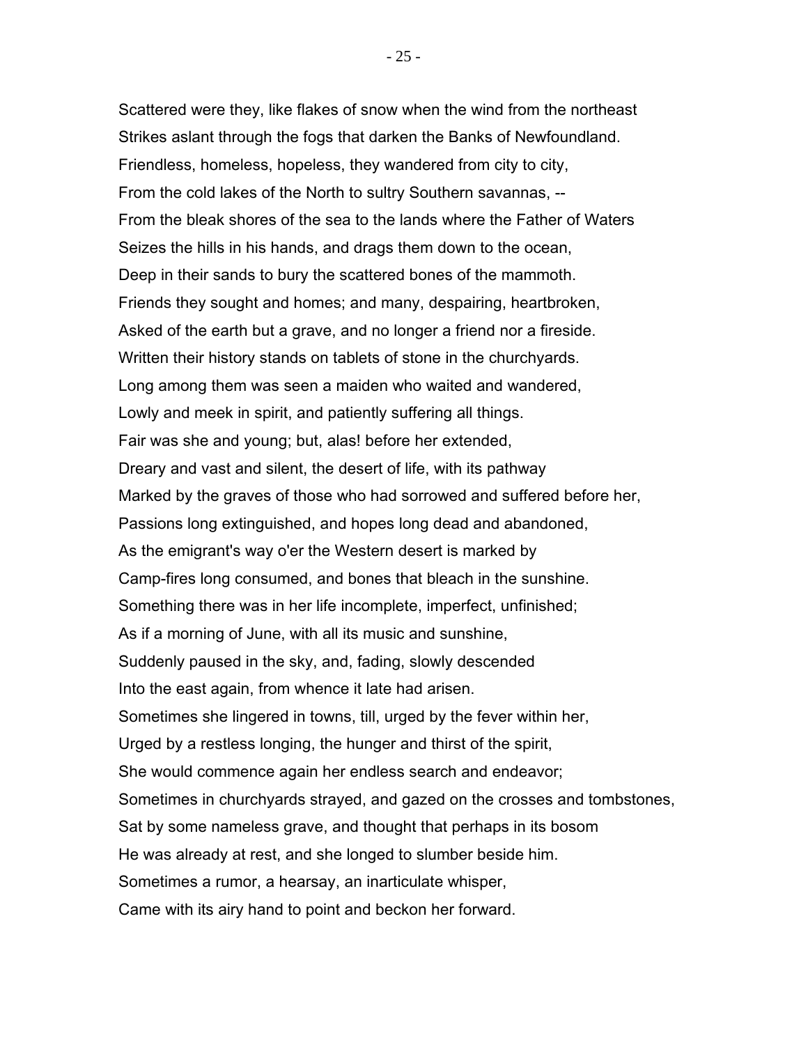Scattered were they, like flakes of snow when the wind from the northeast
Strikes aslant through the fogs that darken the Banks of Newfoundland.
Friendless, homeless, hopeless, they wandered from city to city,
From the cold lakes of the North to sultry Southern savannas, --
From the bleak shores of the sea to the lands where the Father of Waters
Seizes the hills in his hands, and drags them down to the ocean,
Deep in their sands to bury the scattered bones of the mammoth.
Friends they sought and homes; and many, despairing, heartbroken,
Asked of the earth but a grave, and no longer a friend nor a fireside.
Written their history stands on tablets of stone in the churchyards.
Long among them was seen a maiden who waited and wandered,
Lowly and meek in spirit, and patiently suffering all things.
Fair was she and young; but, alas! before her extended,
Dreary and vast and silent, the desert of life, with its pathway
Marked by the graves of those who had sorrowed and suffered before her,
Passions long extinguished, and hopes long dead and abandoned,
As the emigrant's way o'er the Western desert is marked by
Camp-fires long consumed, and bones that bleach in the sunshine.
Something there was in her life incomplete, imperfect, unfinished;
As if a morning of June, with all its music and sunshine,
Suddenly paused in the sky, and, fading, slowly descended
Into the east again, from whence it late had arisen.
Sometimes she lingered in towns, till, urged by the fever within her,
Urged by a restless longing, the hunger and thirst of the spirit,
She would commence again her endless search and endeavor;
Sometimes in churchyards strayed, and gazed on the crosses and tombstones,
Sat by some nameless grave, and thought that perhaps in its bosom
He was already at rest, and she longed to slumber beside him.
Sometimes a rumor, a hearsay, an inarticulate whisper,
Came with its airy hand to point and beckon her forward.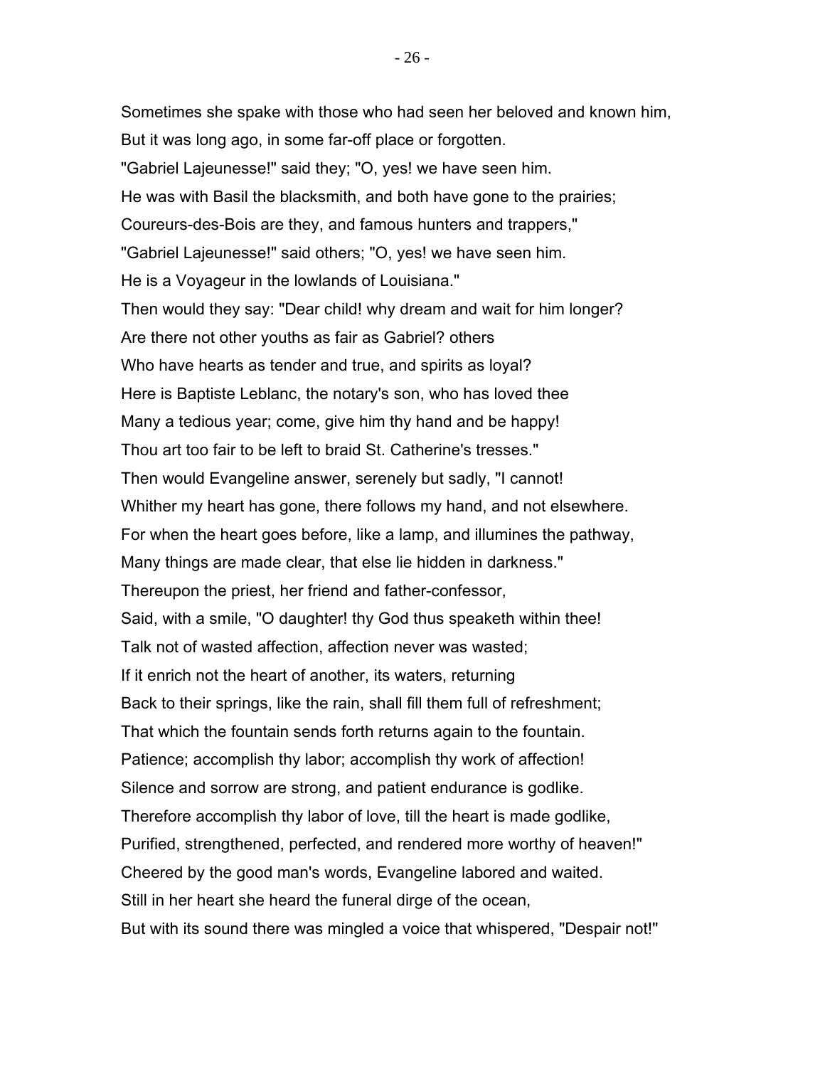Sometimes she spake with those who had seen her beloved and known him,  
But it was long ago, in some far-off place or forgotten.  
"Gabriel Lajeunesse!" said they; "O, yes! we have seen him.  
He was with Basil the blacksmith, and both have gone to the prairies;  
Coureurs-des-Bois are they, and famous hunters and trappers,"  
"Gabriel Lajeunesse!" said others; "O, yes! we have seen him.  
He is a Voyageur in the lowlands of Louisiana."  
Then would they say: "Dear child! why dream and wait for him longer?  
Are there not other youths as fair as Gabriel? others  
Who have hearts as tender and true, and spirits as loyal?  
Here is Baptiste Leblanc, the notary's son, who has loved thee  
Many a tedious year; come, give him thy hand and be happy!  
Thou art too fair to be left to braid St. Catherine's tresses."  
Then would Evangeline answer, serenely but sadly, "I cannot!  
Whither my heart has gone, there follows my hand, and not elsewhere.  
For when the heart goes before, like a lamp, and illumines the pathway,  
Many things are made clear, that else lie hidden in darkness."  
Thereupon the priest, her friend and father-confessor,  
Said, with a smile, "O daughter! thy God thus speaketh within thee!  
Talk not of wasted affection, affection never was wasted;  
If it enrich not the heart of another, its waters, returning  
Back to their springs, like the rain, shall fill them full of refreshment;  
That which the fountain sends forth returns again to the fountain.  
Patience; accomplish thy labor; accomplish thy work of affection!  
Silence and sorrow are strong, and patient endurance is godlike.  
Therefore accomplish thy labor of love, till the heart is made godlike,  
Purified, strengthened, perfected, and rendered more worthy of heaven!"  
Cheered by the good man's words, Evangeline labored and waited.  
Still in her heart she heard the funeral dirge of the ocean,  
But with its sound there was mingled a voice that whispered, "Despair not!"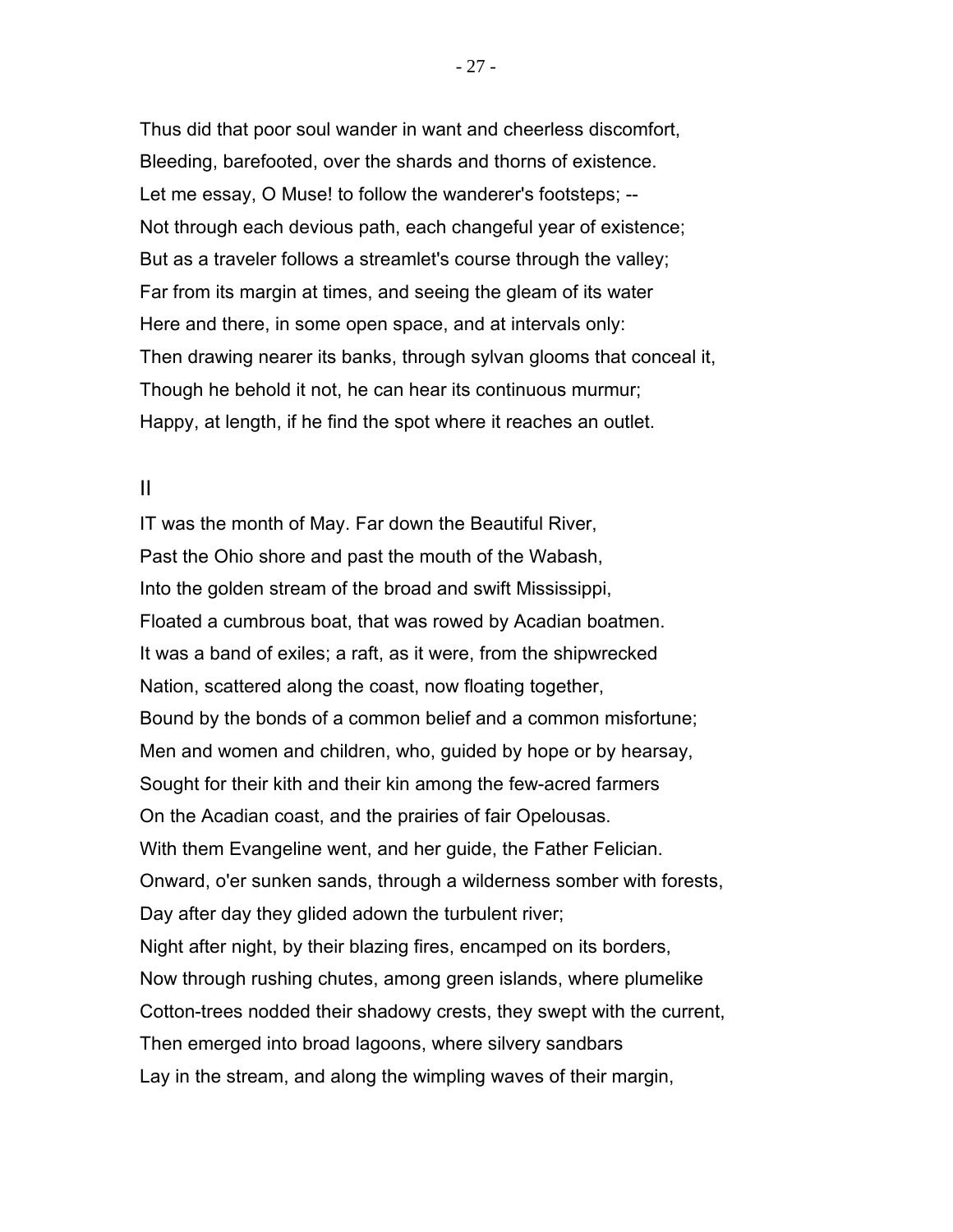Thus did that poor soul wander in want and cheerless discomfort,
Bleeding, barefooted, over the shards and thorns of existence.
Let me essay, O Muse! to follow the wanderer's footsteps; --
Not through each devious path, each changeful year of existence;
But as a traveler follows a streamlet's course through the valley;
Far from its margin at times, and seeing the gleam of its water
Here and there, in some open space, and at intervals only:
Then drawing nearer its banks, through sylvan glooms that conceal it,
Though he behold it not, he can hear its continuous murmur;
Happy, at length, if he find the spot where it reaches an outlet.

## II

IT was the month of May. Far down the Beautiful River,
Past the Ohio shore and past the mouth of the Wabash,
Into the golden stream of the broad and swift Mississippi,
Floated a cumbrous boat, that was rowed by Acadian boatmen.
It was a band of exiles; a raft, as it were, from the shipwrecked
Nation, scattered along the coast, now floating together,
Bound by the bonds of a common belief and a common misfortune;
Men and women and children, who, guided by hope or by hearsay,
Sought for their kith and their kin among the few-acred farmers
On the Acadian coast, and the prairies of fair Opelousas.
With them Evangeline went, and her guide, the Father Felician.
Onward, o'er sunken sands, through a wilderness somber with forests,
Day after day they glided adown the turbulent river;
Night after night, by their blazing fires, encamped on its borders,
Now through rushing chutes, among green islands, where plumelike
Cotton-trees nodded their shadowy crests, they swept with the current,
Then emerged into broad lagoons, where silvery sandbars
Lay in the stream, and along the wimpling waves of their margin,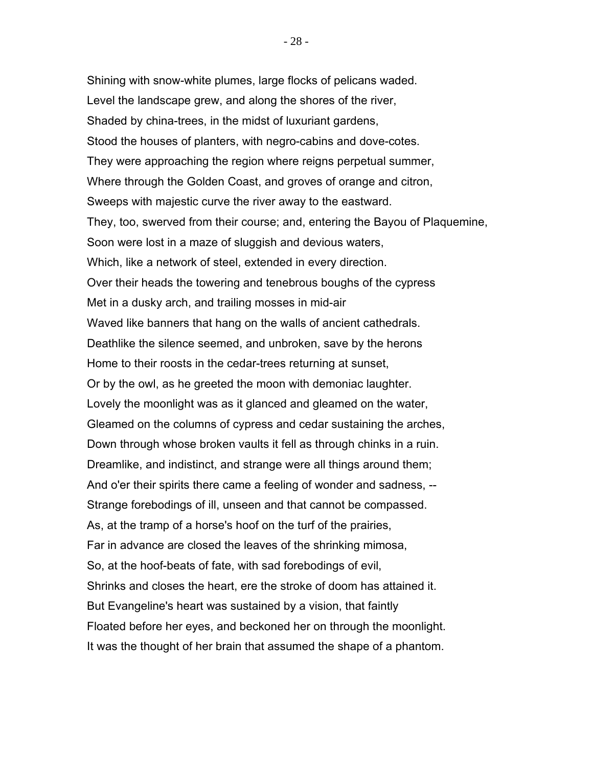Shining with snow-white plumes, large flocks of pelicans waded.
Level the landscape grew, and along the shores of the river,
Shaded by china-trees, in the midst of luxuriant gardens,
Stood the houses of planters, with negro-cabins and dove-cotes.
They were approaching the region where reigns perpetual summer,
Where through the Golden Coast, and groves of orange and citron,
Sweeps with majestic curve the river away to the eastward.
They, too, swerved from their course; and, entering the Bayou of Plaquemine,
Soon were lost in a maze of sluggish and devious waters,
Which, like a network of steel, extended in every direction.
Over their heads the towering and tenebrous boughs of the cypress
Met in a dusky arch, and trailing mosses in mid-air
Waved like banners that hang on the walls of ancient cathedrals.
Deathlike the silence seemed, and unbroken, save by the herons
Home to their roosts in the cedar-trees returning at sunset,
Or by the owl, as he greeted the moon with demoniac laughter.
Lovely the moonlight was as it glanced and gleamed on the water,
Gleamed on the columns of cypress and cedar sustaining the arches,
Down through whose broken vaults it fell as through chinks in a ruin.
Dreamlike, and indistinct, and strange were all things around them;
And o'er their spirits there came a feeling of wonder and sadness, --
Strange forebodings of ill, unseen and that cannot be compassed.
As, at the tramp of a horse's hoof on the turf of the prairies,
Far in advance are closed the leaves of the shrinking mimosa,
So, at the hoof-beats of fate, with sad forebodings of evil,
Shrinks and closes the heart, ere the stroke of doom has attained it.
But Evangeline's heart was sustained by a vision, that faintly
Floated before her eyes, and beckoned her on through the moonlight.
It was the thought of her brain that assumed the shape of a phantom.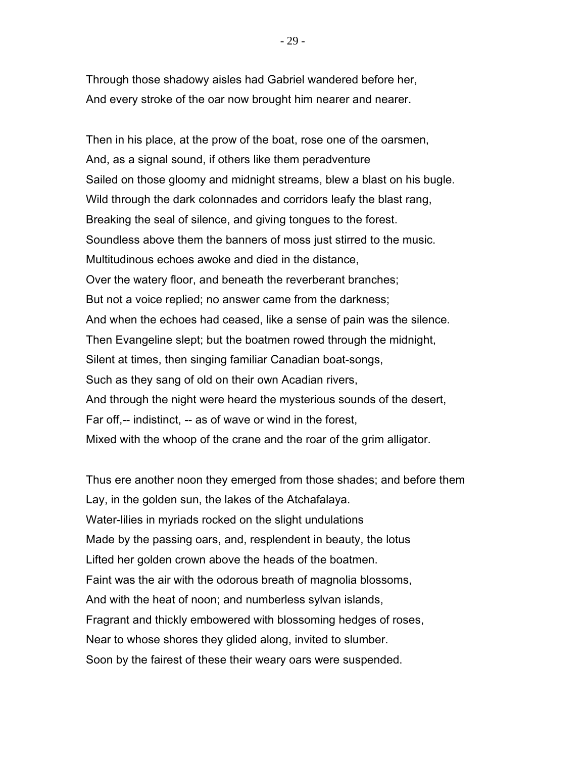Through those shadowy aisles had Gabriel wandered before her,
And every stroke of the oar now brought him nearer and nearer.

Then in his place, at the prow of the boat, rose one of the oarsmen,
And, as a signal sound, if others like them peradventure
Sailed on those gloomy and midnight streams, blew a blast on his bugle.
Wild through the dark colonnades and corridors leafy the blast rang,
Breaking the seal of silence, and giving tongues to the forest.
Soundless above them the banners of moss just stirred to the music.
Multitudinous echoes awoke and died in the distance,
Over the watery floor, and beneath the reverberant branches;
But not a voice replied; no answer came from the darkness;
And when the echoes had ceased, like a sense of pain was the silence.
Then Evangeline slept; but the boatmen rowed through the midnight,
Silent at times, then singing familiar Canadian boat-songs,
Such as they sang of old on their own Acadian rivers,
And through the night were heard the mysterious sounds of the desert,
Far off,-- indistinct, -- as of wave or wind in the forest,
Mixed with the whoop of the crane and the roar of the grim alligator.

Thus ere another noon they emerged from those shades; and before them
Lay, in the golden sun, the lakes of the Atchafalaya.
Water-lilies in myriads rocked on the slight undulations
Made by the passing oars, and, resplendent in beauty, the lotus
Lifted her golden crown above the heads of the boatmen.
Faint was the air with the odorous breath of magnolia blossoms,
And with the heat of noon; and numberless sylvan islands,
Fragrant and thickly embowered with blossoming hedges of roses,
Near to whose shores they glided along, invited to slumber.
Soon by the fairest of these their weary oars were suspended.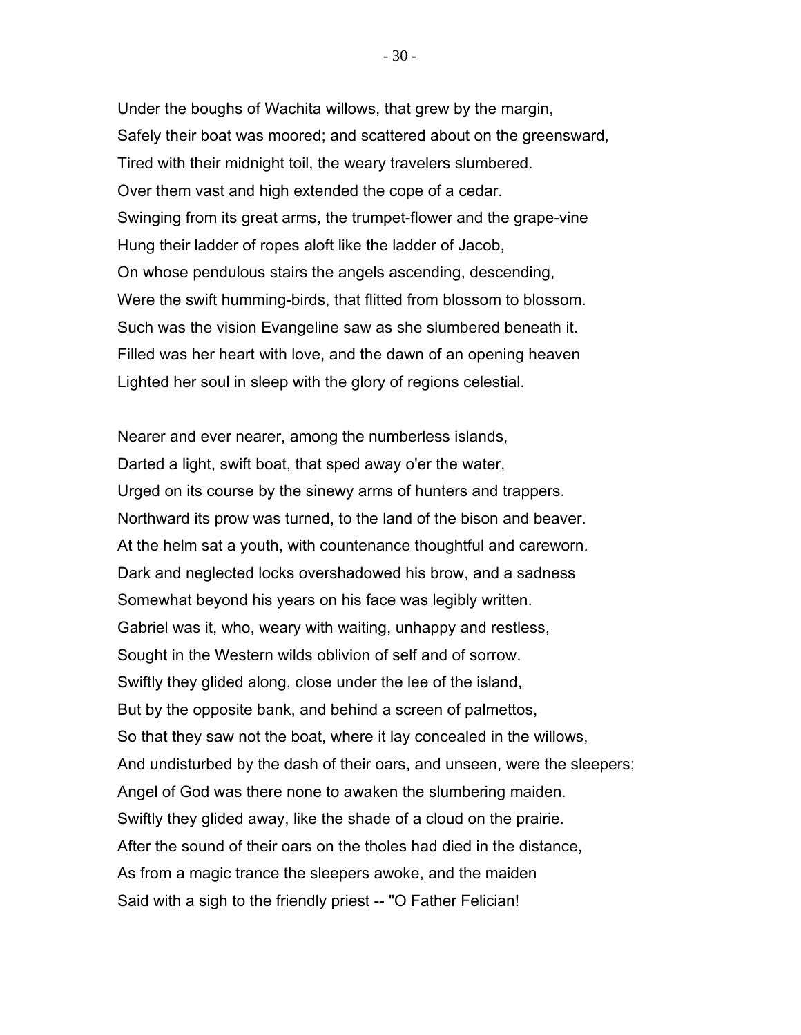Under the boughs of Wachita willows, that grew by the margin,
Safely their boat was moored; and scattered about on the greensward,
Tired with their midnight toil, the weary travelers slumbered.
Over them vast and high extended the cope of a cedar.
Swinging from its great arms, the trumpet-flower and the grape-vine
Hung their ladder of ropes aloft like the ladder of Jacob,
On whose pendulous stairs the angels ascending, descending,
Were the swift humming-birds, that flitted from blossom to blossom.
Such was the vision Evangeline saw as she slumbered beneath it.
Filled was her heart with love, and the dawn of an opening heaven
Lighted her soul in sleep with the glory of regions celestial.

Nearer and ever nearer, among the numberless islands,
Darted a light, swift boat, that sped away o'er the water,
Urged on its course by the sinewy arms of hunters and trappers.
Northward its prow was turned, to the land of the bison and beaver.
At the helm sat a youth, with countenance thoughtful and careworn.
Dark and neglected locks overshadowed his brow, and a sadness
Somewhat beyond his years on his face was legibly written.
Gabriel was it, who, weary with waiting, unhappy and restless,
Sought in the Western wilds oblivion of self and of sorrow.
Swiftly they glided along, close under the lee of the island,
But by the opposite bank, and behind a screen of palmettos,
So that they saw not the boat, where it lay concealed in the willows,
And undisturbed by the dash of their oars, and unseen, were the sleepers;
Angel of God was there none to awaken the slumbering maiden.
Swiftly they glided away, like the shade of a cloud on the prairie.
After the sound of their oars on the tholes had died in the distance,
As from a magic trance the sleepers awoke, and the maiden
Said with a sigh to the friendly priest -- "O Father Felician!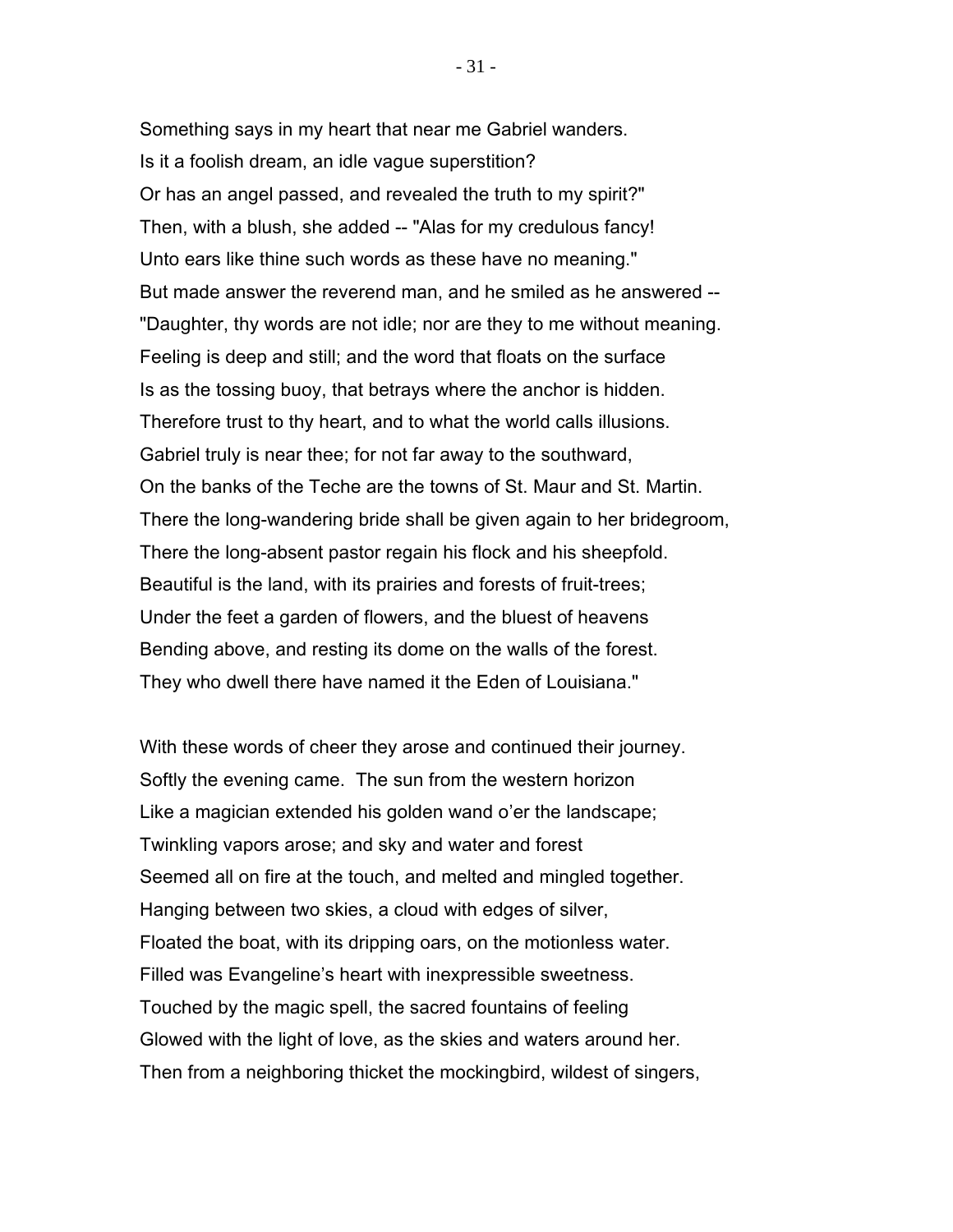Something says in my heart that near me Gabriel wanders.
Is it a foolish dream, an idle vague superstition?
Or has an angel passed, and revealed the truth to my spirit?"
Then, with a blush, she added -- "Alas for my credulous fancy!
Unto ears like thine such words as these have no meaning."
But made answer the reverend man, and he smiled as he answered --
"Daughter, thy words are not idle; nor are they to me without meaning.
Feeling is deep and still; and the word that floats on the surface
Is as the tossing buoy, that betrays where the anchor is hidden.
Therefore trust to thy heart, and to what the world calls illusions.
Gabriel truly is near thee; for not far away to the southward,
On the banks of the Teche are the towns of St. Maur and St. Martin.
There the long-wandering bride shall be given again to her bridegroom,
There the long-absent pastor regain his flock and his sheepfold.
Beautiful is the land, with its prairies and forests of fruit-trees;
Under the feet a garden of flowers, and the bluest of heavens
Bending above, and resting its dome on the walls of the forest.
They who dwell there have named it the Eden of Louisiana."

With these words of cheer they arose and continued their journey.
Softly the evening came. The sun from the western horizon
Like a magician extended his golden wand o'er the landscape;
Twinkling vapors arose; and sky and water and forest
Seemed all on fire at the touch, and melted and mingled together.
Hanging between two skies, a cloud with edges of silver,
Floated the boat, with its dripping oars, on the motionless water.
Filled was Evangeline's heart with inexpressible sweetness.
Touched by the magic spell, the sacred fountains of feeling
Glowed with the light of love, as the skies and waters around her.
Then from a neighboring thicket the mockingbird, wildest of singers,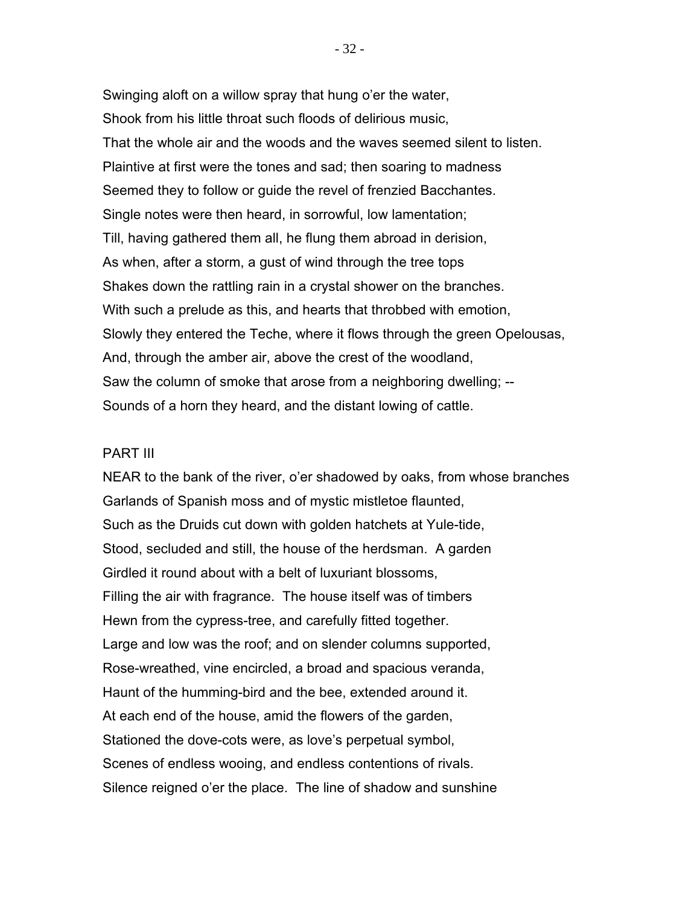Swinging aloft on a willow spray that hung o'er the water,
Shook from his little throat such floods of delirious music,
That the whole air and the woods and the waves seemed silent to listen.
Plaintive at first were the tones and sad; then soaring to madness
Seemed they to follow or guide the revel of frenzied Bacchantes.
Single notes were then heard, in sorrowful, low lamentation;
Till, having gathered them all, he flung them abroad in derision,
As when, after a storm, a gust of wind through the tree tops
Shakes down the rattling rain in a crystal shower on the branches.
With such a prelude as this, and hearts that throbbed with emotion,
Slowly they entered the Teche, where it flows through the green Opelousas,
And, through the amber air, above the crest of the woodland,
Saw the column of smoke that arose from a neighboring dwelling; --
Sounds of a horn they heard, and the distant lowing of cattle.

## PART III

NEAR to the bank of the river, o'er shadowed by oaks, from whose branches
Garlands of Spanish moss and of mystic mistletoe flaunted,
Such as the Druids cut down with golden hatchets at Yule-tide,
Stood, secluded and still, the house of the herdsman. A garden
Girdled it round about with a belt of luxuriant blossoms,
Filling the air with fragrance. The house itself was of timbers
Hewn from the cypress-tree, and carefully fitted together.
Large and low was the roof; and on slender columns supported,
Rose-wreathed, vine encircled, a broad and spacious veranda,
Haunt of the humming-bird and the bee, extended around it.
At each end of the house, amid the flowers of the garden,
Stationed the dove-cots were, as love's perpetual symbol,
Scenes of endless wooing, and endless contentions of rivals.
Silence reigned o'er the place. The line of shadow and sunshine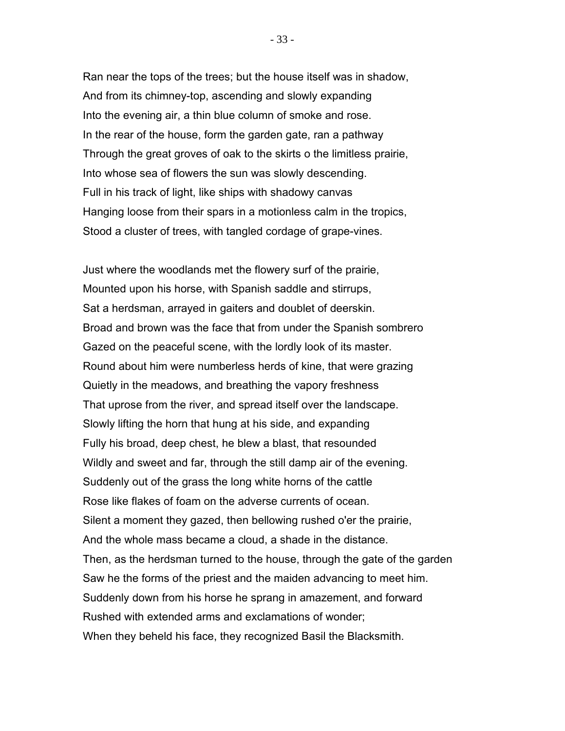Ran near the tops of the trees; but the house itself was in shadow,
And from its chimney-top, ascending and slowly expanding
Into the evening air, a thin blue column of smoke and rose.
In the rear of the house, form the garden gate, ran a pathway
Through the great groves of oak to the skirts o the limitless prairie,
Into whose sea of flowers the sun was slowly descending.
Full in his track of light, like ships with shadowy canvas
Hanging loose from their spars in a motionless calm in the tropics,
Stood a cluster of trees, with tangled cordage of grape-vines.

Just where the woodlands met the flowery surf of the prairie,
Mounted upon his horse, with Spanish saddle and stirrups,
Sat a herdsman, arrayed in gaiters and doublet of deerskin.
Broad and brown was the face that from under the Spanish sombrero
Gazed on the peaceful scene, with the lordly look of its master.
Round about him were numberless herds of kine, that were grazing
Quietly in the meadows, and breathing the vapory freshness
That uprose from the river, and spread itself over the landscape.
Slowly lifting the horn that hung at his side, and expanding
Fully his broad, deep chest, he blew a blast, that resounded
Wildly and sweet and far, through the still damp air of the evening.
Suddenly out of the grass the long white horns of the cattle
Rose like flakes of foam on the adverse currents of ocean.
Silent a moment they gazed, then bellowing rushed o'er the prairie,
And the whole mass became a cloud, a shade in the distance.
Then, as the herdsman turned to the house, through the gate of the garden
Saw he the forms of the priest and the maiden advancing to meet him.
Suddenly down from his horse he sprang in amazement, and forward
Rushed with extended arms and exclamations of wonder;
When they beheld his face, they recognized Basil the Blacksmith.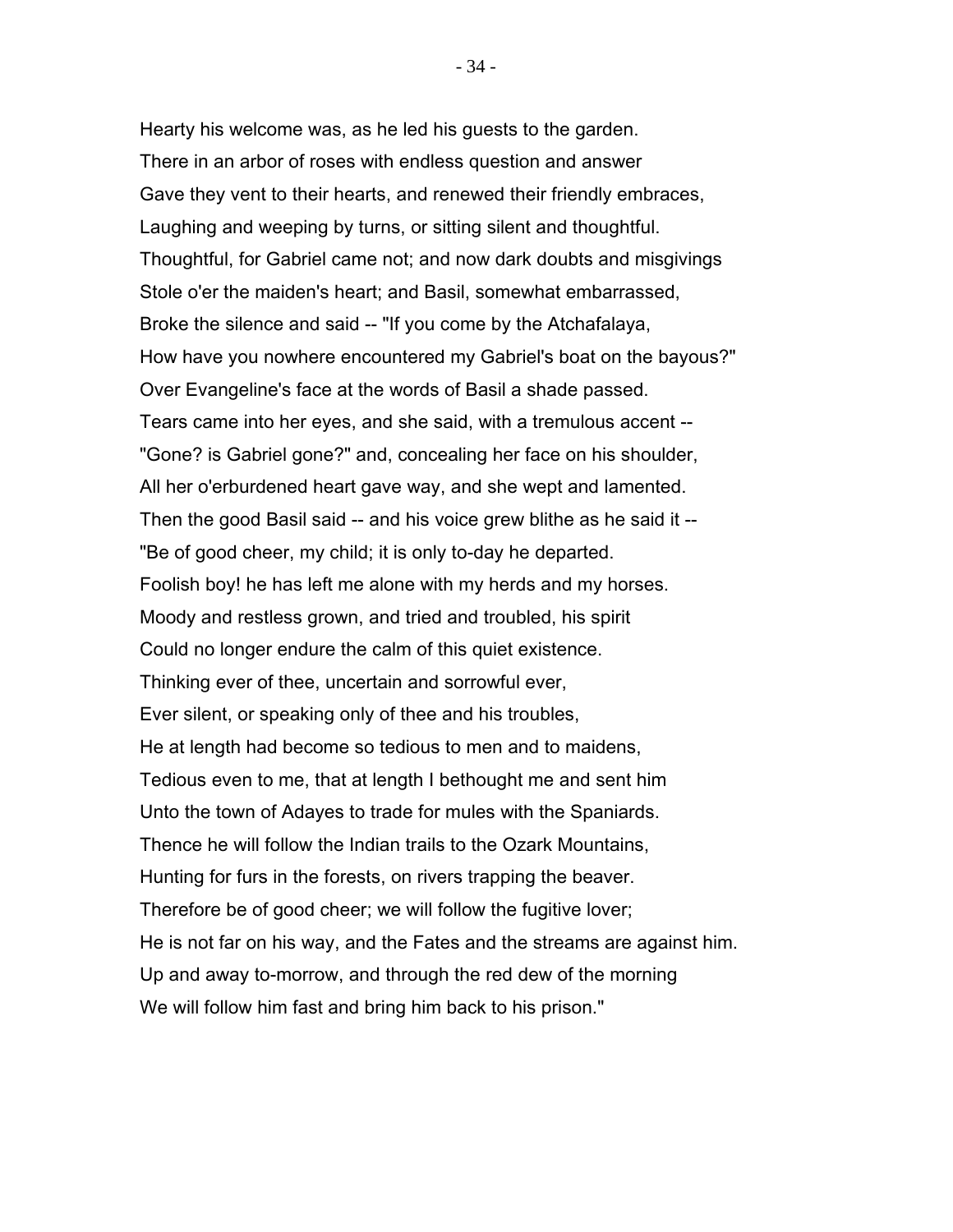Hearty his welcome was, as he led his guests to the garden.
There in an arbor of roses with endless question and answer
Gave they vent to their hearts, and renewed their friendly embraces,
Laughing and weeping by turns, or sitting silent and thoughtful.
Thoughtful, for Gabriel came not; and now dark doubts and misgivings
Stole o'er the maiden's heart; and Basil, somewhat embarrassed,
Broke the silence and said -- "If you come by the Atchafalaya,
How have you nowhere encountered my Gabriel's boat on the bayous?"
Over Evangeline's face at the words of Basil a shade passed.
Tears came into her eyes, and she said, with a tremulous accent --
"Gone? is Gabriel gone?" and, concealing her face on his shoulder,
All her o'erburdened heart gave way, and she wept and lamented.
Then the good Basil said -- and his voice grew blithe as he said it --
"Be of good cheer, my child; it is only to-day he departed.
Foolish boy! he has left me alone with my herds and my horses.
Moody and restless grown, and tried and troubled, his spirit
Could no longer endure the calm of this quiet existence.
Thinking ever of thee, uncertain and sorrowful ever,
Ever silent, or speaking only of thee and his troubles,
He at length had become so tedious to men and to maidens,
Tedious even to me, that at length I bethought me and sent him
Unto the town of Adayes to trade for mules with the Spaniards.
Thence he will follow the Indian trails to the Ozark Mountains,
Hunting for furs in the forests, on rivers trapping the beaver.
Therefore be of good cheer; we will follow the fugitive lover;
He is not far on his way, and the Fates and the streams are against him.
Up and away to-morrow, and through the red dew of the morning
We will follow him fast and bring him back to his prison."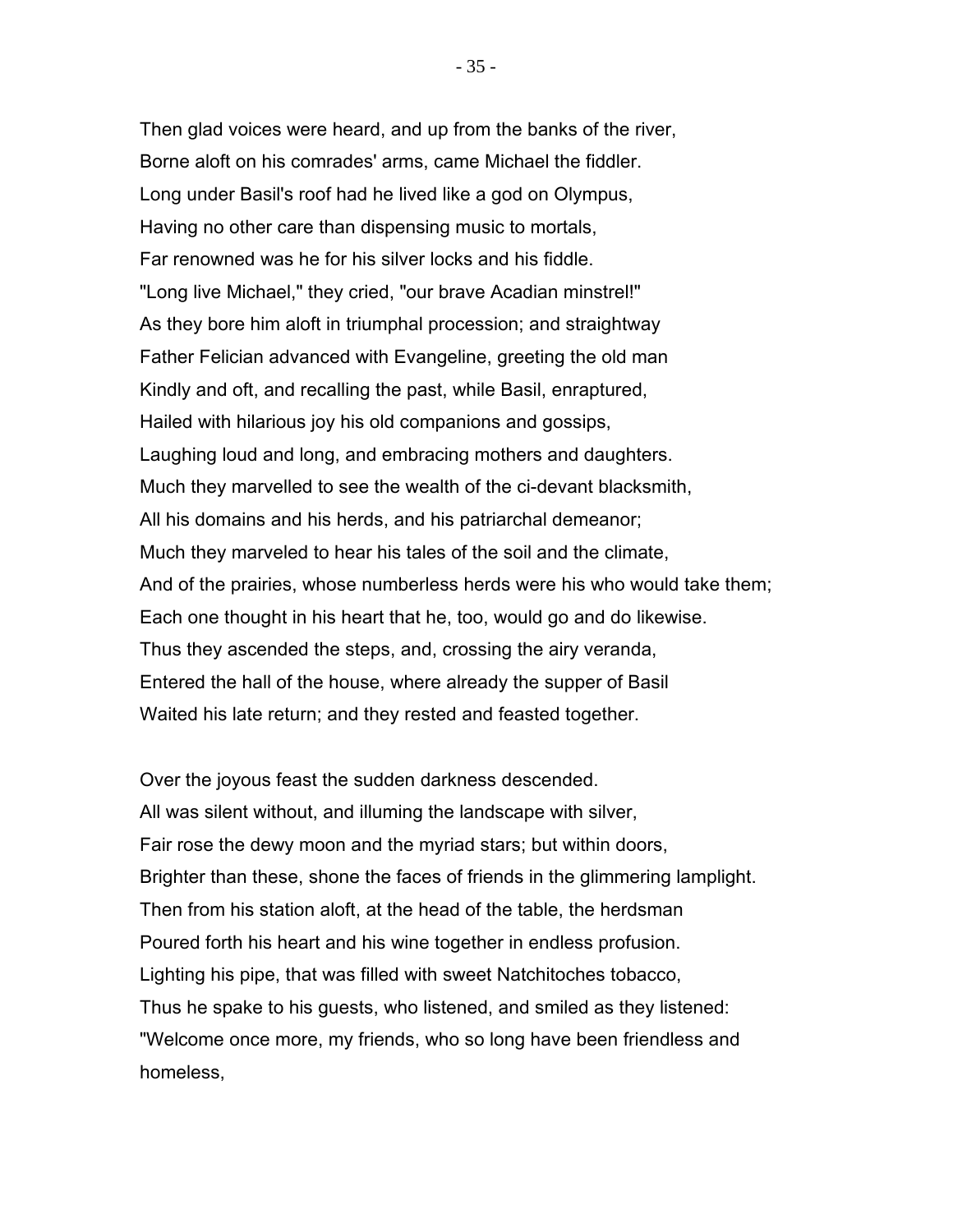Then glad voices were heard, and up from the banks of the river,
Borne aloft on his comrades' arms, came Michael the fiddler.
Long under Basil's roof had he lived like a god on Olympus,
Having no other care than dispensing music to mortals,
Far renowned was he for his silver locks and his fiddle.
"Long live Michael," they cried, "our brave Acadian minstrel!"
As they bore him aloft in triumphal procession; and straightway
Father Felician advanced with Evangeline, greeting the old man
Kindly and oft, and recalling the past, while Basil, enraptured,
Hailed with hilarious joy his old companions and gossips,
Laughing loud and long, and embracing mothers and daughters.
Much they marvelled to see the wealth of the ci-devant blacksmith,
All his domains and his herds, and his patriarchal demeanor;
Much they marveled to hear his tales of the soil and the climate,
And of the prairies, whose numberless herds were his who would take them;
Each one thought in his heart that he, too, would go and do likewise.
Thus they ascended the steps, and, crossing the airy veranda,
Entered the hall of the house, where already the supper of Basil
Waited his late return; and they rested and feasted together.

Over the joyous feast the sudden darkness descended.
All was silent without, and illuming the landscape with silver,
Fair rose the dewy moon and the myriad stars; but within doors,
Brighter than these, shone the faces of friends in the glimmering lamplight.
Then from his station aloft, at the head of the table, the herdsman
Poured forth his heart and his wine together in endless profusion.
Lighting his pipe, that was filled with sweet Natchitoches tobacco,
Thus he spake to his guests, who listened, and smiled as they listened:
"Welcome once more, my friends, who so long have been friendless and homeless,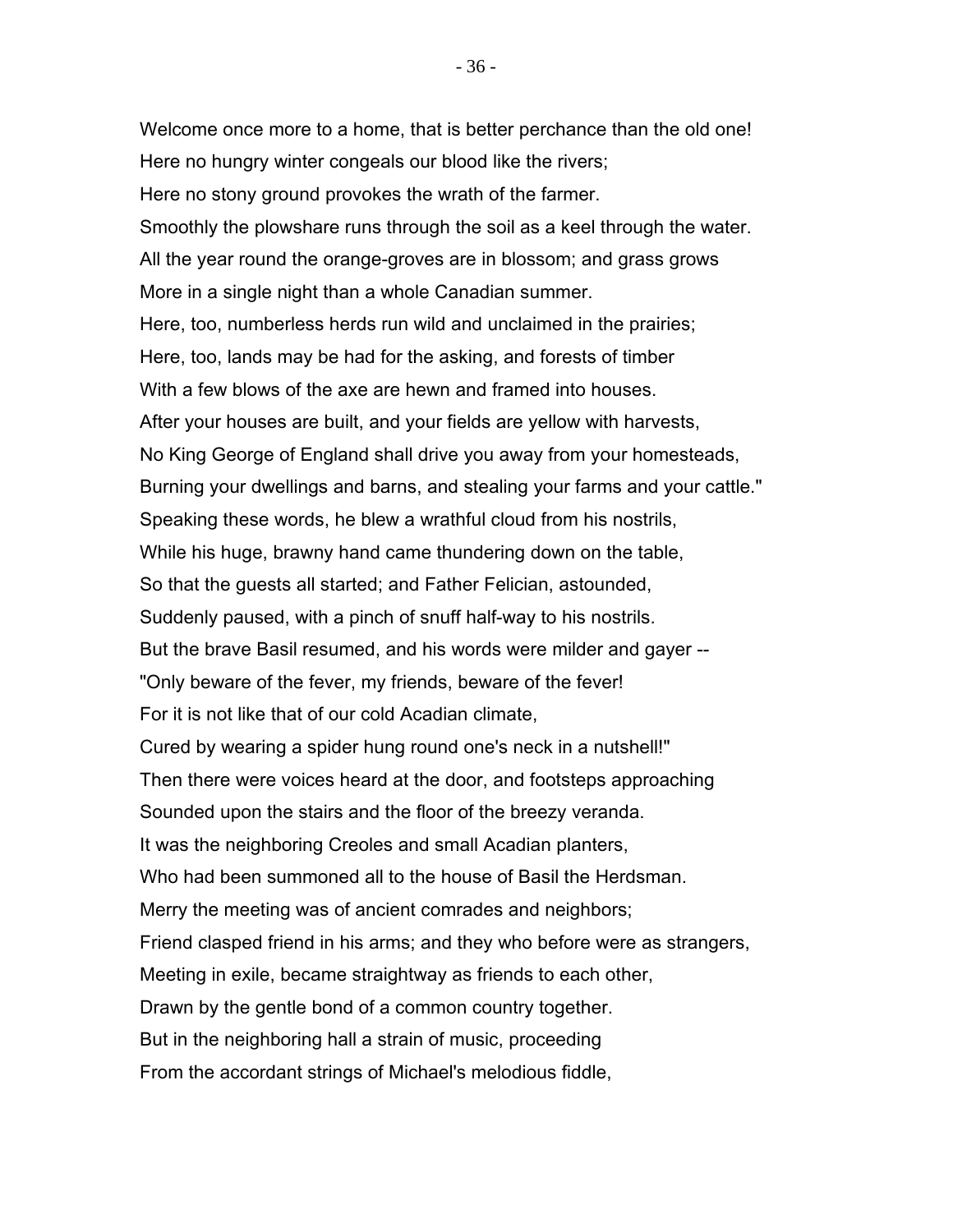Welcome once more to a home, that is better perchance than the old one!  
Here no hungry winter congeals our blood like the rivers;  
Here no stony ground provokes the wrath of the farmer.  
Smoothly the plowshare runs through the soil as a keel through the water.  
All the year round the orange-groves are in blossom; and grass grows  
More in a single night than a whole Canadian summer.  
Here, too, numberless herds run wild and unclaimed in the prairies;  
Here, too, lands may be had for the asking, and forests of timber  
With a few blows of the axe are hewn and framed into houses.  
After your houses are built, and your fields are yellow with harvests,  
No King George of England shall drive you away from your homesteads,  
Burning your dwellings and barns, and stealing your farms and your cattle."  
Speaking these words, he blew a wrathful cloud from his nostrils,  
While his huge, brawny hand came thundering down on the table,  
So that the guests all started; and Father Felician, astounded,  
Suddenly paused, with a pinch of snuff half-way to his nostrils.  
But the brave Basil resumed, and his words were milder and gayer --  
"Only beware of the fever, my friends, beware of the fever!  
For it is not like that of our cold Acadian climate,  
Cured by wearing a spider hung round one's neck in a nutshell!"  
Then there were voices heard at the door, and footsteps approaching  
Sounded upon the stairs and the floor of the breezy veranda.  
It was the neighboring Creoles and small Acadian planters,  
Who had been summoned all to the house of Basil the Herdsman.  
Merry the meeting was of ancient comrades and neighbors;  
Friend clasped friend in his arms; and they who before were as strangers,  
Meeting in exile, became straightway as friends to each other,  
Drawn by the gentle bond of a common country together.  
But in the neighboring hall a strain of music, proceeding  
From the accordant strings of Michael's melodious fiddle,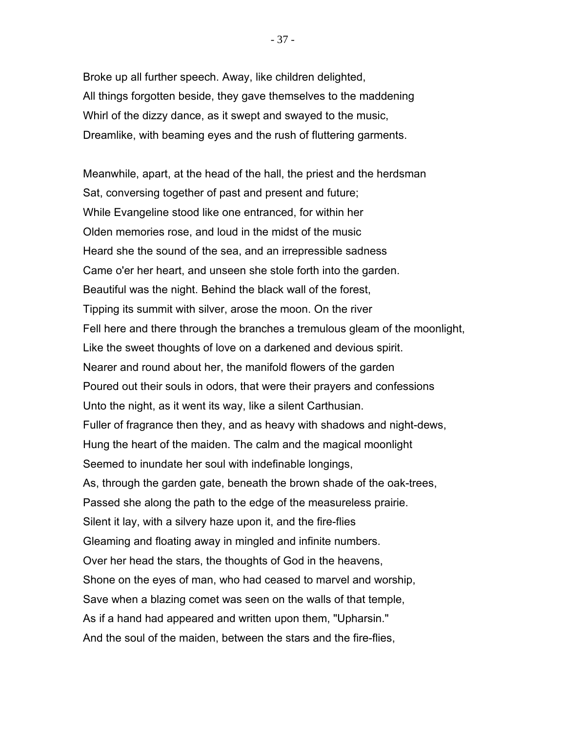Broke up all further speech. Away, like children delighted,
All things forgotten beside, they gave themselves to the maddening
Whirl of the dizzy dance, as it swept and swayed to the music,
Dreamlike, with beaming eyes and the rush of fluttering garments.

Meanwhile, apart, at the head of the hall, the priest and the herdsman
Sat, conversing together of past and present and future;
While Evangeline stood like one entranced, for within her
Olden memories rose, and loud in the midst of the music
Heard she the sound of the sea, and an irrepressible sadness
Came o'er her heart, and unseen she stole forth into the garden.
Beautiful was the night. Behind the black wall of the forest,
Tipping its summit with silver, arose the moon. On the river
Fell here and there through the branches a tremulous gleam of the moonlight,
Like the sweet thoughts of love on a darkened and devious spirit.
Nearer and round about her, the manifold flowers of the garden
Poured out their souls in odors, that were their prayers and confessions
Unto the night, as it went its way, like a silent Carthusian.
Fuller of fragrance then they, and as heavy with shadows and night-dews,
Hung the heart of the maiden. The calm and the magical moonlight
Seemed to inundate her soul with indefinable longings,
As, through the garden gate, beneath the brown shade of the oak-trees,
Passed she along the path to the edge of the measureless prairie.
Silent it lay, with a silvery haze upon it, and the fire-flies
Gleaming and floating away in mingled and infinite numbers.
Over her head the stars, the thoughts of God in the heavens,
Shone on the eyes of man, who had ceased to marvel and worship,
Save when a blazing comet was seen on the walls of that temple,
As if a hand had appeared and written upon them, "Upharsin."
And the soul of the maiden, between the stars and the fire-flies,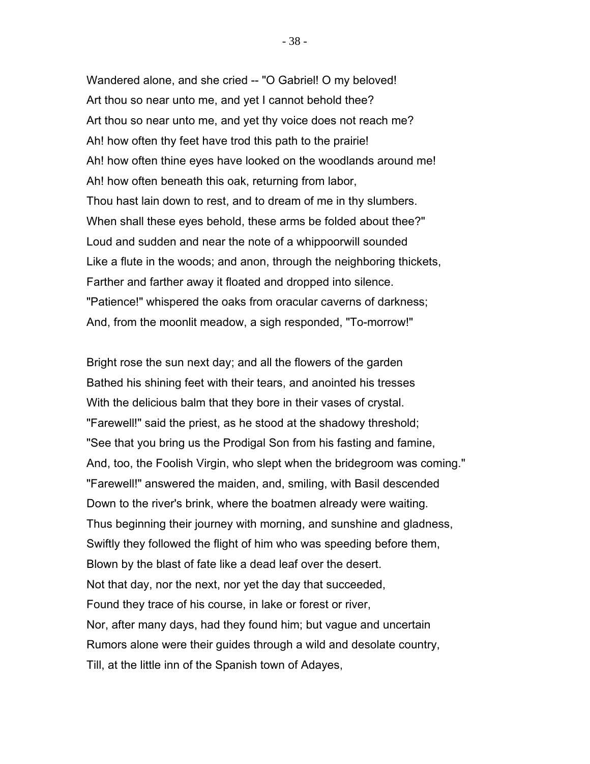Wandered alone, and she cried -- "O Gabriel! O my beloved!
Art thou so near unto me, and yet I cannot behold thee?
Art thou so near unto me, and yet thy voice does not reach me?
Ah! how often thy feet have trod this path to the prairie!
Ah! how often thine eyes have looked on the woodlands around me!
Ah! how often beneath this oak, returning from labor,
Thou hast lain down to rest, and to dream of me in thy slumbers.
When shall these eyes behold, these arms be folded about thee?"
Loud and sudden and near the note of a whippoorwill sounded
Like a flute in the woods; and anon, through the neighboring thickets,
Farther and farther away it floated and dropped into silence.
"Patience!" whispered the oaks from oracular caverns of darkness;
And, from the moonlit meadow, a sigh responded, "To-morrow!"

Bright rose the sun next day; and all the flowers of the garden
Bathed his shining feet with their tears, and anointed his tresses
With the delicious balm that they bore in their vases of crystal.
"Farewell!" said the priest, as he stood at the shadowy threshold;
"See that you bring us the Prodigal Son from his fasting and famine,
And, too, the Foolish Virgin, who slept when the bridegroom was coming."
"Farewell!" answered the maiden, and, smiling, with Basil descended
Down to the river's brink, where the boatmen already were waiting.
Thus beginning their journey with morning, and sunshine and gladness,
Swiftly they followed the flight of him who was speeding before them,
Blown by the blast of fate like a dead leaf over the desert.
Not that day, nor the next, nor yet the day that succeeded,
Found they trace of his course, in lake or forest or river,
Nor, after many days, had they found him; but vague and uncertain
Rumors alone were their guides through a wild and desolate country,
Till, at the little inn of the Spanish town of Adayes,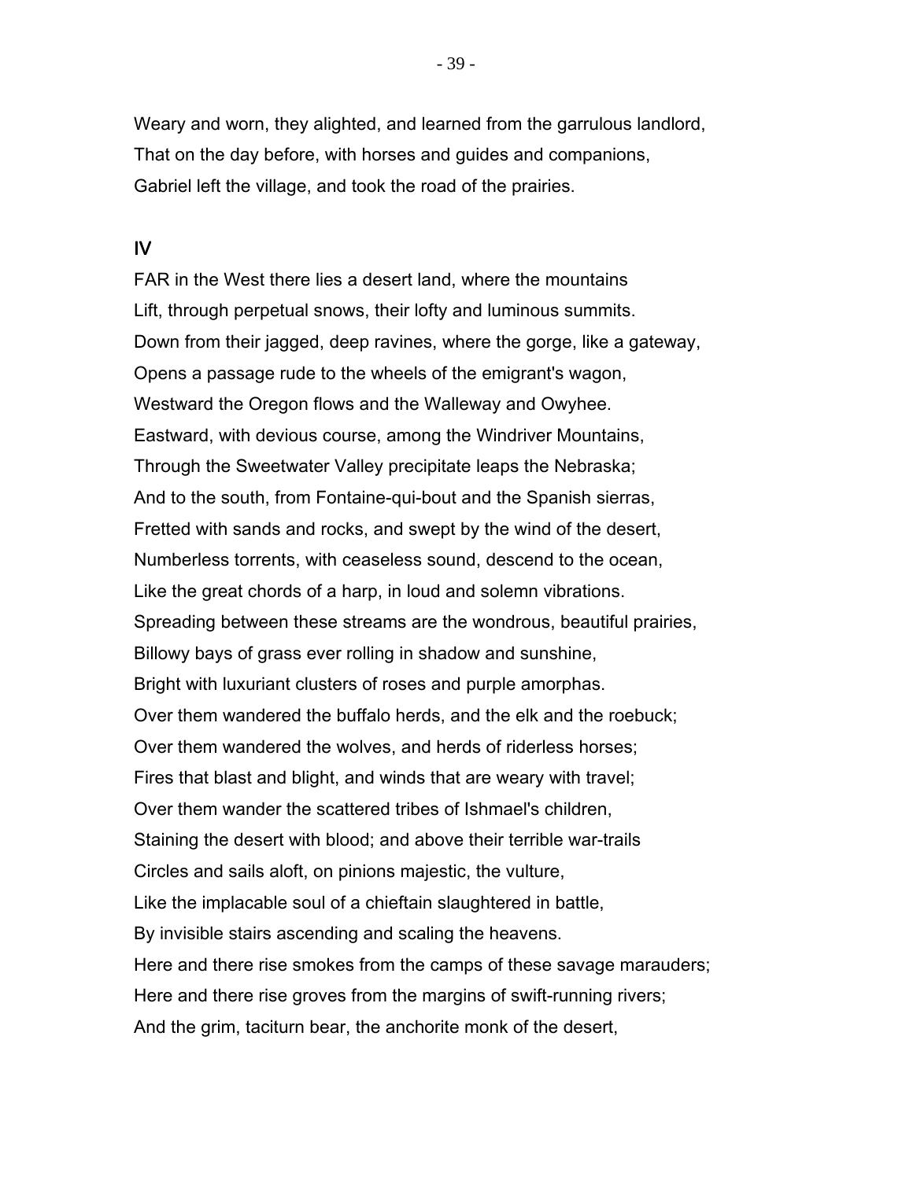Weary and worn, they alighted, and learned from the garrulous landlord,
That on the day before, with horses and guides and companions,
Gabriel left the village, and took the road of the prairies.

## IV

FAR in the West there lies a desert land, where the mountains
Lift, through perpetual snows, their lofty and luminous summits.
Down from their jagged, deep ravines, where the gorge, like a gateway,
Opens a passage rude to the wheels of the emigrant's wagon,
Westward the Oregon flows and the Walleway and Owyhee.
Eastward, with devious course, among the Windriver Mountains,
Through the Sweetwater Valley precipitate leaps the Nebraska;
And to the south, from Fontaine-qui-bout and the Spanish sierras,
Fretted with sands and rocks, and swept by the wind of the desert,
Numberless torrents, with ceaseless sound, descend to the ocean,
Like the great chords of a harp, in loud and solemn vibrations.
Spreading between these streams are the wondrous, beautiful prairies,
Billowy bays of grass ever rolling in shadow and sunshine,
Bright with luxuriant clusters of roses and purple amorphas.
Over them wandered the buffalo herds, and the elk and the roebuck;
Over them wandered the wolves, and herds of riderless horses;
Fires that blast and blight, and winds that are weary with travel;
Over them wander the scattered tribes of Ishmael's children,
Staining the desert with blood; and above their terrible war-trails
Circles and sails aloft, on pinions majestic, the vulture,
Like the implacable soul of a chieftain slaughtered in battle,
By invisible stairs ascending and scaling the heavens.
Here and there rise smokes from the camps of these savage marauders;
Here and there rise groves from the margins of swift-running rivers;
And the grim, taciturn bear, the anchorite monk of the desert,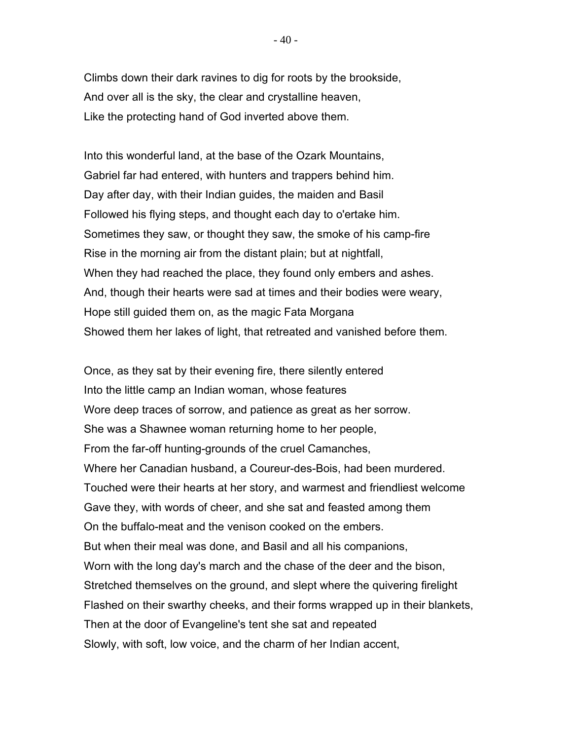Climbs down their dark ravines to dig for roots by the brookside,  
And over all is the sky, the clear and crystalline heaven,  
Like the protecting hand of God inverted above them.

Into this wonderful land, at the base of the Ozark Mountains,  
Gabriel far had entered, with hunters and trappers behind him.  
Day after day, with their Indian guides, the maiden and Basil  
Followed his flying steps, and thought each day to o'ertake him.  
Sometimes they saw, or thought they saw, the smoke of his camp-fire  
Rise in the morning air from the distant plain; but at nightfall,  
When they had reached the place, they found only embers and ashes.  
And, though their hearts were sad at times and their bodies were weary,  
Hope still guided them on, as the magic Fata Morgana  
Showed them her lakes of light, that retreated and vanished before them.

Once, as they sat by their evening fire, there silently entered  
Into the little camp an Indian woman, whose features  
Wore deep traces of sorrow, and patience as great as her sorrow.  
She was a Shawnee woman returning home to her people,  
From the far-off hunting-grounds of the cruel Camanches,  
Where her Canadian husband, a Coureur-des-Bois, had been murdered.  
Touched were their hearts at her story, and warmest and friendliest welcome  
Gave they, with words of cheer, and she sat and feasted among them  
On the buffalo-meat and the venison cooked on the embers.  
But when their meal was done, and Basil and all his companions,  
Worn with the long day's march and the chase of the deer and the bison,  
Stretched themselves on the ground, and slept where the quivering firelight  
Flashed on their swarthy cheeks, and their forms wrapped up in their blankets,  
Then at the door of Evangeline's tent she sat and repeated  
Slowly, with soft, low voice, and the charm of her Indian accent,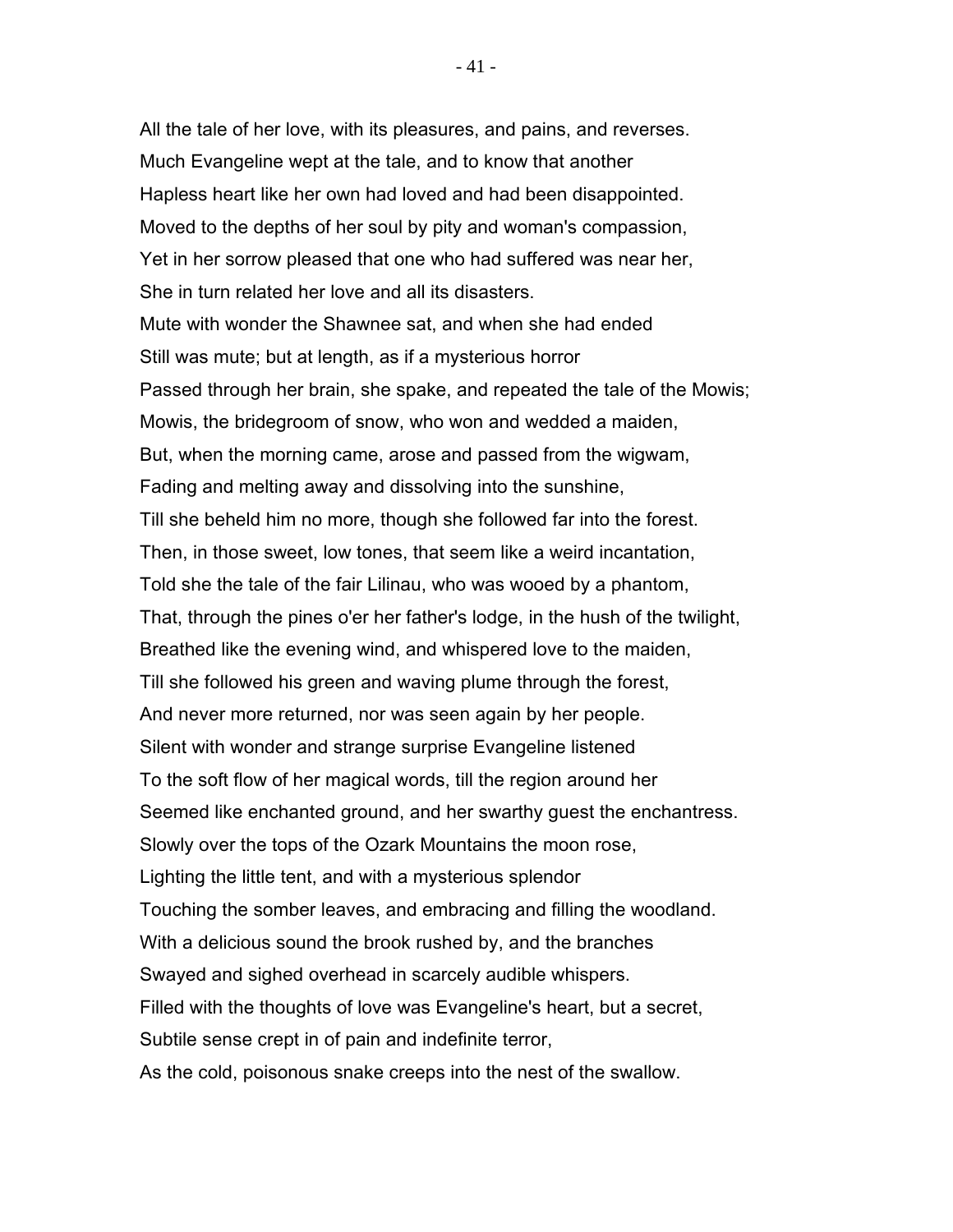All the tale of her love, with its pleasures, and pains, and reverses.
Much Evangeline wept at the tale, and to know that another
Hapless heart like her own had loved and had been disappointed.
Moved to the depths of her soul by pity and woman's compassion,
Yet in her sorrow pleased that one who had suffered was near her,
She in turn related her love and all its disasters.
Mute with wonder the Shawnee sat, and when she had ended
Still was mute; but at length, as if a mysterious horror
Passed through her brain, she spake, and repeated the tale of the Mowis;
Mowis, the bridegroom of snow, who won and wedded a maiden,
But, when the morning came, arose and passed from the wigwam,
Fading and melting away and dissolving into the sunshine,
Till she beheld him no more, though she followed far into the forest.
Then, in those sweet, low tones, that seem like a weird incantation,
Told she the tale of the fair Lilinau, who was wooed by a phantom,
That, through the pines o'er her father's lodge, in the hush of the twilight,
Breathed like the evening wind, and whispered love to the maiden,
Till she followed his green and waving plume through the forest,
And never more returned, nor was seen again by her people.
Silent with wonder and strange surprise Evangeline listened
To the soft flow of her magical words, till the region around her
Seemed like enchanted ground, and her swarthy guest the enchantress.
Slowly over the tops of the Ozark Mountains the moon rose,
Lighting the little tent, and with a mysterious splendor
Touching the somber leaves, and embracing and filling the woodland.
With a delicious sound the brook rushed by, and the branches
Swayed and sighed overhead in scarcely audible whispers.
Filled with the thoughts of love was Evangeline's heart, but a secret,
Subtile sense crept in of pain and indefinite terror,
As the cold, poisonous snake creeps into the nest of the swallow.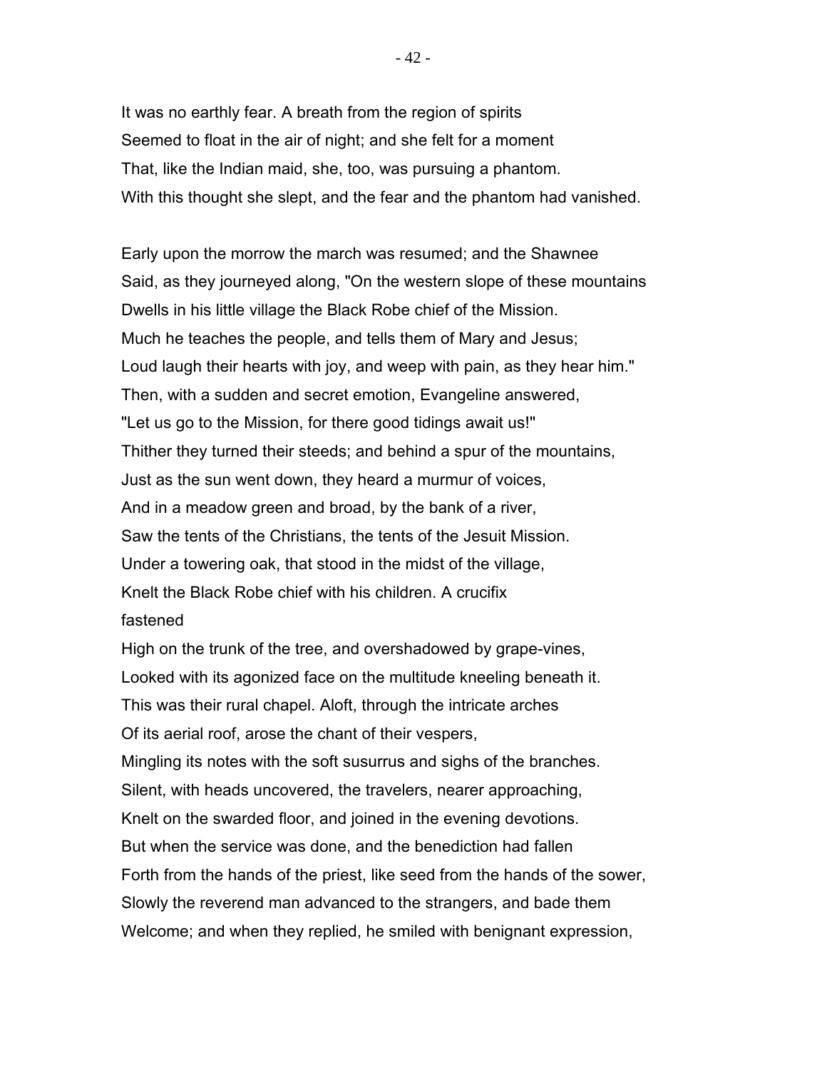It was no earthly fear. A breath from the region of spirits
Seemed to float in the air of night; and she felt for a moment
That, like the Indian maid, she, too, was pursuing a phantom.
With this thought she slept, and the fear and the phantom had vanished.

Early upon the morrow the march was resumed; and the Shawnee
Said, as they journeyed along, "On the western slope of these mountains
Dwells in his little village the Black Robe chief of the Mission.
Much he teaches the people, and tells them of Mary and Jesus;
Loud laugh their hearts with joy, and weep with pain, as they hear him."
Then, with a sudden and secret emotion, Evangeline answered,
"Let us go to the Mission, for there good tidings await us!"
Thither they turned their steeds; and behind a spur of the mountains,
Just as the sun went down, they heard a murmur of voices,
And in a meadow green and broad, by the bank of a river,
Saw the tents of the Christians, the tents of the Jesuit Mission.
Under a towering oak, that stood in the midst of the village,
Knelt the Black Robe chief with his children. A crucifix
fastened
High on the trunk of the tree, and overshadowed by grape-vines,
Looked with its agonized face on the multitude kneeling beneath it.
This was their rural chapel. Aloft, through the intricate arches
Of its aerial roof, arose the chant of their vespers,
Mingling its notes with the soft susurrus and sighs of the branches.
Silent, with heads uncovered, the travelers, nearer approaching,
Knelt on the swarded floor, and joined in the evening devotions.
But when the service was done, and the benediction had fallen
Forth from the hands of the priest, like seed from the hands of the sower,
Slowly the reverend man advanced to the strangers, and bade them
Welcome; and when they replied, he smiled with benignant expression,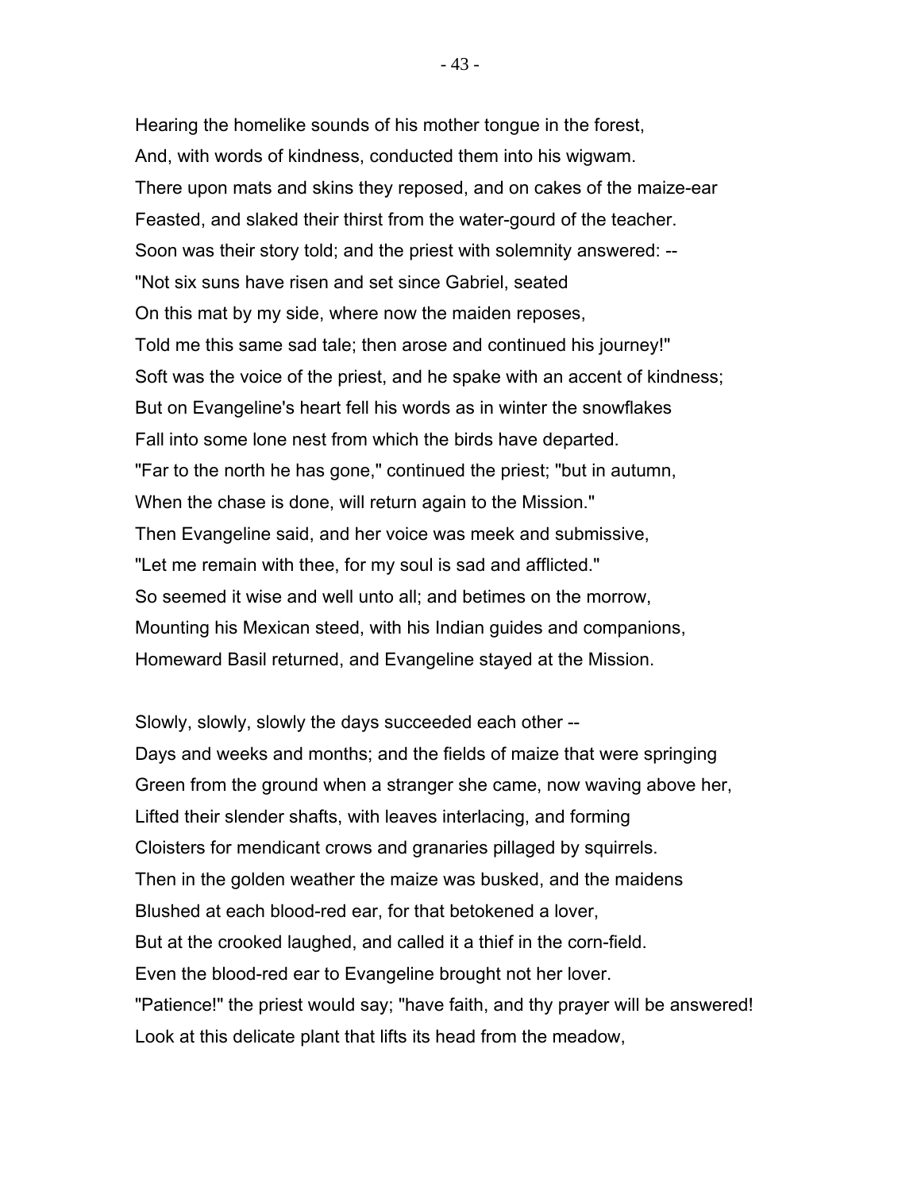Hearing the homelike sounds of his mother tongue in the forest,
And, with words of kindness, conducted them into his wigwam.
There upon mats and skins they reposed, and on cakes of the maize-ear
Feasted, and slaked their thirst from the water-gourd of the teacher.
Soon was their story told; and the priest with solemnity answered: --
"Not six suns have risen and set since Gabriel, seated
On this mat by my side, where now the maiden reposes,
Told me this same sad tale; then arose and continued his journey!"
Soft was the voice of the priest, and he spake with an accent of kindness;
But on Evangeline's heart fell his words as in winter the snowflakes
Fall into some lone nest from which the birds have departed.
"Far to the north he has gone," continued the priest; "but in autumn,
When the chase is done, will return again to the Mission."
Then Evangeline said, and her voice was meek and submissive,
"Let me remain with thee, for my soul is sad and afflicted."
So seemed it wise and well unto all; and betimes on the morrow,
Mounting his Mexican steed, with his Indian guides and companions,
Homeward Basil returned, and Evangeline stayed at the Mission.

Slowly, slowly, slowly the days succeeded each other --
Days and weeks and months; and the fields of maize that were springing
Green from the ground when a stranger she came, now waving above her,
Lifted their slender shafts, with leaves interlacing, and forming
Cloisters for mendicant crows and granaries pillaged by squirrels.
Then in the golden weather the maize was busked, and the maidens
Blushed at each blood-red ear, for that betokened a lover,
But at the crooked laughed, and called it a thief in the corn-field.
Even the blood-red ear to Evangeline brought not her lover.
"Patience!" the priest would say; "have faith, and thy prayer will be answered!
Look at this delicate plant that lifts its head from the meadow,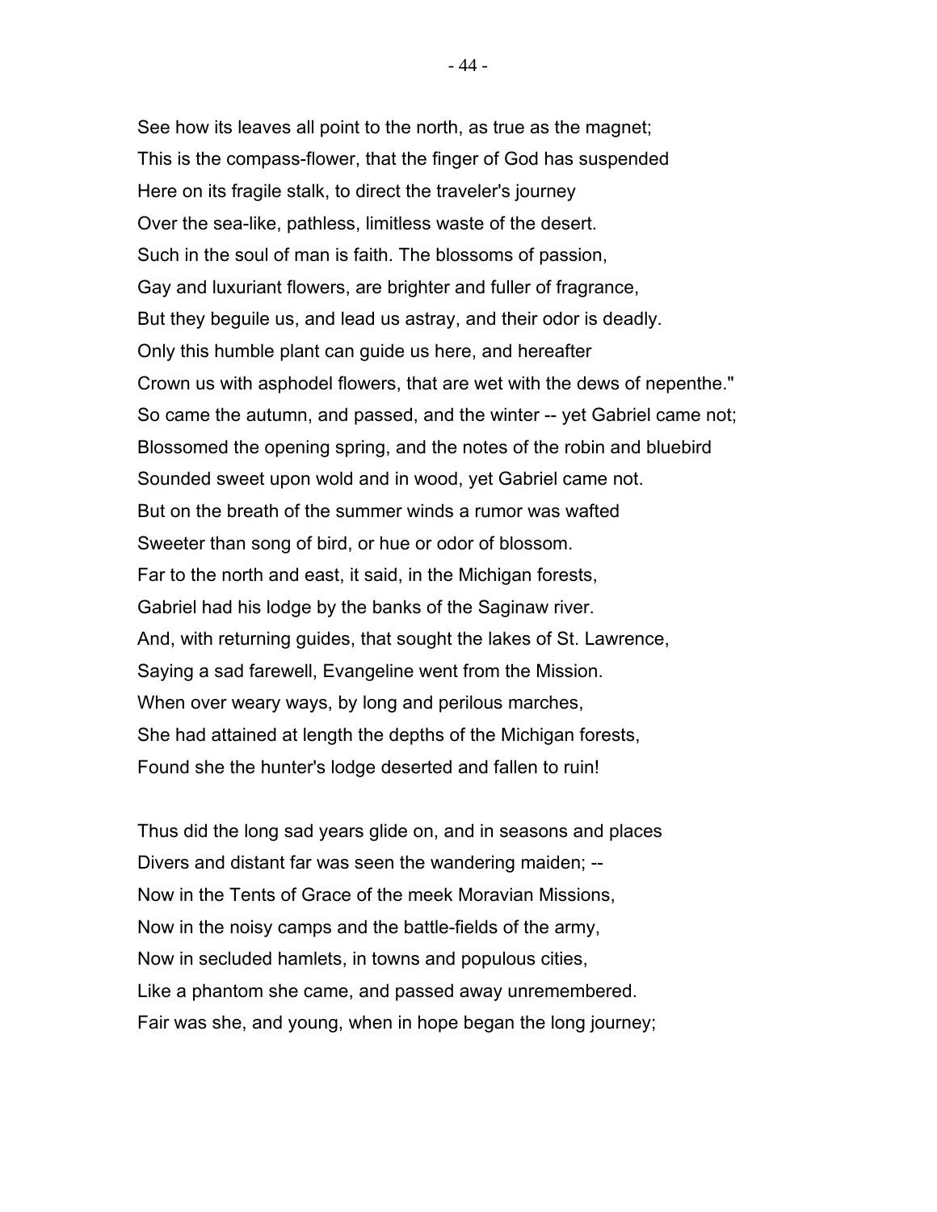See how its leaves all point to the north, as true as the magnet;
This is the compass-flower, that the finger of God has suspended
Here on its fragile stalk, to direct the traveler's journey
Over the sea-like, pathless, limitless waste of the desert.
Such in the soul of man is faith. The blossoms of passion,
Gay and luxuriant flowers, are brighter and fuller of fragrance,
But they beguile us, and lead us astray, and their odor is deadly.
Only this humble plant can guide us here, and hereafter
Crown us with asphodel flowers, that are wet with the dews of nepenthe."
So came the autumn, and passed, and the winter -- yet Gabriel came not;
Blossomed the opening spring, and the notes of the robin and bluebird
Sounded sweet upon wold and in wood, yet Gabriel came not.
But on the breath of the summer winds a rumor was wafted
Sweeter than song of bird, or hue or odor of blossom.
Far to the north and east, it said, in the Michigan forests,
Gabriel had his lodge by the banks of the Saginaw river.
And, with returning guides, that sought the lakes of St. Lawrence,
Saying a sad farewell, Evangeline went from the Mission.
When over weary ways, by long and perilous marches,
She had attained at length the depths of the Michigan forests,
Found she the hunter's lodge deserted and fallen to ruin!

Thus did the long sad years glide on, and in seasons and places
Divers and distant far was seen the wandering maiden; --
Now in the Tents of Grace of the meek Moravian Missions,
Now in the noisy camps and the battle-fields of the army,
Now in secluded hamlets, in towns and populous cities,
Like a phantom she came, and passed away unremembered.
Fair was she, and young, when in hope began the long journey;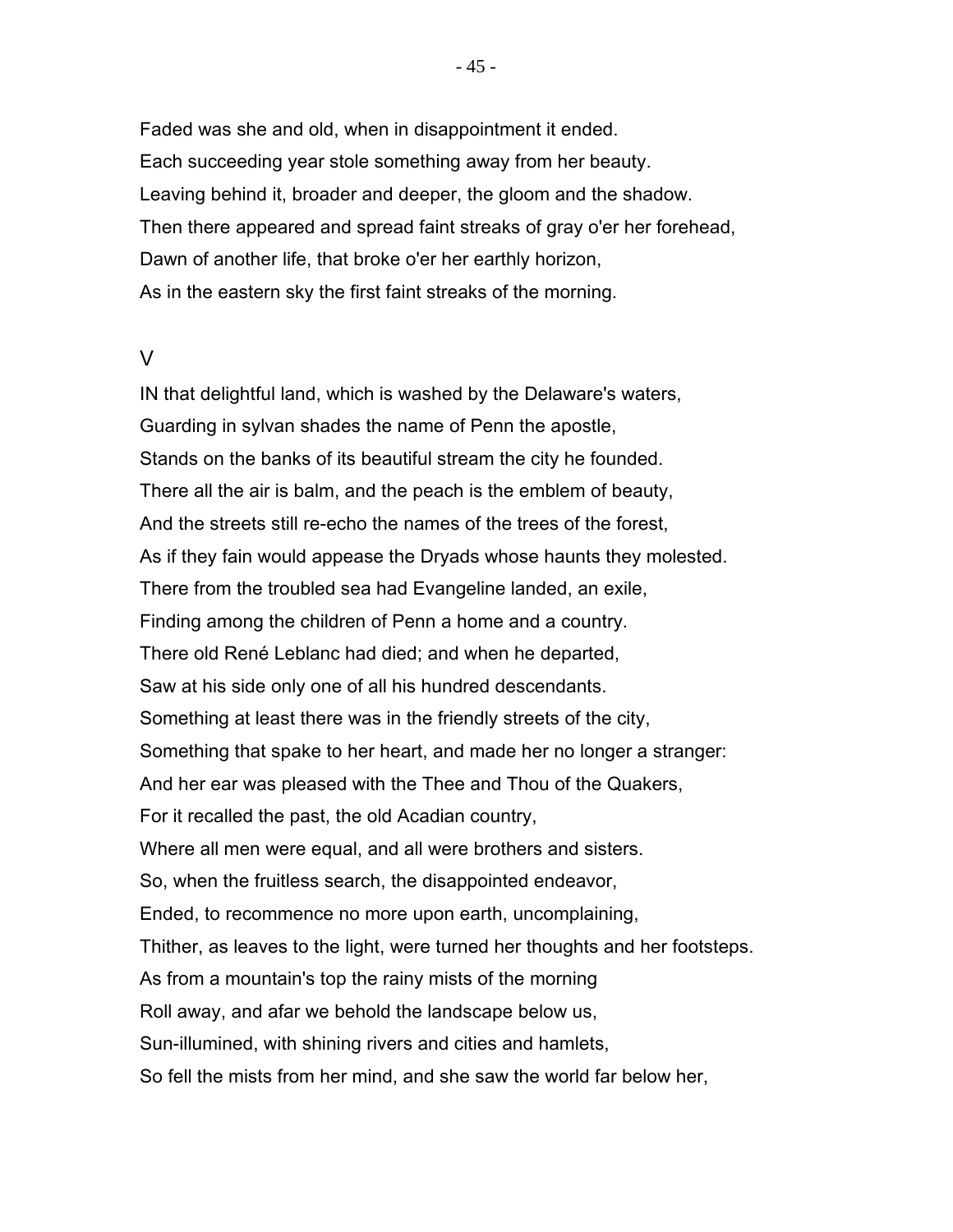Faded was she and old, when in disappointment it ended.
Each succeeding year stole something away from her beauty.
Leaving behind it, broader and deeper, the gloom and the shadow.
Then there appeared and spread faint streaks of gray o'er her forehead,
Dawn of another life, that broke o'er her earthly horizon,
As in the eastern sky the first faint streaks of the morning.

## V

IN that delightful land, which is washed by the Delaware's waters,
Guarding in sylvan shades the name of Penn the apostle,
Stands on the banks of its beautiful stream the city he founded.
There all the air is balm, and the peach is the emblem of beauty,
And the streets still re-echo the names of the trees of the forest,
As if they fain would appease the Dryads whose haunts they molested.
There from the troubled sea had Evangeline landed, an exile,
Finding among the children of Penn a home and a country.
There old René Leblanc had died; and when he departed,
Saw at his side only one of all his hundred descendants.
Something at least there was in the friendly streets of the city,
Something that spake to her heart, and made her no longer a stranger:
And her ear was pleased with the Thee and Thou of the Quakers,
For it recalled the past, the old Acadian country,
Where all men were equal, and all were brothers and sisters.
So, when the fruitless search, the disappointed endeavor,
Ended, to recommence no more upon earth, uncomplaining,
Thither, as leaves to the light, were turned her thoughts and her footsteps.
As from a mountain's top the rainy mists of the morning
Roll away, and afar we behold the landscape below us,
Sun-illumined, with shining rivers and cities and hamlets,
So fell the mists from her mind, and she saw the world far below her,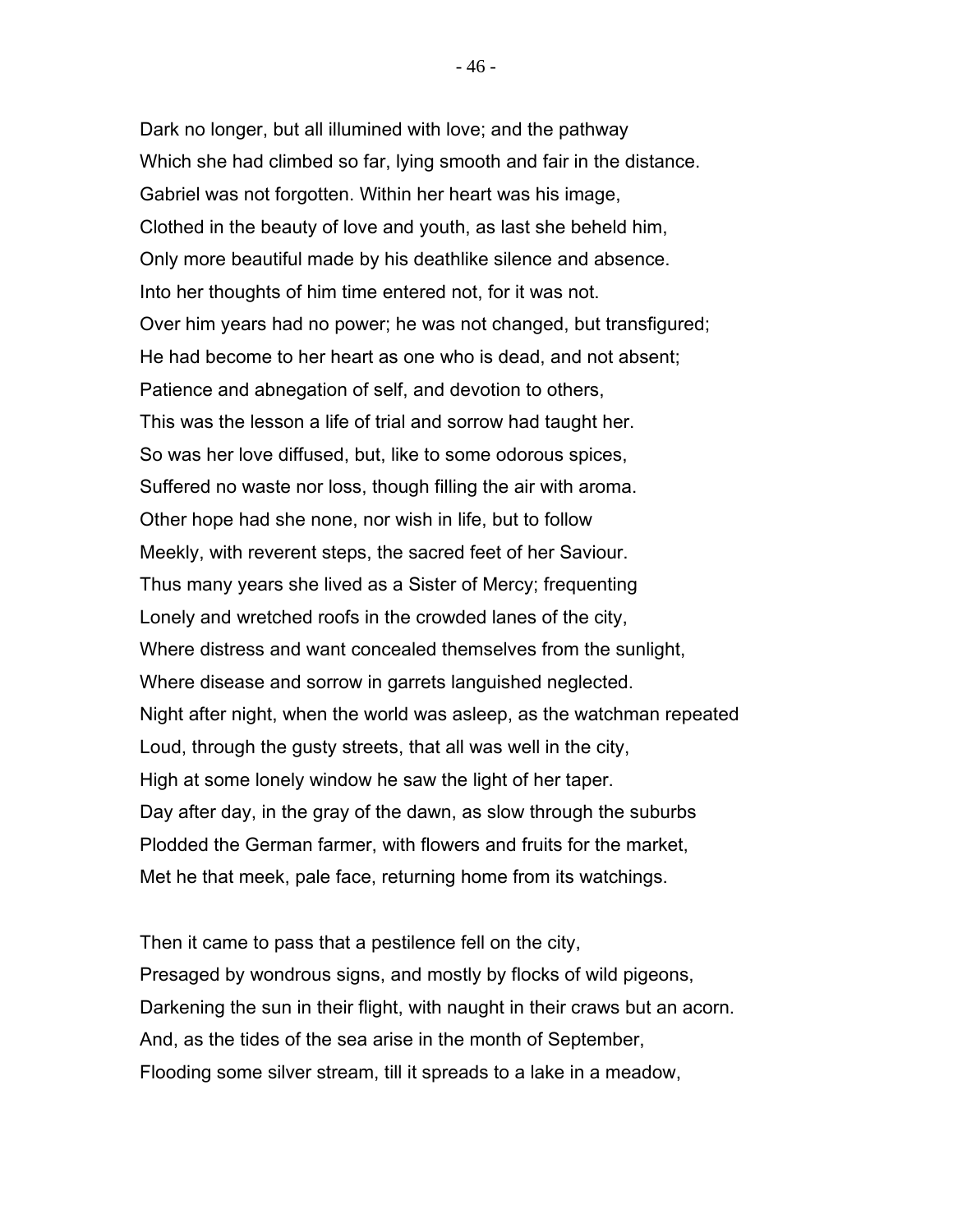Dark no longer, but all illumined with love; and the pathway
Which she had climbed so far, lying smooth and fair in the distance.
Gabriel was not forgotten. Within her heart was his image,
Clothed in the beauty of love and youth, as last she beheld him,
Only more beautiful made by his deathlike silence and absence.
Into her thoughts of him time entered not, for it was not.
Over him years had no power; he was not changed, but transfigured;
He had become to her heart as one who is dead, and not absent;
Patience and abnegation of self, and devotion to others,
This was the lesson a life of trial and sorrow had taught her.
So was her love diffused, but, like to some odorous spices,
Suffered no waste nor loss, though filling the air with aroma.
Other hope had she none, nor wish in life, but to follow
Meekly, with reverent steps, the sacred feet of her Saviour.
Thus many years she lived as a Sister of Mercy; frequenting
Lonely and wretched roofs in the crowded lanes of the city,
Where distress and want concealed themselves from the sunlight,
Where disease and sorrow in garrets languished neglected.
Night after night, when the world was asleep, as the watchman repeated
Loud, through the gusty streets, that all was well in the city,
High at some lonely window he saw the light of her taper.
Day after day, in the gray of the dawn, as slow through the suburbs
Plodded the German farmer, with flowers and fruits for the market,
Met he that meek, pale face, returning home from its watchings.

Then it came to pass that a pestilence fell on the city,
Presaged by wondrous signs, and mostly by flocks of wild pigeons,
Darkening the sun in their flight, with naught in their craws but an acorn.
And, as the tides of the sea arise in the month of September,
Flooding some silver stream, till it spreads to a lake in a meadow,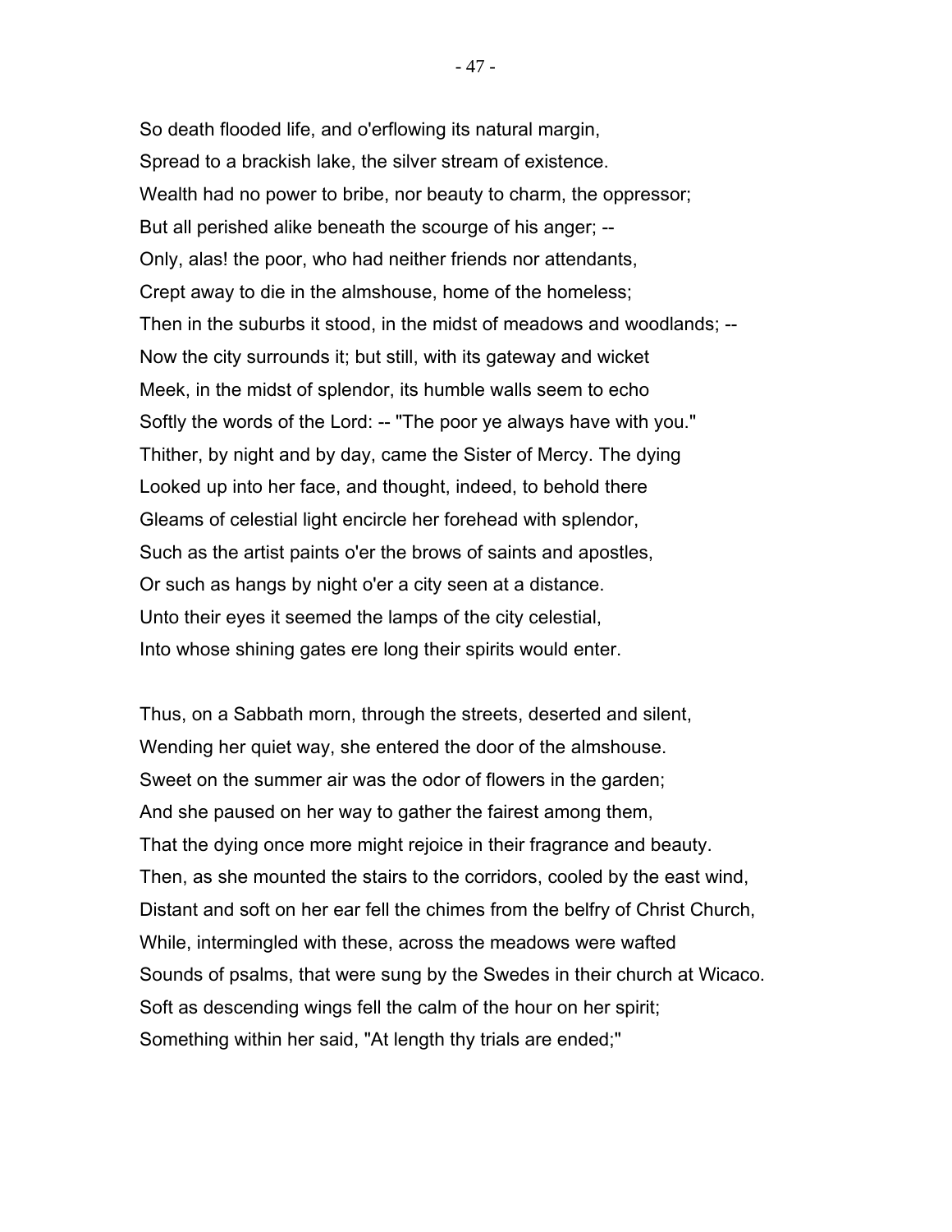So death flooded life, and o'erflowing its natural margin,
Spread to a brackish lake, the silver stream of existence.
Wealth had no power to bribe, nor beauty to charm, the oppressor;
But all perished alike beneath the scourge of his anger; --
Only, alas! the poor, who had neither friends nor attendants,
Crept away to die in the almshouse, home of the homeless;
Then in the suburbs it stood, in the midst of meadows and woodlands; --
Now the city surrounds it; but still, with its gateway and wicket
Meek, in the midst of splendor, its humble walls seem to echo
Softly the words of the Lord: -- "The poor ye always have with you."
Thither, by night and by day, came the Sister of Mercy. The dying
Looked up into her face, and thought, indeed, to behold there
Gleams of celestial light encircle her forehead with splendor,
Such as the artist paints o'er the brows of saints and apostles,
Or such as hangs by night o'er a city seen at a distance.
Unto their eyes it seemed the lamps of the city celestial,
Into whose shining gates ere long their spirits would enter.

Thus, on a Sabbath morn, through the streets, deserted and silent,
Wending her quiet way, she entered the door of the almshouse.
Sweet on the summer air was the odor of flowers in the garden;
And she paused on her way to gather the fairest among them,
That the dying once more might rejoice in their fragrance and beauty.
Then, as she mounted the stairs to the corridors, cooled by the east wind,
Distant and soft on her ear fell the chimes from the belfry of Christ Church,
While, intermingled with these, across the meadows were wafted
Sounds of psalms, that were sung by the Swedes in their church at Wicaco.
Soft as descending wings fell the calm of the hour on her spirit;
Something within her said, "At length thy trials are ended;"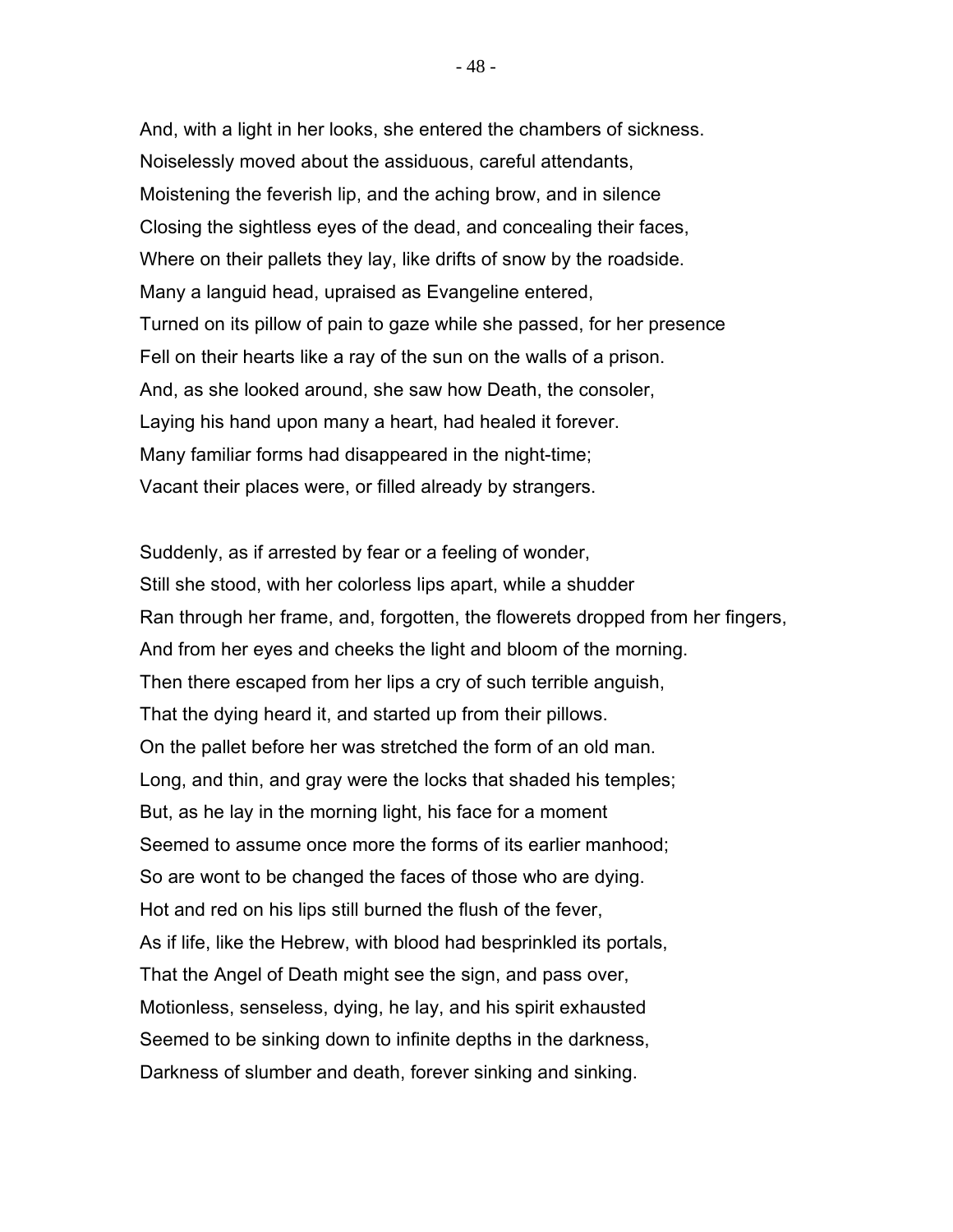And, with a light in her looks, she entered the chambers of sickness.
Noiselessly moved about the assiduous, careful attendants,
Moistening the feverish lip, and the aching brow, and in silence
Closing the sightless eyes of the dead, and concealing their faces,
Where on their pallets they lay, like drifts of snow by the roadside.
Many a languid head, upraised as Evangeline entered,
Turned on its pillow of pain to gaze while she passed, for her presence
Fell on their hearts like a ray of the sun on the walls of a prison.
And, as she looked around, she saw how Death, the consoler,
Laying his hand upon many a heart, had healed it forever.
Many familiar forms had disappeared in the night-time;
Vacant their places were, or filled already by strangers.

Suddenly, as if arrested by fear or a feeling of wonder,
Still she stood, with her colorless lips apart, while a shudder
Ran through her frame, and, forgotten, the flowerets dropped from her fingers,
And from her eyes and cheeks the light and bloom of the morning.
Then there escaped from her lips a cry of such terrible anguish,
That the dying heard it, and started up from their pillows.
On the pallet before her was stretched the form of an old man.
Long, and thin, and gray were the locks that shaded his temples;
But, as he lay in the morning light, his face for a moment
Seemed to assume once more the forms of its earlier manhood;
So are wont to be changed the faces of those who are dying.
Hot and red on his lips still burned the flush of the fever,
As if life, like the Hebrew, with blood had besprinkled its portals,
That the Angel of Death might see the sign, and pass over,
Motionless, senseless, dying, he lay, and his spirit exhausted
Seemed to be sinking down to infinite depths in the darkness,
Darkness of slumber and death, forever sinking and sinking.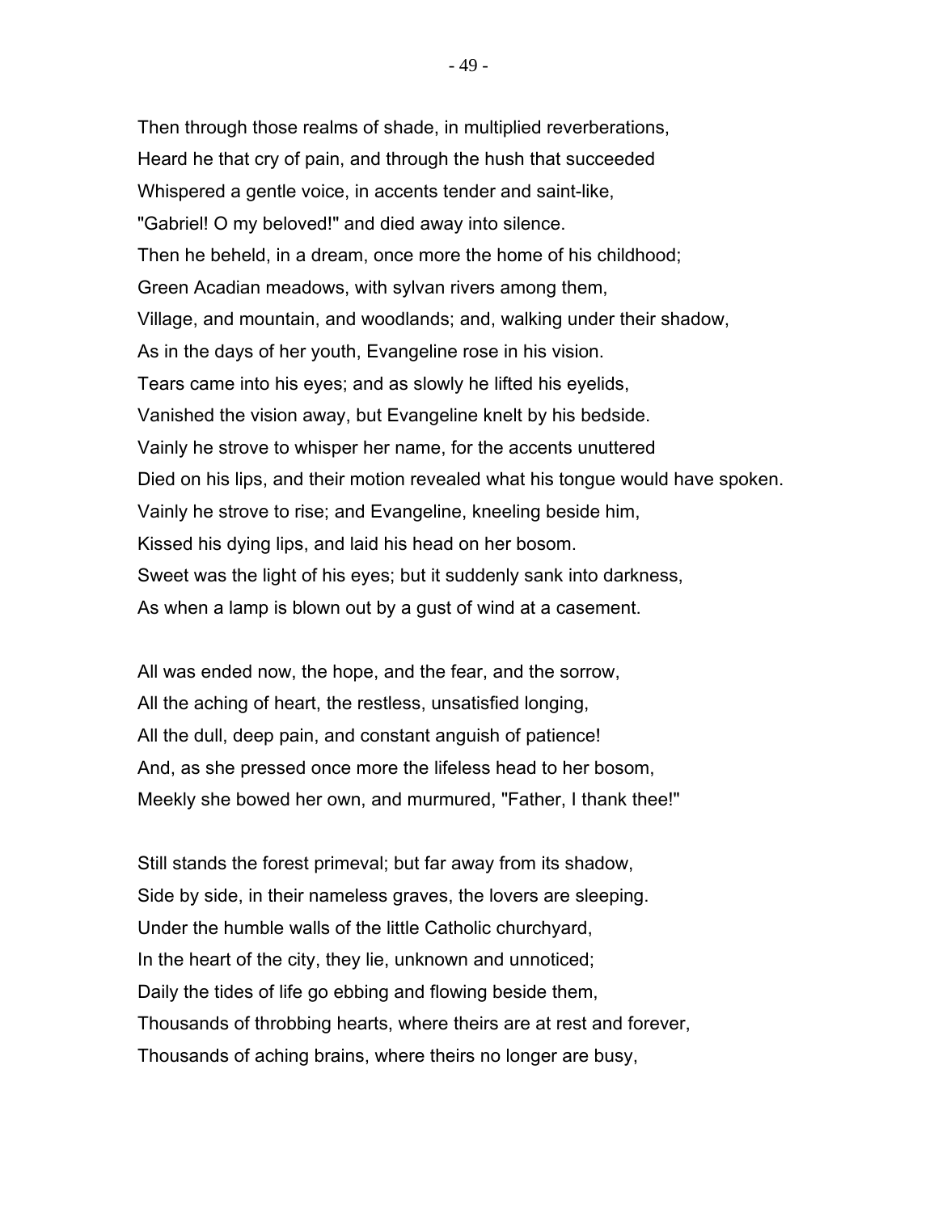Then through those realms of shade, in multiplied reverberations,
Heard he that cry of pain, and through the hush that succeeded
Whispered a gentle voice, in accents tender and saint-like,
"Gabriel! O my beloved!" and died away into silence.
Then he beheld, in a dream, once more the home of his childhood;
Green Acadian meadows, with sylvan rivers among them,
Village, and mountain, and woodlands; and, walking under their shadow,
As in the days of her youth, Evangeline rose in his vision.
Tears came into his eyes; and as slowly he lifted his eyelids,
Vanished the vision away, but Evangeline knelt by his bedside.
Vainly he strove to whisper her name, for the accents unuttered
Died on his lips, and their motion revealed what his tongue would have spoken.
Vainly he strove to rise; and Evangeline, kneeling beside him,
Kissed his dying lips, and laid his head on her bosom.
Sweet was the light of his eyes; but it suddenly sank into darkness,
As when a lamp is blown out by a gust of wind at a casement.

All was ended now, the hope, and the fear, and the sorrow,
All the aching of heart, the restless, unsatisfied longing,
All the dull, deep pain, and constant anguish of patience!
And, as she pressed once more the lifeless head to her bosom,
Meekly she bowed her own, and murmured, "Father, I thank thee!"

Still stands the forest primeval; but far away from its shadow,
Side by side, in their nameless graves, the lovers are sleeping.
Under the humble walls of the little Catholic churchyard,
In the heart of the city, they lie, unknown and unnoticed;
Daily the tides of life go ebbing and flowing beside them,
Thousands of throbbing hearts, where theirs are at rest and forever,
Thousands of aching brains, where theirs no longer are busy,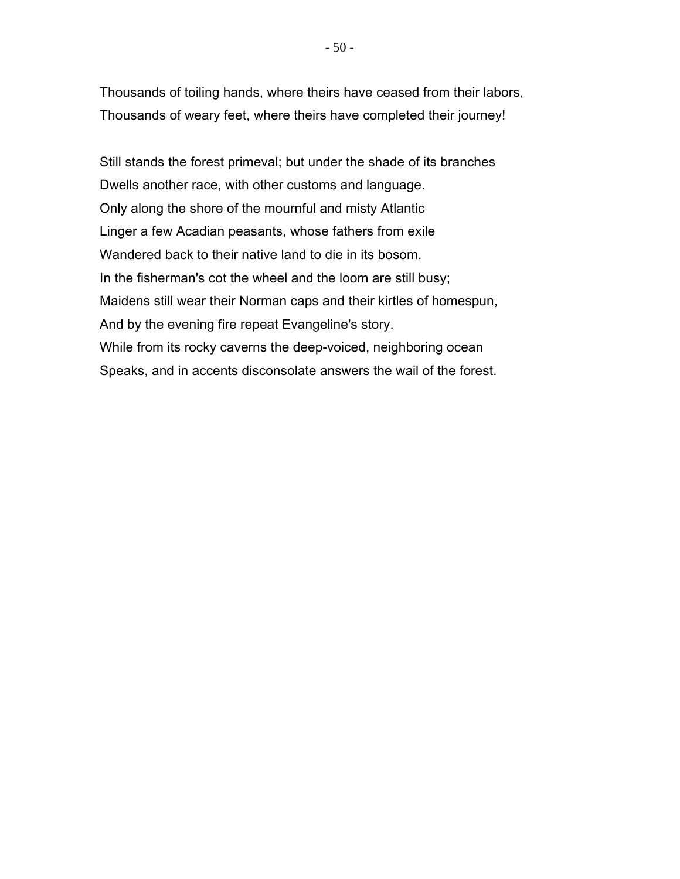Thousands of toiling hands, where theirs have ceased from their labors,
Thousands of weary feet, where theirs have completed their journey!

Still stands the forest primeval; but under the shade of its branches
Dwells another race, with other customs and language.
Only along the shore of the mournful and misty Atlantic
Linger a few Acadian peasants, whose fathers from exile
Wandered back to their native land to die in its bosom.
In the fisherman's cot the wheel and the loom are still busy;
Maidens still wear their Norman caps and their kirtles of homespun,
And by the evening fire repeat Evangeline's story.
While from its rocky caverns the deep-voiced, neighboring ocean
Speaks, and in accents disconsolate answers the wail of the forest.